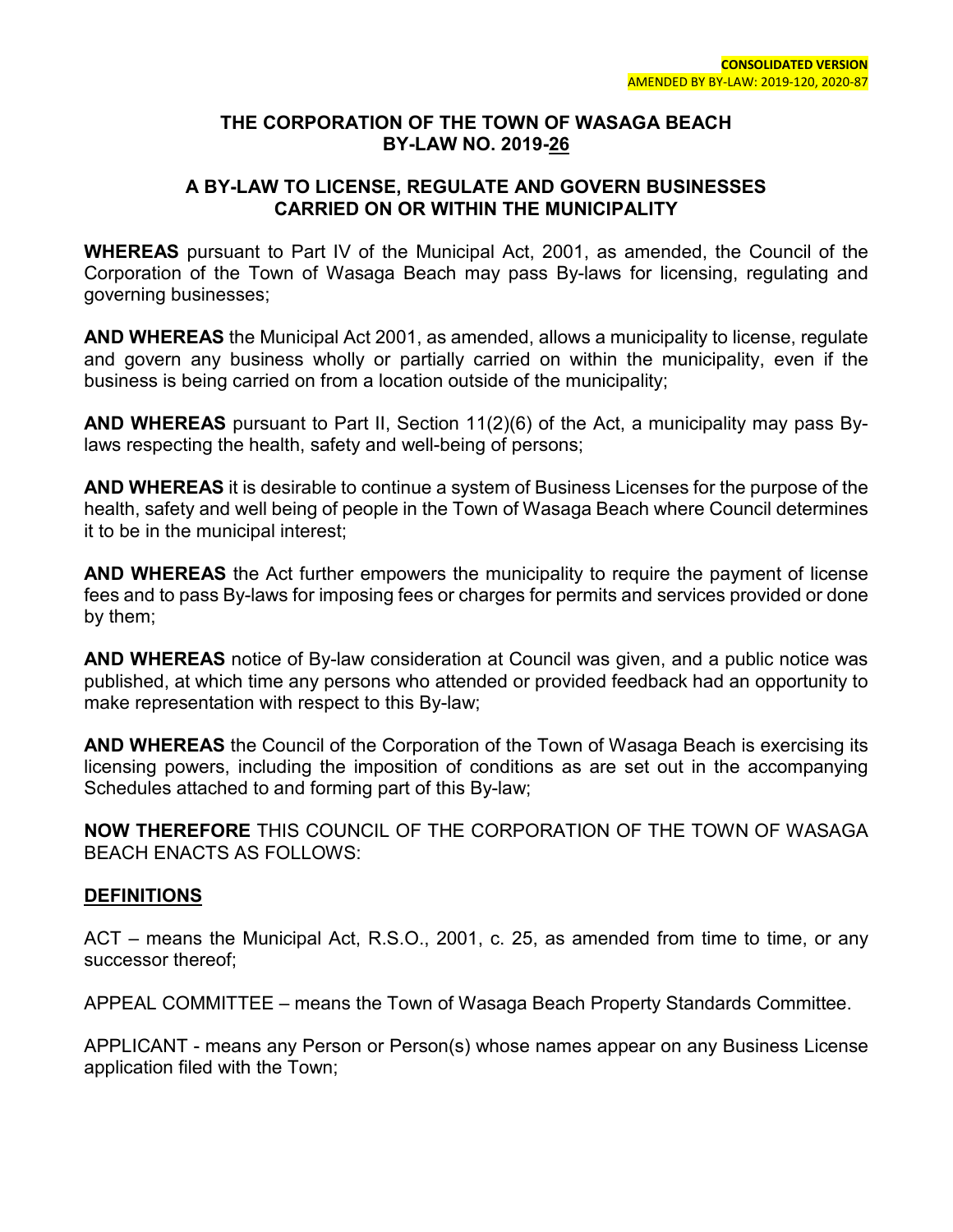**CONSOLIDATED VERSION**
AMENDED BY BY-LAW: 2019-120, 2020-87

# THE CORPORATION OF THE TOWN OF WASAGA BEACH
# BY-LAW NO. 2019-26

## A BY-LAW TO LICENSE, REGULATE AND GOVERN BUSINESSES CARRIED ON OR WITHIN THE MUNICIPALITY

**WHEREAS** pursuant to Part IV of the Municipal Act, 2001, as amended, the Council of the Corporation of the Town of Wasaga Beach may pass By-laws for licensing, regulating and governing businesses;

**AND WHEREAS** the Municipal Act 2001, as amended, allows a municipality to license, regulate and govern any business wholly or partially carried on within the municipality, even if the business is being carried on from a location outside of the municipality;

**AND WHEREAS** pursuant to Part II, Section 11(2)(6) of the Act, a municipality may pass By-laws respecting the health, safety and well-being of persons;

**AND WHEREAS** it is desirable to continue a system of Business Licenses for the purpose of the health, safety and well being of people in the Town of Wasaga Beach where Council determines it to be in the municipal interest;

**AND WHEREAS** the Act further empowers the municipality to require the payment of license fees and to pass By-laws for imposing fees or charges for permits and services provided or done by them;

**AND WHEREAS** notice of By-law consideration at Council was given, and a public notice was published, at which time any persons who attended or provided feedback had an opportunity to make representation with respect to this By-law;

**AND WHEREAS** the Council of the Corporation of the Town of Wasaga Beach is exercising its licensing powers, including the imposition of conditions as are set out in the accompanying Schedules attached to and forming part of this By-law;

**NOW THEREFORE** THIS COUNCIL OF THE CORPORATION OF THE TOWN OF WASAGA BEACH ENACTS AS FOLLOWS:

## DEFINITIONS

ACT – means the Municipal Act, R.S.O., 2001, c. 25, as amended from time to time, or any successor thereof;

APPEAL COMMITTEE – means the Town of Wasaga Beach Property Standards Committee.

APPLICANT - means any Person or Person(s) whose names appear on any Business License application filed with the Town;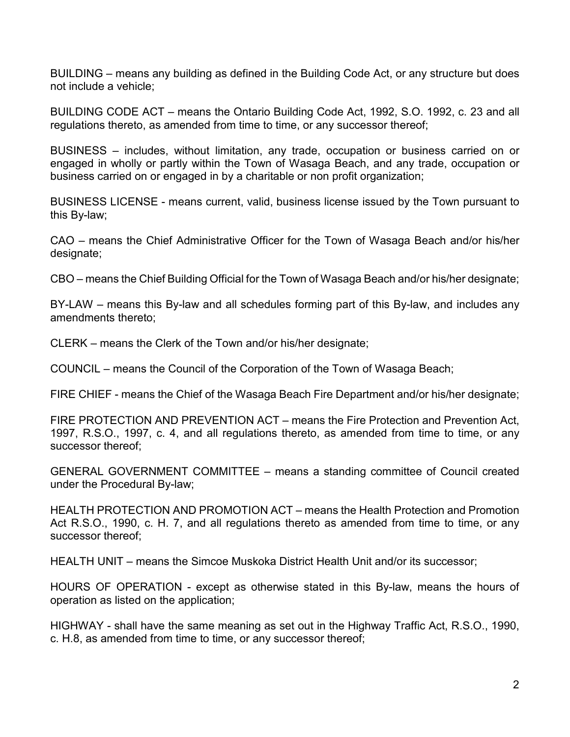BUILDING – means any building as defined in the Building Code Act, or any structure but does not include a vehicle;

BUILDING CODE ACT – means the Ontario Building Code Act, 1992, S.O. 1992, c. 23 and all regulations thereto, as amended from time to time, or any successor thereof;

BUSINESS – includes, without limitation, any trade, occupation or business carried on or engaged in wholly or partly within the Town of Wasaga Beach, and any trade, occupation or business carried on or engaged in by a charitable or non profit organization;

BUSINESS LICENSE - means current, valid, business license issued by the Town pursuant to this By-law;

CAO – means the Chief Administrative Officer for the Town of Wasaga Beach and/or his/her designate;

CBO – means the Chief Building Official for the Town of Wasaga Beach and/or his/her designate;

BY-LAW – means this By-law and all schedules forming part of this By-law, and includes any amendments thereto;

CLERK – means the Clerk of the Town and/or his/her designate;

COUNCIL – means the Council of the Corporation of the Town of Wasaga Beach;

FIRE CHIEF - means the Chief of the Wasaga Beach Fire Department and/or his/her designate;

FIRE PROTECTION AND PREVENTION ACT – means the Fire Protection and Prevention Act, 1997, R.S.O., 1997, c. 4, and all regulations thereto, as amended from time to time, or any successor thereof;

GENERAL GOVERNMENT COMMITTEE – means a standing committee of Council created under the Procedural By-law;

HEALTH PROTECTION AND PROMOTION ACT – means the Health Protection and Promotion Act R.S.O., 1990, c. H. 7, and all regulations thereto as amended from time to time, or any successor thereof;

HEALTH UNIT – means the Simcoe Muskoka District Health Unit and/or its successor;

HOURS OF OPERATION - except as otherwise stated in this By-law, means the hours of operation as listed on the application;

HIGHWAY - shall have the same meaning as set out in the Highway Traffic Act, R.S.O., 1990, c. H.8, as amended from time to time, or any successor thereof;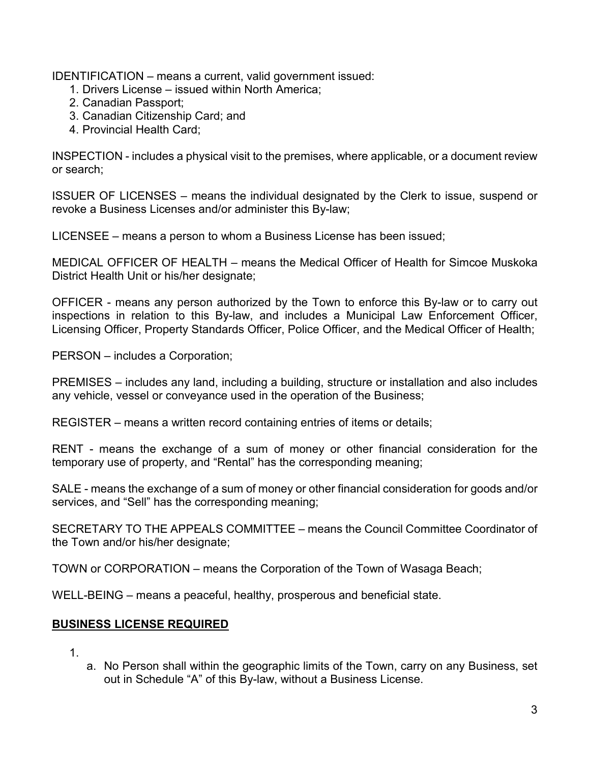IDENTIFICATION – means a current, valid government issued:

1. Drivers License – issued within North America;
2. Canadian Passport;
3. Canadian Citizenship Card; and
4. Provincial Health Card;

INSPECTION - includes a physical visit to the premises, where applicable, or a document review or search;

ISSUER OF LICENSES – means the individual designated by the Clerk to issue, suspend or revoke a Business Licenses and/or administer this By-law;

LICENSEE – means a person to whom a Business License has been issued;

MEDICAL OFFICER OF HEALTH – means the Medical Officer of Health for Simcoe Muskoka District Health Unit or his/her designate;

OFFICER - means any person authorized by the Town to enforce this By-law or to carry out inspections in relation to this By-law, and includes a Municipal Law Enforcement Officer, Licensing Officer, Property Standards Officer, Police Officer, and the Medical Officer of Health;

PERSON – includes a Corporation;

PREMISES – includes any land, including a building, structure or installation and also includes any vehicle, vessel or conveyance used in the operation of the Business;

REGISTER – means a written record containing entries of items or details;

RENT - means the exchange of a sum of money or other financial consideration for the temporary use of property, and "Rental" has the corresponding meaning;

SALE - means the exchange of a sum of money or other financial consideration for goods and/or services, and "Sell" has the corresponding meaning;

SECRETARY TO THE APPEALS COMMITTEE – means the Council Committee Coordinator of the Town and/or his/her designate;

TOWN or CORPORATION – means the Corporation of the Town of Wasaga Beach;

WELL-BEING – means a peaceful, healthy, prosperous and beneficial state.

## BUSINESS LICENSE REQUIRED

1.
   a. No Person shall within the geographic limits of the Town, carry on any Business, set out in Schedule "A" of this By-law, without a Business License.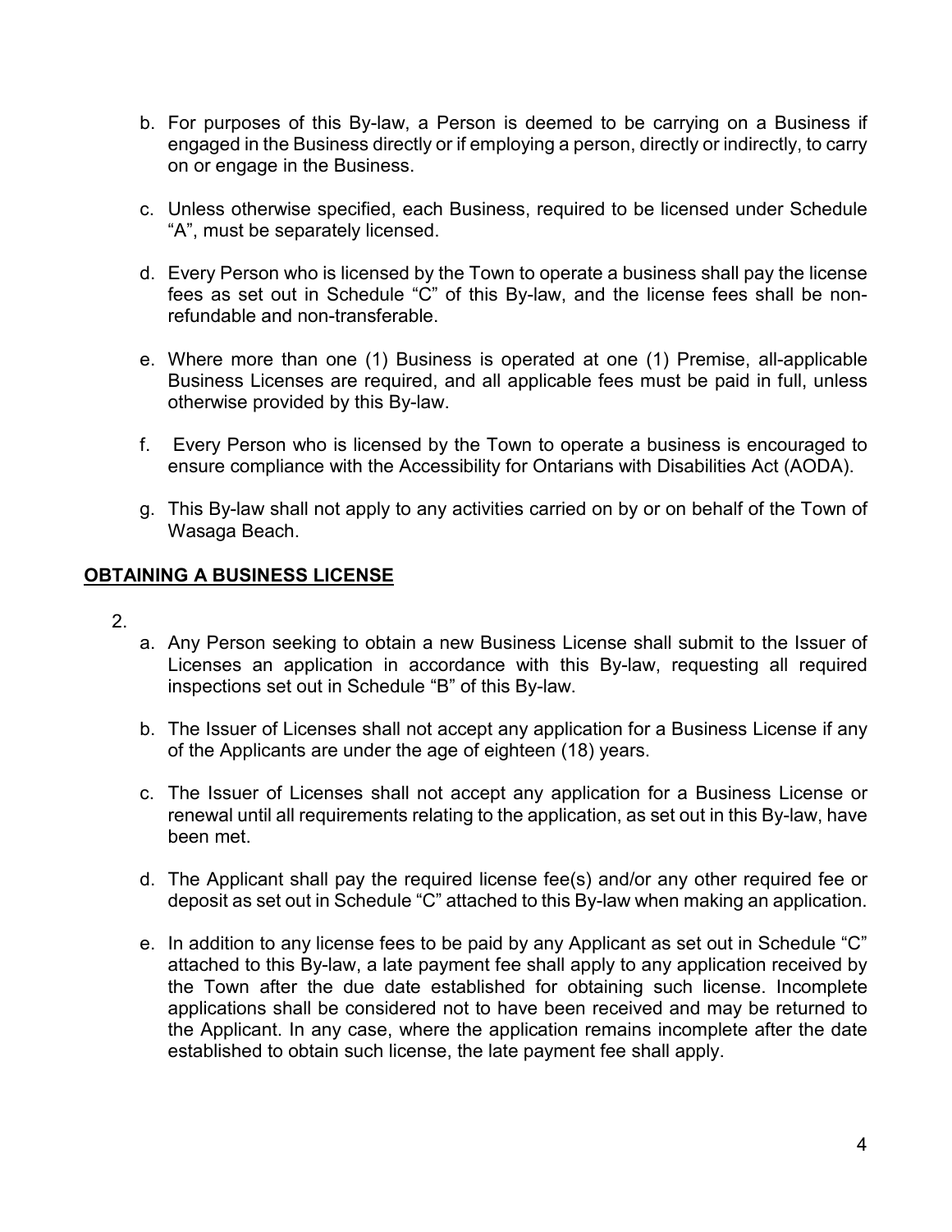b. For purposes of this By-law, a Person is deemed to be carrying on a Business if engaged in the Business directly or if employing a person, directly or indirectly, to carry on or engage in the Business.

c. Unless otherwise specified, each Business, required to be licensed under Schedule "A", must be separately licensed.

d. Every Person who is licensed by the Town to operate a business shall pay the license fees as set out in Schedule "C" of this By-law, and the license fees shall be non-refundable and non-transferable.

e. Where more than one (1) Business is operated at one (1) Premise, all-applicable Business Licenses are required, and all applicable fees must be paid in full, unless otherwise provided by this By-law.

f. Every Person who is licensed by the Town to operate a business is encouraged to ensure compliance with the Accessibility for Ontarians with Disabilities Act (AODA).

g. This By-law shall not apply to any activities carried on by or on behalf of the Town of Wasaga Beach.

## **<u>OBTAINING A BUSINESS LICENSE</u>**

2.

a. Any Person seeking to obtain a new Business License shall submit to the Issuer of Licenses an application in accordance with this By-law, requesting all required inspections set out in Schedule "B" of this By-law.

b. The Issuer of Licenses shall not accept any application for a Business License if any of the Applicants are under the age of eighteen (18) years.

c. The Issuer of Licenses shall not accept any application for a Business License or renewal until all requirements relating to the application, as set out in this By-law, have been met.

d. The Applicant shall pay the required license fee(s) and/or any other required fee or deposit as set out in Schedule "C" attached to this By-law when making an application.

e. In addition to any license fees to be paid by any Applicant as set out in Schedule "C" attached to this By-law, a late payment fee shall apply to any application received by the Town after the due date established for obtaining such license. Incomplete applications shall be considered not to have been received and may be returned to the Applicant. In any case, where the application remains incomplete after the date established to obtain such license, the late payment fee shall apply.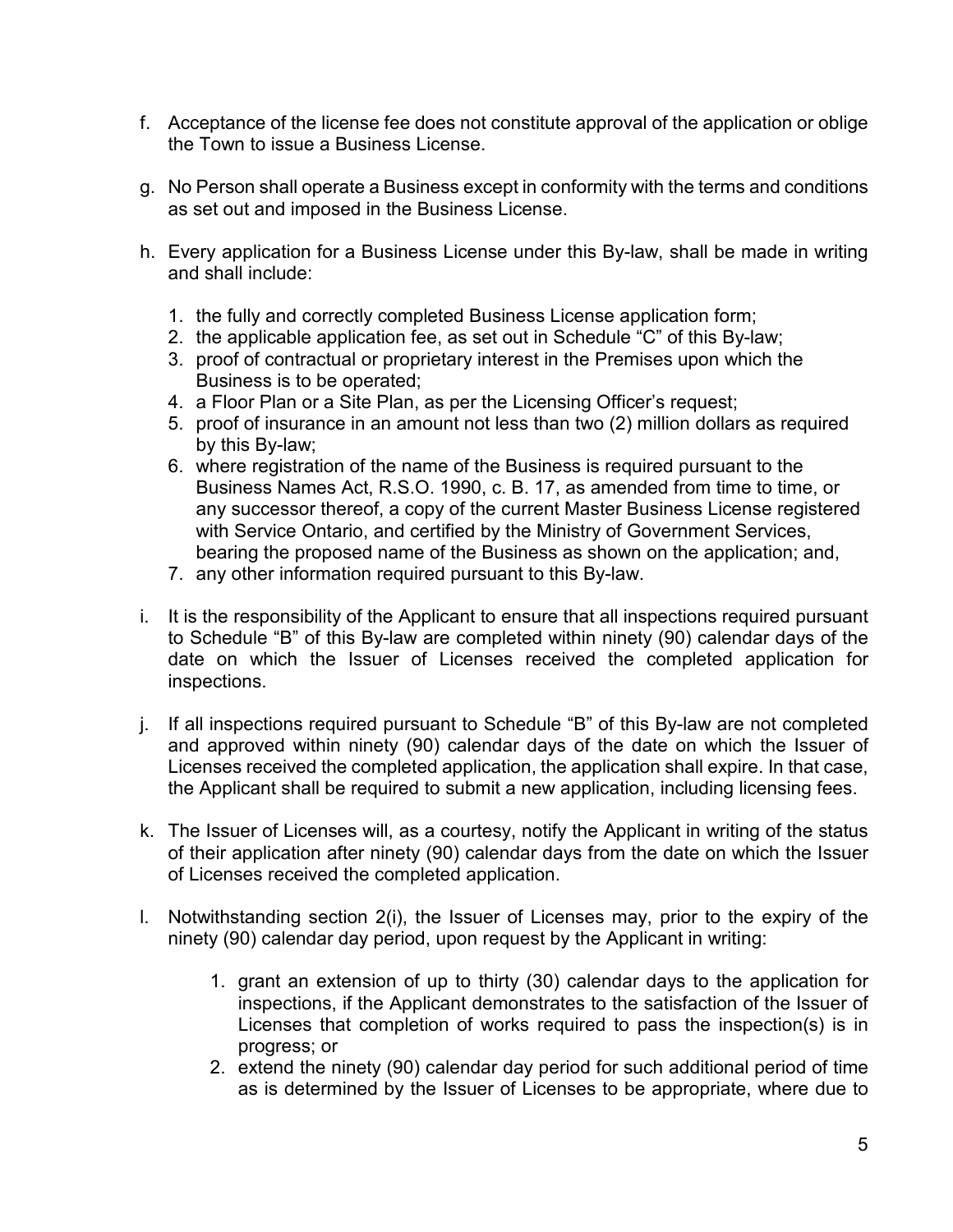f. Acceptance of the license fee does not constitute approval of the application or oblige the Town to issue a Business License.

g. No Person shall operate a Business except in conformity with the terms and conditions as set out and imposed in the Business License.

h. Every application for a Business License under this By-law, shall be made in writing and shall include:

   1. the fully and correctly completed Business License application form;
   2. the applicable application fee, as set out in Schedule "C" of this By-law;
   3. proof of contractual or proprietary interest in the Premises upon which the Business is to be operated;
   4. a Floor Plan or a Site Plan, as per the Licensing Officer's request;
   5. proof of insurance in an amount not less than two (2) million dollars as required by this By-law;
   6. where registration of the name of the Business is required pursuant to the Business Names Act, R.S.O. 1990, c. B. 17, as amended from time to time, or any successor thereof, a copy of the current Master Business License registered with Service Ontario, and certified by the Ministry of Government Services, bearing the proposed name of the Business as shown on the application; and,
   7. any other information required pursuant to this By-law.

i. It is the responsibility of the Applicant to ensure that all inspections required pursuant to Schedule "B" of this By-law are completed within ninety (90) calendar days of the date on which the Issuer of Licenses received the completed application for inspections.

j. If all inspections required pursuant to Schedule "B" of this By-law are not completed and approved within ninety (90) calendar days of the date on which the Issuer of Licenses received the completed application, the application shall expire. In that case, the Applicant shall be required to submit a new application, including licensing fees.

k. The Issuer of Licenses will, as a courtesy, notify the Applicant in writing of the status of their application after ninety (90) calendar days from the date on which the Issuer of Licenses received the completed application.

l. Notwithstanding section 2(i), the Issuer of Licenses may, prior to the expiry of the ninety (90) calendar day period, upon request by the Applicant in writing:

   1. grant an extension of up to thirty (30) calendar days to the application for inspections, if the Applicant demonstrates to the satisfaction of the Issuer of Licenses that completion of works required to pass the inspection(s) is in progress; or
   2. extend the ninety (90) calendar day period for such additional period of time as is determined by the Issuer of Licenses to be appropriate, where due to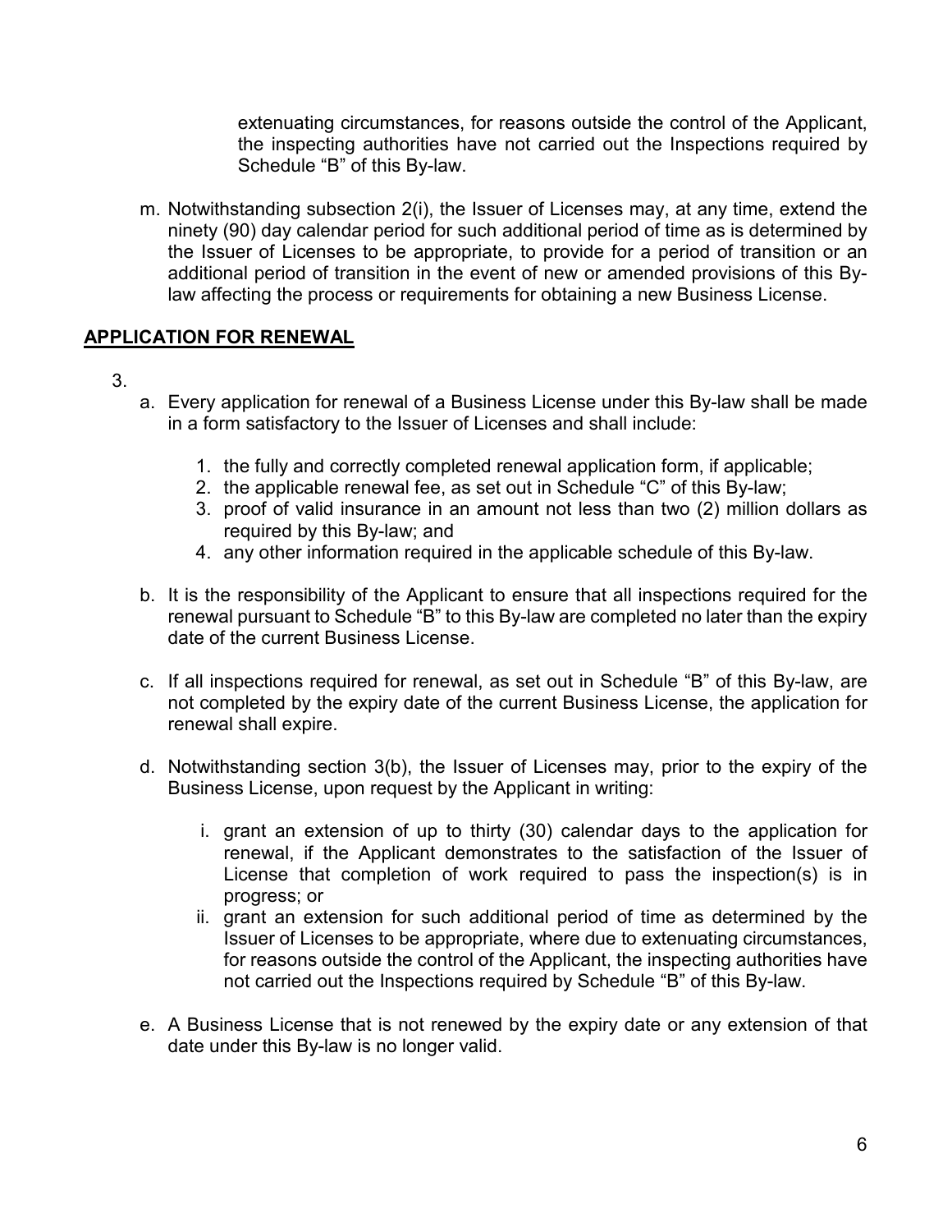extenuating circumstances, for reasons outside the control of the Applicant, the inspecting authorities have not carried out the Inspections required by Schedule "B" of this By-law.

m. Notwithstanding subsection 2(i), the Issuer of Licenses may, at any time, extend the ninety (90) day calendar period for such additional period of time as is determined by the Issuer of Licenses to be appropriate, to provide for a period of transition or an additional period of transition in the event of new or amended provisions of this By-law affecting the process or requirements for obtaining a new Business License.

## APPLICATION FOR RENEWAL

3.

a. Every application for renewal of a Business License under this By-law shall be made in a form satisfactory to the Issuer of Licenses and shall include:

   1. the fully and correctly completed renewal application form, if applicable;
   2. the applicable renewal fee, as set out in Schedule "C" of this By-law;
   3. proof of valid insurance in an amount not less than two (2) million dollars as required by this By-law; and
   4. any other information required in the applicable schedule of this By-law.

b. It is the responsibility of the Applicant to ensure that all inspections required for the renewal pursuant to Schedule "B" to this By-law are completed no later than the expiry date of the current Business License.

c. If all inspections required for renewal, as set out in Schedule "B" of this By-law, are not completed by the expiry date of the current Business License, the application for renewal shall expire.

d. Notwithstanding section 3(b), the Issuer of Licenses may, prior to the expiry of the Business License, upon request by the Applicant in writing:

   i. grant an extension of up to thirty (30) calendar days to the application for renewal, if the Applicant demonstrates to the satisfaction of the Issuer of License that completion of work required to pass the inspection(s) is in progress; or
   ii. grant an extension for such additional period of time as determined by the Issuer of Licenses to be appropriate, where due to extenuating circumstances, for reasons outside the control of the Applicant, the inspecting authorities have not carried out the Inspections required by Schedule "B" of this By-law.

e. A Business License that is not renewed by the expiry date or any extension of that date under this By-law is no longer valid.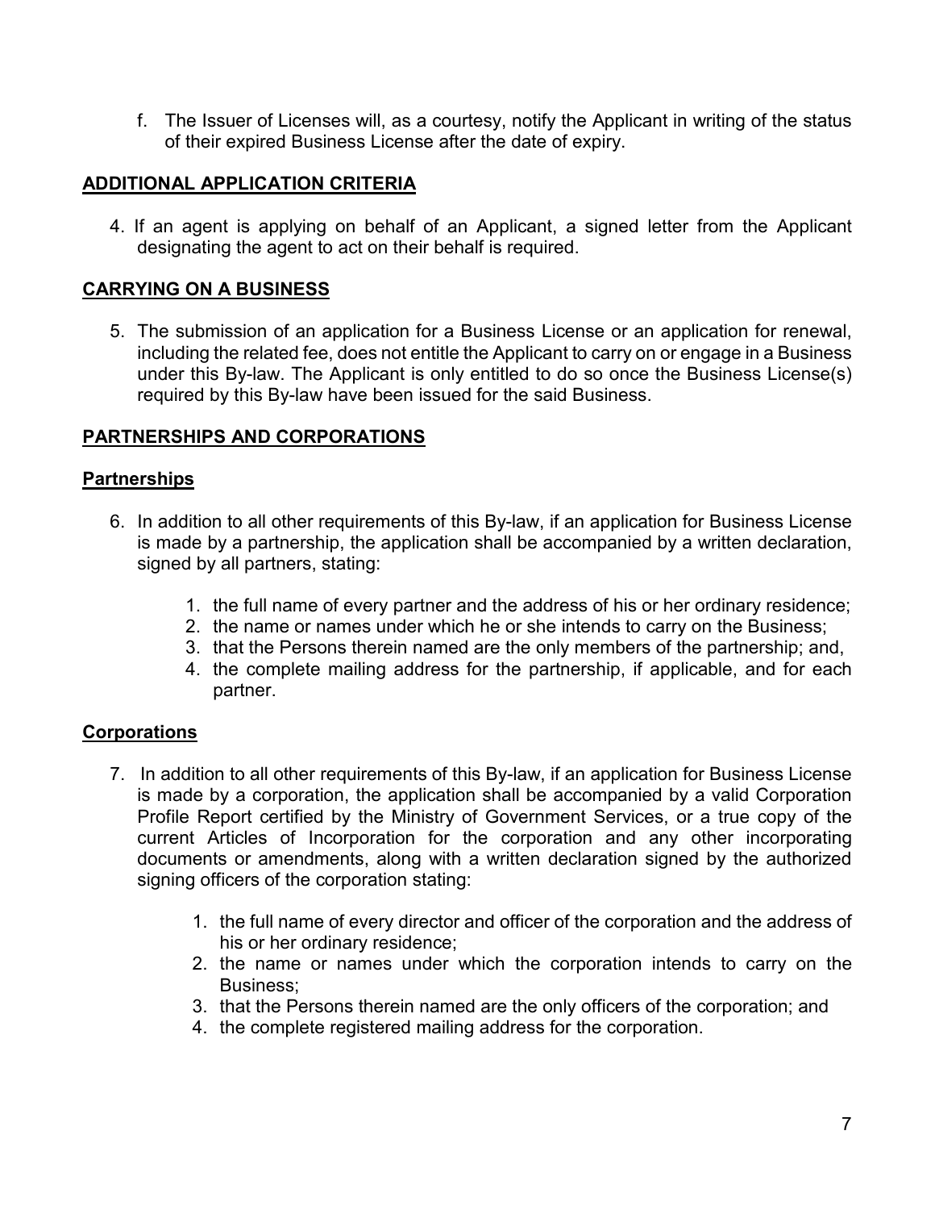f. The Issuer of Licenses will, as a courtesy, notify the Applicant in writing of the status of their expired Business License after the date of expiry.

## ADDITIONAL APPLICATION CRITERIA

4. If an agent is applying on behalf of an Applicant, a signed letter from the Applicant designating the agent to act on their behalf is required.

## CARRYING ON A BUSINESS

5. The submission of an application for a Business License or an application for renewal, including the related fee, does not entitle the Applicant to carry on or engage in a Business under this By-law. The Applicant is only entitled to do so once the Business License(s) required by this By-law have been issued for the said Business.

## PARTNERSHIPS AND CORPORATIONS

### Partnerships

6. In addition to all other requirements of this By-law, if an application for Business License is made by a partnership, the application shall be accompanied by a written declaration, signed by all partners, stating:

    1. the full name of every partner and the address of his or her ordinary residence;
    2. the name or names under which he or she intends to carry on the Business;
    3. that the Persons therein named are the only members of the partnership; and,
    4. the complete mailing address for the partnership, if applicable, and for each partner.

### Corporations

7. In addition to all other requirements of this By-law, if an application for Business License is made by a corporation, the application shall be accompanied by a valid Corporation Profile Report certified by the Ministry of Government Services, or a true copy of the current Articles of Incorporation for the corporation and any other incorporating documents or amendments, along with a written declaration signed by the authorized signing officers of the corporation stating:

    1. the full name of every director and officer of the corporation and the address of his or her ordinary residence;
    2. the name or names under which the corporation intends to carry on the Business;
    3. that the Persons therein named are the only officers of the corporation; and
    4. the complete registered mailing address for the corporation.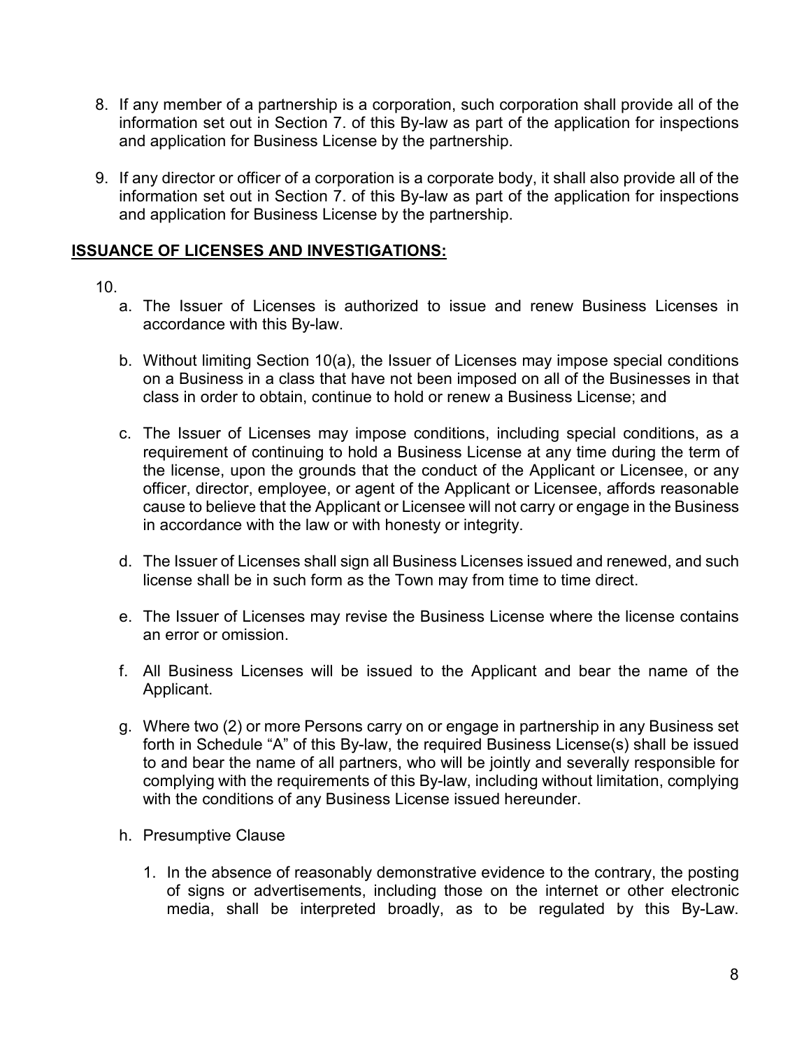8. If any member of a partnership is a corporation, such corporation shall provide all of the information set out in Section 7. of this By-law as part of the application for inspections and application for Business License by the partnership.

9. If any director or officer of a corporation is a corporate body, it shall also provide all of the information set out in Section 7. of this By-law as part of the application for inspections and application for Business License by the partnership.

**ISSUANCE OF LICENSES AND INVESTIGATIONS:**

10.

a. The Issuer of Licenses is authorized to issue and renew Business Licenses in accordance with this By-law.

b. Without limiting Section 10(a), the Issuer of Licenses may impose special conditions on a Business in a class that have not been imposed on all of the Businesses in that class in order to obtain, continue to hold or renew a Business License; and

c. The Issuer of Licenses may impose conditions, including special conditions, as a requirement of continuing to hold a Business License at any time during the term of the license, upon the grounds that the conduct of the Applicant or Licensee, or any officer, director, employee, or agent of the Applicant or Licensee, affords reasonable cause to believe that the Applicant or Licensee will not carry or engage in the Business in accordance with the law or with honesty or integrity.

d. The Issuer of Licenses shall sign all Business Licenses issued and renewed, and such license shall be in such form as the Town may from time to time direct.

e. The Issuer of Licenses may revise the Business License where the license contains an error or omission.

f. All Business Licenses will be issued to the Applicant and bear the name of the Applicant.

g. Where two (2) or more Persons carry on or engage in partnership in any Business set forth in Schedule "A" of this By-law, the required Business License(s) shall be issued to and bear the name of all partners, who will be jointly and severally responsible for complying with the requirements of this By-law, including without limitation, complying with the conditions of any Business License issued hereunder.

h. Presumptive Clause

1. In the absence of reasonably demonstrative evidence to the contrary, the posting of signs or advertisements, including those on the internet or other electronic media, shall be interpreted broadly, as to be regulated by this By-Law.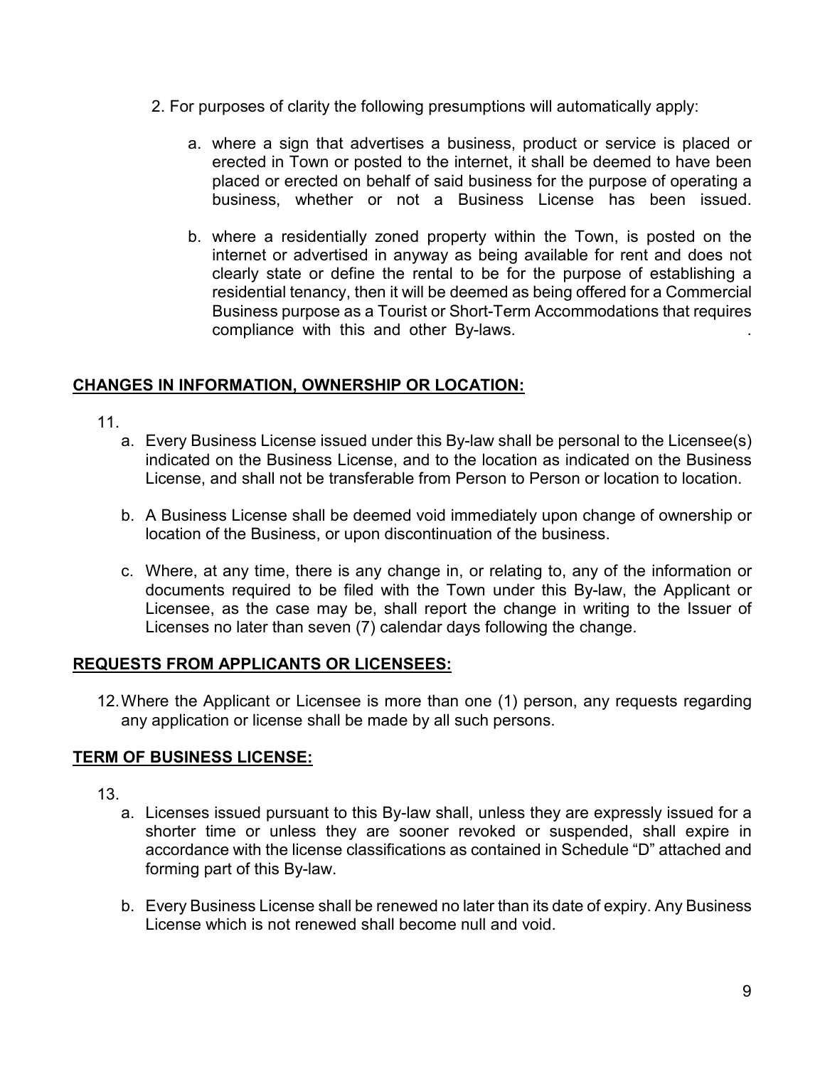2. For purposes of clarity the following presumptions will automatically apply:

   a. where a sign that advertises a business, product or service is placed or erected in Town or posted to the internet, it shall be deemed to have been placed or erected on behalf of said business for the purpose of operating a business, whether or not a Business License has been issued.

   b. where a residentially zoned property within the Town, is posted on the internet or advertised in anyway as being available for rent and does not clearly state or define the rental to be for the purpose of establishing a residential tenancy, then it will be deemed as being offered for a Commercial Business purpose as a Tourist or Short-Term Accommodations that requires compliance with this and other By-laws.

**<u>CHANGES IN INFORMATION, OWNERSHIP OR LOCATION:</u>**

11.

   a. Every Business License issued under this By-law shall be personal to the Licensee(s) indicated on the Business License, and to the location as indicated on the Business License, and shall not be transferable from Person to Person or location to location.

   b. A Business License shall be deemed void immediately upon change of ownership or location of the Business, or upon discontinuation of the business.

   c. Where, at any time, there is any change in, or relating to, any of the information or documents required to be filed with the Town under this By-law, the Applicant or Licensee, as the case may be, shall report the change in writing to the Issuer of Licenses no later than seven (7) calendar days following the change.

**<u>REQUESTS FROM APPLICANTS OR LICENSEES:</u>**

12. Where the Applicant or Licensee is more than one (1) person, any requests regarding any application or license shall be made by all such persons.

**<u>TERM OF BUSINESS LICENSE:</u>**

13.

   a. Licenses issued pursuant to this By-law shall, unless they are expressly issued for a shorter time or unless they are sooner revoked or suspended, shall expire in accordance with the license classifications as contained in Schedule "D" attached and forming part of this By-law.

   b. Every Business License shall be renewed no later than its date of expiry. Any Business License which is not renewed shall become null and void.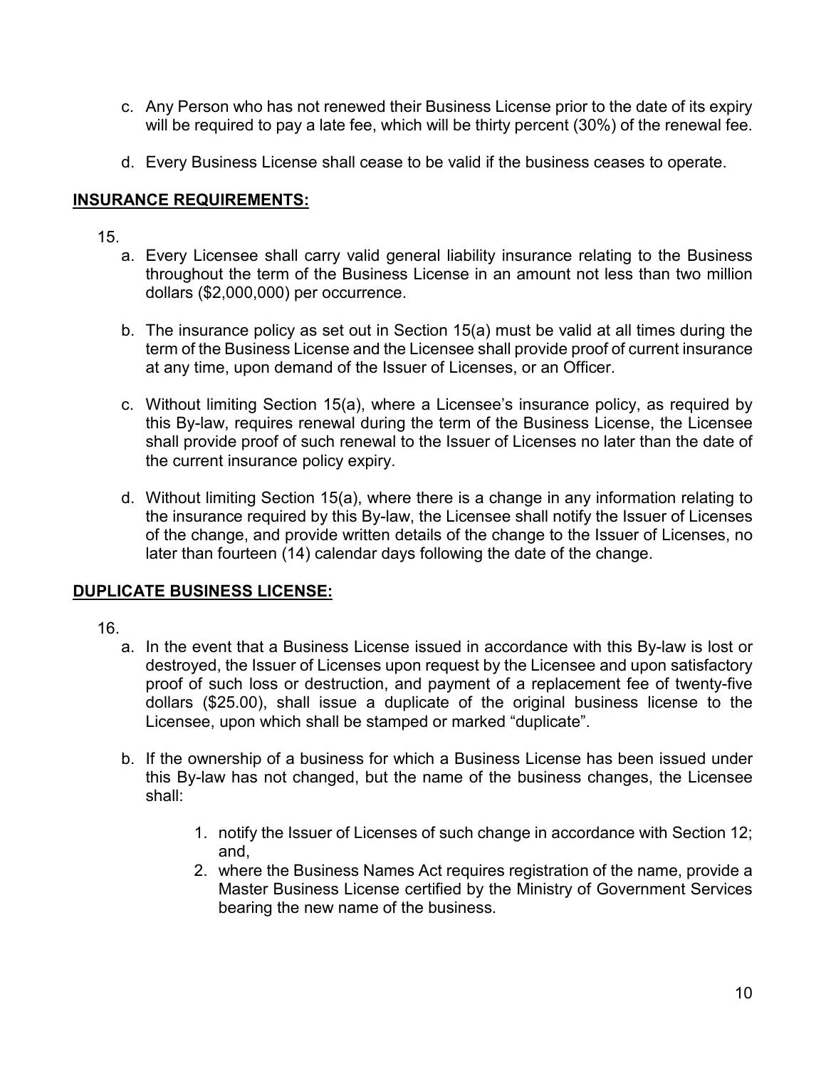c. Any Person who has not renewed their Business License prior to the date of its expiry will be required to pay a late fee, which will be thirty percent (30%) of the renewal fee.

d. Every Business License shall cease to be valid if the business ceases to operate.

## **INSURANCE REQUIREMENTS:**

15.

a. Every Licensee shall carry valid general liability insurance relating to the Business throughout the term of the Business License in an amount not less than two million dollars ($2,000,000) per occurrence.

b. The insurance policy as set out in Section 15(a) must be valid at all times during the term of the Business License and the Licensee shall provide proof of current insurance at any time, upon demand of the Issuer of Licenses, or an Officer.

c. Without limiting Section 15(a), where a Licensee's insurance policy, as required by this By-law, requires renewal during the term of the Business License, the Licensee shall provide proof of such renewal to the Issuer of Licenses no later than the date of the current insurance policy expiry.

d. Without limiting Section 15(a), where there is a change in any information relating to the insurance required by this By-law, the Licensee shall notify the Issuer of Licenses of the change, and provide written details of the change to the Issuer of Licenses, no later than fourteen (14) calendar days following the date of the change.

## **DUPLICATE BUSINESS LICENSE:**

16.

a. In the event that a Business License issued in accordance with this By-law is lost or destroyed, the Issuer of Licenses upon request by the Licensee and upon satisfactory proof of such loss or destruction, and payment of a replacement fee of twenty-five dollars ($25.00), shall issue a duplicate of the original business license to the Licensee, upon which shall be stamped or marked "duplicate".

b. If the ownership of a business for which a Business License has been issued under this By-law has not changed, but the name of the business changes, the Licensee shall:

   1. notify the Issuer of Licenses of such change in accordance with Section 12; and,
   2. where the Business Names Act requires registration of the name, provide a Master Business License certified by the Ministry of Government Services bearing the new name of the business.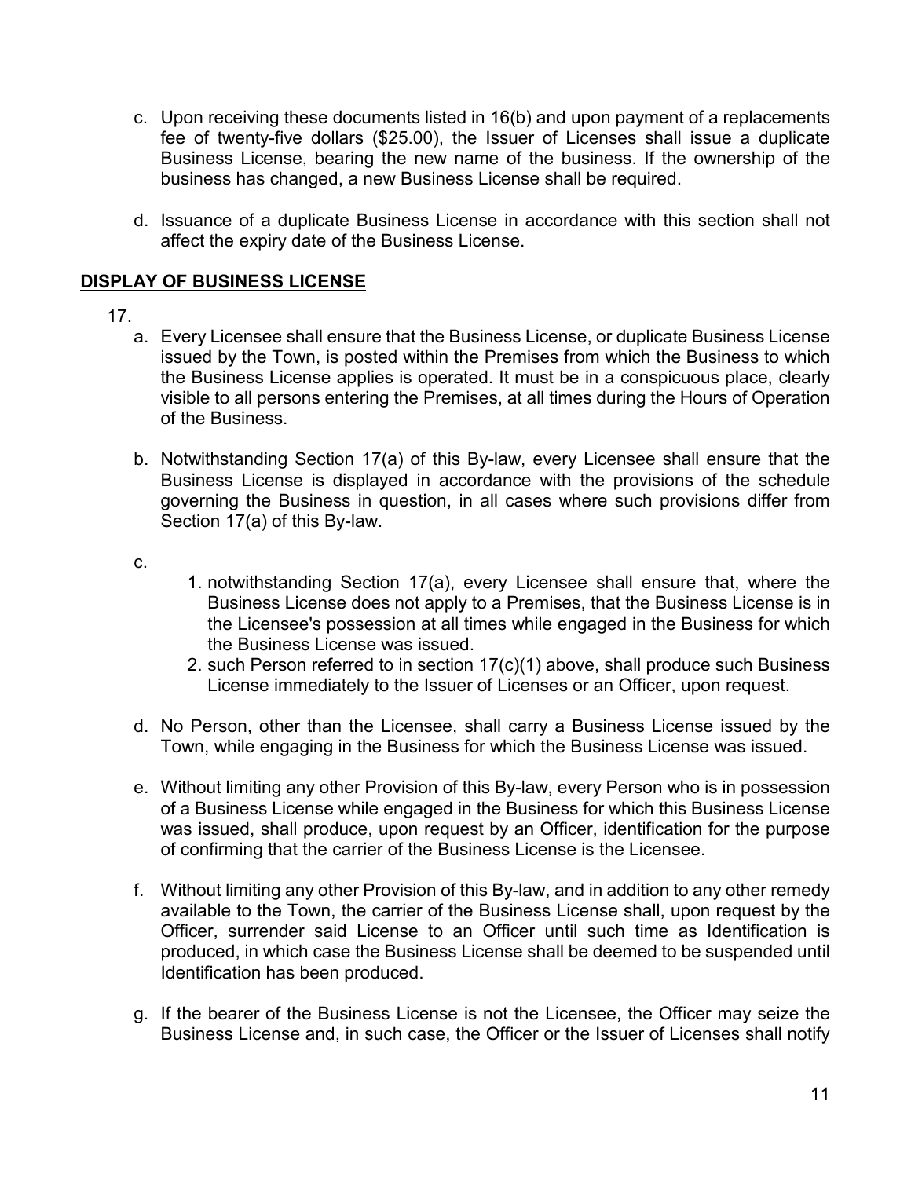c. Upon receiving these documents listed in 16(b) and upon payment of a replacements fee of twenty-five dollars ($25.00), the Issuer of Licenses shall issue a duplicate Business License, bearing the new name of the business. If the ownership of the business has changed, a new Business License shall be required.

d. Issuance of a duplicate Business License in accordance with this section shall not affect the expiry date of the Business License.

## DISPLAY OF BUSINESS LICENSE

17.

a. Every Licensee shall ensure that the Business License, or duplicate Business License issued by the Town, is posted within the Premises from which the Business to which the Business License applies is operated. It must be in a conspicuous place, clearly visible to all persons entering the Premises, at all times during the Hours of Operation of the Business.

b. Notwithstanding Section 17(a) of this By-law, every Licensee shall ensure that the Business License is displayed in accordance with the provisions of the schedule governing the Business in question, in all cases where such provisions differ from Section 17(a) of this By-law.

c.

1. notwithstanding Section 17(a), every Licensee shall ensure that, where the Business License does not apply to a Premises, that the Business License is in the Licensee's possession at all times while engaged in the Business for which the Business License was issued.
2. such Person referred to in section 17(c)(1) above, shall produce such Business License immediately to the Issuer of Licenses or an Officer, upon request.

d. No Person, other than the Licensee, shall carry a Business License issued by the Town, while engaging in the Business for which the Business License was issued.

e. Without limiting any other Provision of this By-law, every Person who is in possession of a Business License while engaged in the Business for which this Business License was issued, shall produce, upon request by an Officer, identification for the purpose of confirming that the carrier of the Business License is the Licensee.

f. Without limiting any other Provision of this By-law, and in addition to any other remedy available to the Town, the carrier of the Business License shall, upon request by the Officer, surrender said License to an Officer until such time as Identification is produced, in which case the Business License shall be deemed to be suspended until Identification has been produced.

g. If the bearer of the Business License is not the Licensee, the Officer may seize the Business License and, in such case, the Officer or the Issuer of Licenses shall notify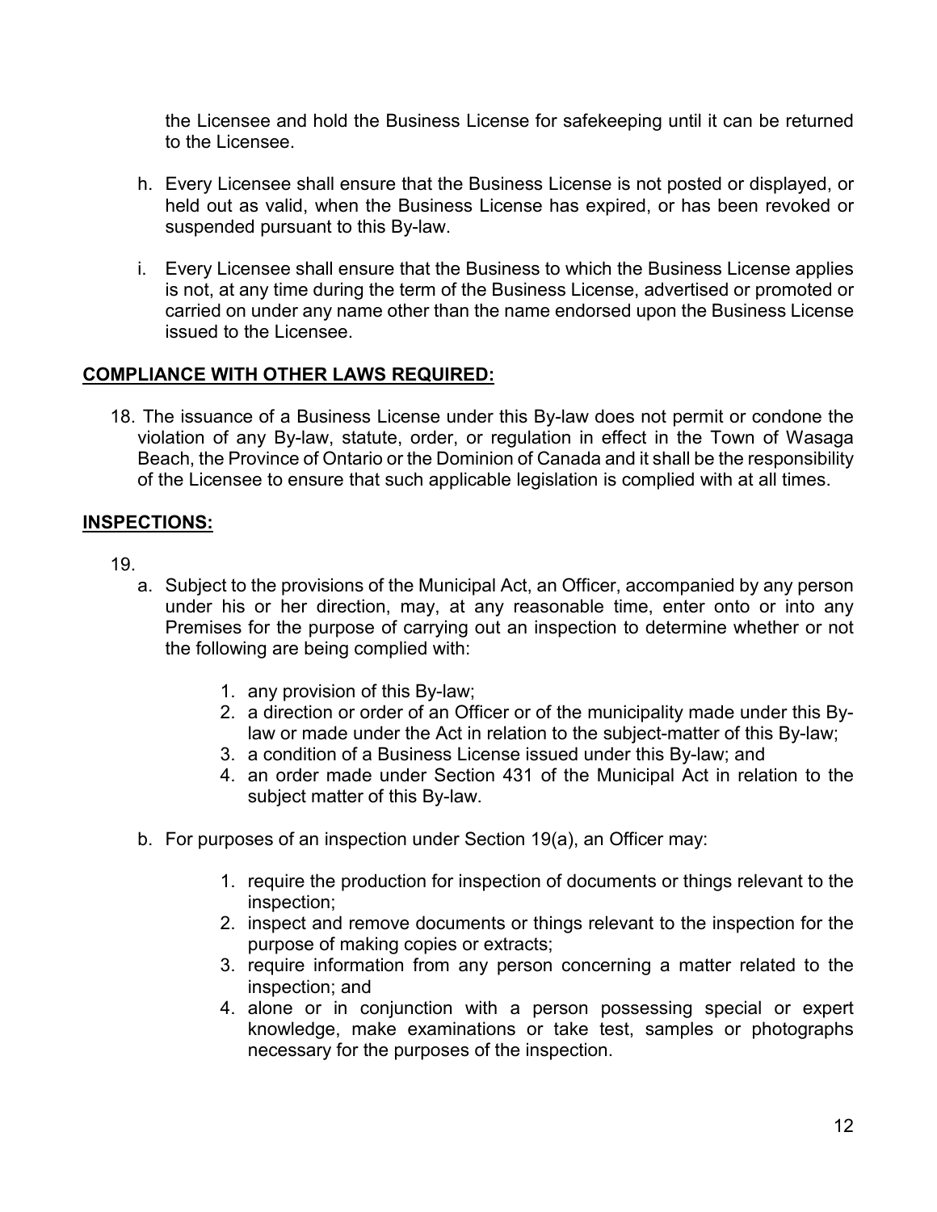the Licensee and hold the Business License for safekeeping until it can be returned to the Licensee.

h. Every Licensee shall ensure that the Business License is not posted or displayed, or held out as valid, when the Business License has expired, or has been revoked or suspended pursuant to this By-law.

i. Every Licensee shall ensure that the Business to which the Business License applies is not, at any time during the term of the Business License, advertised or promoted or carried on under any name other than the name endorsed upon the Business License issued to the Licensee.

## COMPLIANCE WITH OTHER LAWS REQUIRED:

18. The issuance of a Business License under this By-law does not permit or condone the violation of any By-law, statute, order, or regulation in effect in the Town of Wasaga Beach, the Province of Ontario or the Dominion of Canada and it shall be the responsibility of the Licensee to ensure that such applicable legislation is complied with at all times.

## INSPECTIONS:

19.

a. Subject to the provisions of the Municipal Act, an Officer, accompanied by any person under his or her direction, may, at any reasonable time, enter onto or into any Premises for the purpose of carrying out an inspection to determine whether or not the following are being complied with:

1. any provision of this By-law;
2. a direction or order of an Officer or of the municipality made under this By-law or made under the Act in relation to the subject-matter of this By-law;
3. a condition of a Business License issued under this By-law; and
4. an order made under Section 431 of the Municipal Act in relation to the subject matter of this By-law.

b. For purposes of an inspection under Section 19(a), an Officer may:

1. require the production for inspection of documents or things relevant to the inspection;
2. inspect and remove documents or things relevant to the inspection for the purpose of making copies or extracts;
3. require information from any person concerning a matter related to the inspection; and
4. alone or in conjunction with a person possessing special or expert knowledge, make examinations or take test, samples or photographs necessary for the purposes of the inspection.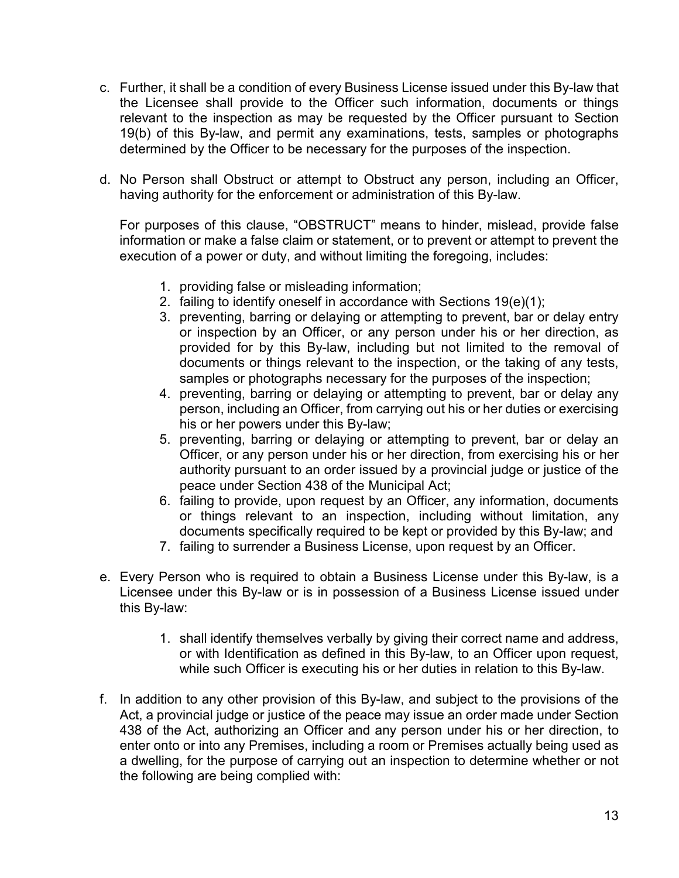c. Further, it shall be a condition of every Business License issued under this By-law that the Licensee shall provide to the Officer such information, documents or things relevant to the inspection as may be requested by the Officer pursuant to Section 19(b) of this By-law, and permit any examinations, tests, samples or photographs determined by the Officer to be necessary for the purposes of the inspection.

d. No Person shall Obstruct or attempt to Obstruct any person, including an Officer, having authority for the enforcement or administration of this By-law.

   For purposes of this clause, “OBSTRUCT” means to hinder, mislead, provide false information or make a false claim or statement, or to prevent or attempt to prevent the execution of a power or duty, and without limiting the foregoing, includes:

   1. providing false or misleading information;
   2. failing to identify oneself in accordance with Sections 19(e)(1);
   3. preventing, barring or delaying or attempting to prevent, bar or delay entry or inspection by an Officer, or any person under his or her direction, as provided for by this By-law, including but not limited to the removal of documents or things relevant to the inspection, or the taking of any tests, samples or photographs necessary for the purposes of the inspection;
   4. preventing, barring or delaying or attempting to prevent, bar or delay any person, including an Officer, from carrying out his or her duties or exercising his or her powers under this By-law;
   5. preventing, barring or delaying or attempting to prevent, bar or delay an Officer, or any person under his or her direction, from exercising his or her authority pursuant to an order issued by a provincial judge or justice of the peace under Section 438 of the Municipal Act;
   6. failing to provide, upon request by an Officer, any information, documents or things relevant to an inspection, including without limitation, any documents specifically required to be kept or provided by this By-law; and
   7. failing to surrender a Business License, upon request by an Officer.

e. Every Person who is required to obtain a Business License under this By-law, is a Licensee under this By-law or is in possession of a Business License issued under this By-law:

   1. shall identify themselves verbally by giving their correct name and address, or with Identification as defined in this By-law, to an Officer upon request, while such Officer is executing his or her duties in relation to this By-law.

f. In addition to any other provision of this By-law, and subject to the provisions of the Act, a provincial judge or justice of the peace may issue an order made under Section 438 of the Act, authorizing an Officer and any person under his or her direction, to enter onto or into any Premises, including a room or Premises actually being used as a dwelling, for the purpose of carrying out an inspection to determine whether or not the following are being complied with: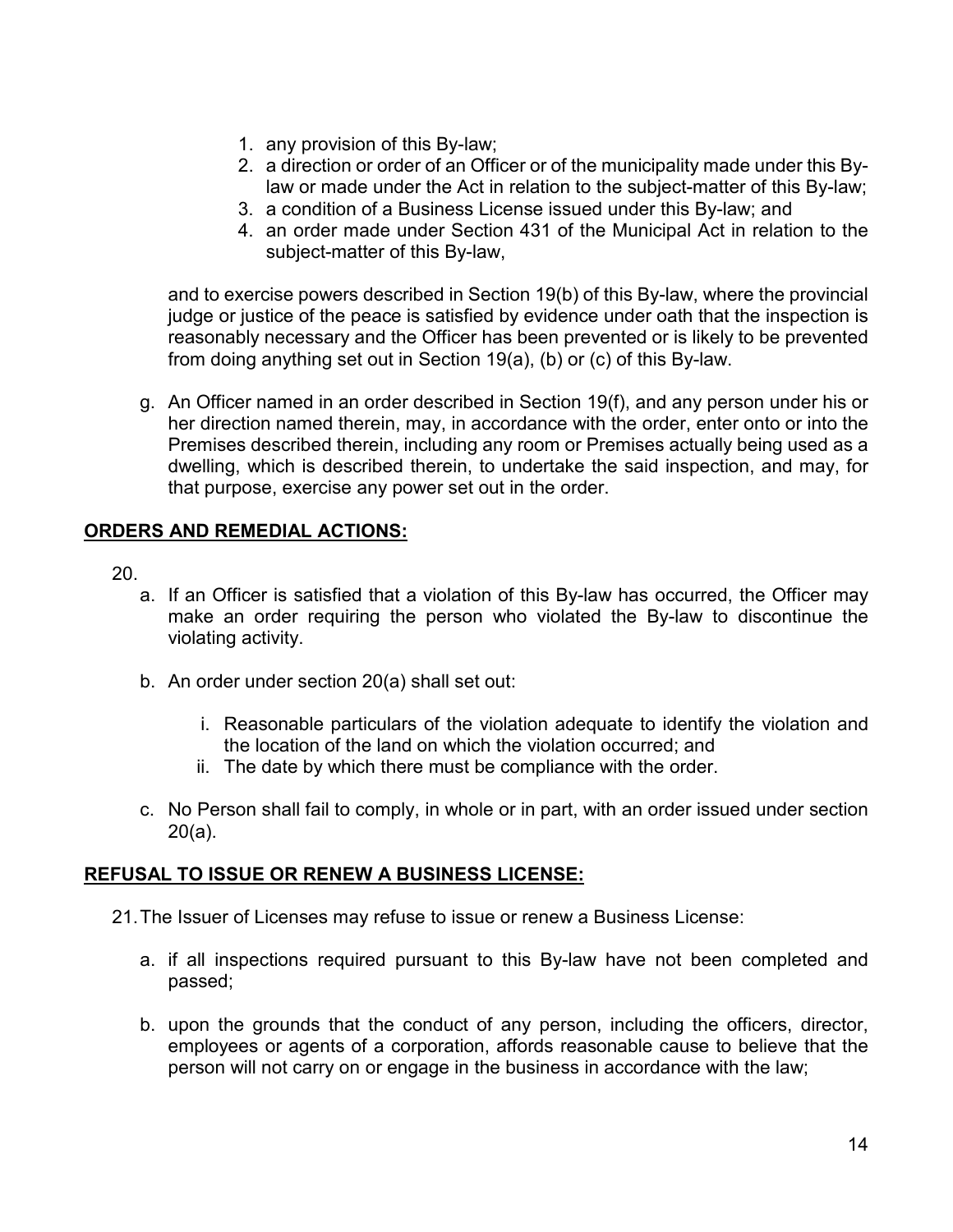1. any provision of this By-law;
2. a direction or order of an Officer or of the municipality made under this By-law or made under the Act in relation to the subject-matter of this By-law;
3. a condition of a Business License issued under this By-law; and
4. an order made under Section 431 of the Municipal Act in relation to the subject-matter of this By-law,

and to exercise powers described in Section 19(b) of this By-law, where the provincial judge or justice of the peace is satisfied by evidence under oath that the inspection is reasonably necessary and the Officer has been prevented or is likely to be prevented from doing anything set out in Section 19(a), (b) or (c) of this By-law.

g. An Officer named in an order described in Section 19(f), and any person under his or her direction named therein, may, in accordance with the order, enter onto or into the Premises described therein, including any room or Premises actually being used as a dwelling, which is described therein, to undertake the said inspection, and may, for that purpose, exercise any power set out in the order.

## ORDERS AND REMEDIAL ACTIONS:

20.

a. If an Officer is satisfied that a violation of this By-law has occurred, the Officer may make an order requiring the person who violated the By-law to discontinue the violating activity.

b. An order under section 20(a) shall set out:

   i. Reasonable particulars of the violation adequate to identify the violation and the location of the land on which the violation occurred; and
   ii. The date by which there must be compliance with the order.

c. No Person shall fail to comply, in whole or in part, with an order issued under section 20(a).

## REFUSAL TO ISSUE OR RENEW A BUSINESS LICENSE:

21. The Issuer of Licenses may refuse to issue or renew a Business License:

a. if all inspections required pursuant to this By-law have not been completed and passed;

b. upon the grounds that the conduct of any person, including the officers, director, employees or agents of a corporation, affords reasonable cause to believe that the person will not carry on or engage in the business in accordance with the law;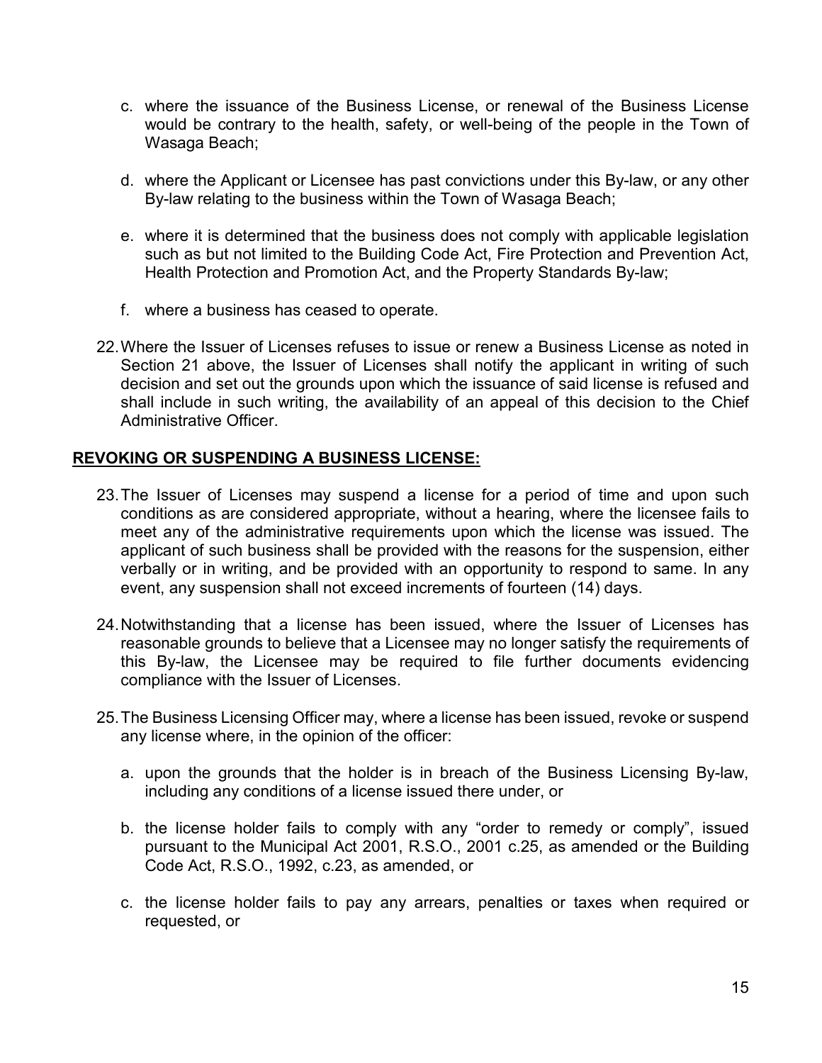c. where the issuance of the Business License, or renewal of the Business License would be contrary to the health, safety, or well-being of the people in the Town of Wasaga Beach;

d. where the Applicant or Licensee has past convictions under this By-law, or any other By-law relating to the business within the Town of Wasaga Beach;

e. where it is determined that the business does not comply with applicable legislation such as but not limited to the Building Code Act, Fire Protection and Prevention Act, Health Protection and Promotion Act, and the Property Standards By-law;

f. where a business has ceased to operate.

22. Where the Issuer of Licenses refuses to issue or renew a Business License as noted in Section 21 above, the Issuer of Licenses shall notify the applicant in writing of such decision and set out the grounds upon which the issuance of said license is refused and shall include in such writing, the availability of an appeal of this decision to the Chief Administrative Officer.

**REVOKING OR SUSPENDING A BUSINESS LICENSE:**

23. The Issuer of Licenses may suspend a license for a period of time and upon such conditions as are considered appropriate, without a hearing, where the licensee fails to meet any of the administrative requirements upon which the license was issued. The applicant of such business shall be provided with the reasons for the suspension, either verbally or in writing, and be provided with an opportunity to respond to same. In any event, any suspension shall not exceed increments of fourteen (14) days.

24. Notwithstanding that a license has been issued, where the Issuer of Licenses has reasonable grounds to believe that a Licensee may no longer satisfy the requirements of this By-law, the Licensee may be required to file further documents evidencing compliance with the Issuer of Licenses.

25. The Business Licensing Officer may, where a license has been issued, revoke or suspend any license where, in the opinion of the officer:

a. upon the grounds that the holder is in breach of the Business Licensing By-law, including any conditions of a license issued there under, or

b. the license holder fails to comply with any "order to remedy or comply", issued pursuant to the Municipal Act 2001, R.S.O., 2001 c.25, as amended or the Building Code Act, R.S.O., 1992, c.23, as amended, or

c. the license holder fails to pay any arrears, penalties or taxes when required or requested, or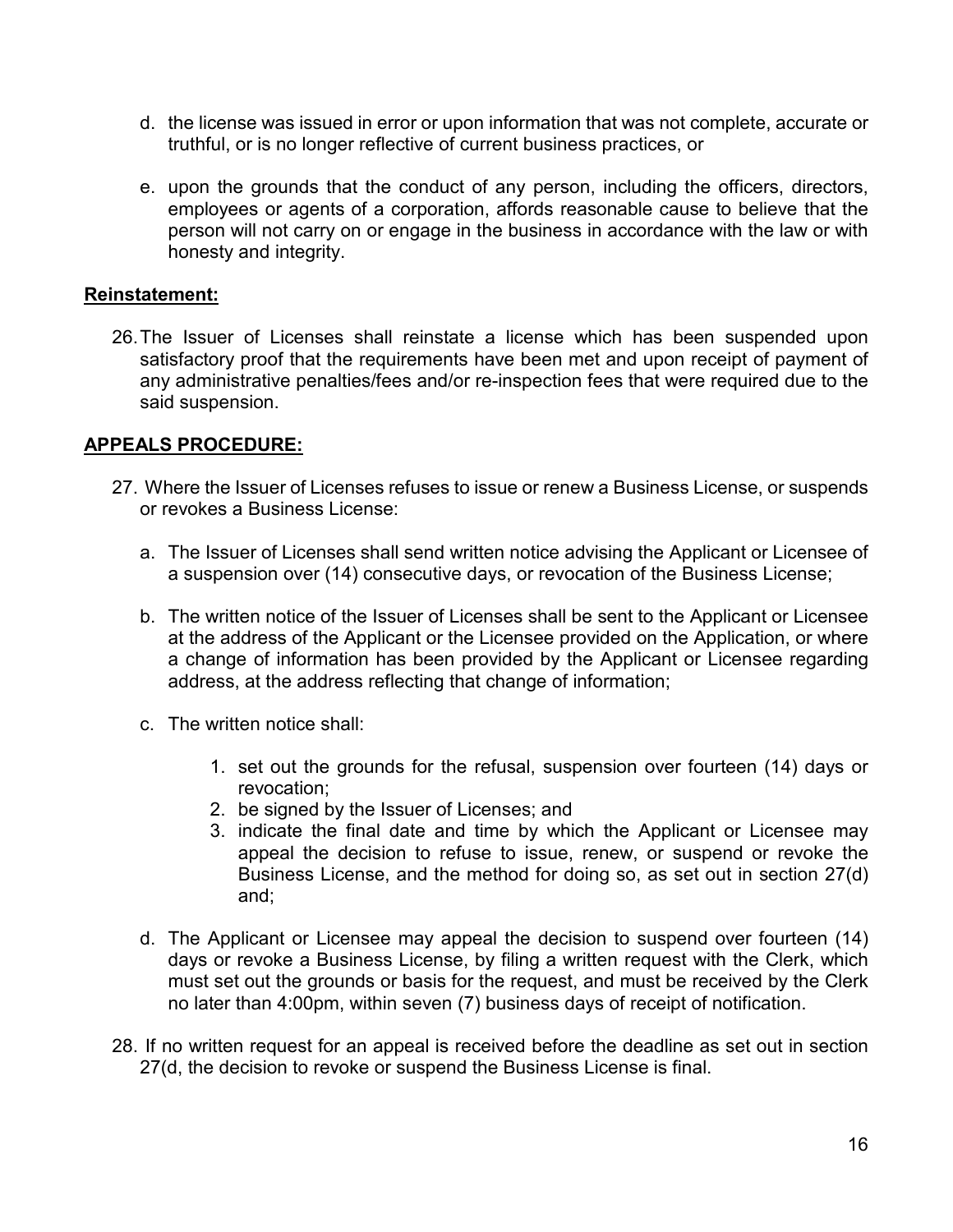d. the license was issued in error or upon information that was not complete, accurate or truthful, or is no longer reflective of current business practices, or

e. upon the grounds that the conduct of any person, including the officers, directors, employees or agents of a corporation, affords reasonable cause to believe that the person will not carry on or engage in the business in accordance with the law or with honesty and integrity.

**Reinstatement:**

26. The Issuer of Licenses shall reinstate a license which has been suspended upon satisfactory proof that the requirements have been met and upon receipt of payment of any administrative penalties/fees and/or re-inspection fees that were required due to the said suspension.

**APPEALS PROCEDURE:**

27. Where the Issuer of Licenses refuses to issue or renew a Business License, or suspends or revokes a Business License:

   a. The Issuer of Licenses shall send written notice advising the Applicant or Licensee of a suspension over (14) consecutive days, or revocation of the Business License;

   b. The written notice of the Issuer of Licenses shall be sent to the Applicant or Licensee at the address of the Applicant or the Licensee provided on the Application, or where a change of information has been provided by the Applicant or Licensee regarding address, at the address reflecting that change of information;

   c. The written notice shall:

      1. set out the grounds for the refusal, suspension over fourteen (14) days or revocation;
      2. be signed by the Issuer of Licenses; and
      3. indicate the final date and time by which the Applicant or Licensee may appeal the decision to refuse to issue, renew, or suspend or revoke the Business License, and the method for doing so, as set out in section 27(d) and;

   d. The Applicant or Licensee may appeal the decision to suspend over fourteen (14) days or revoke a Business License, by filing a written request with the Clerk, which must set out the grounds or basis for the request, and must be received by the Clerk no later than 4:00pm, within seven (7) business days of receipt of notification.

28. If no written request for an appeal is received before the deadline as set out in section 27(d, the decision to revoke or suspend the Business License is final.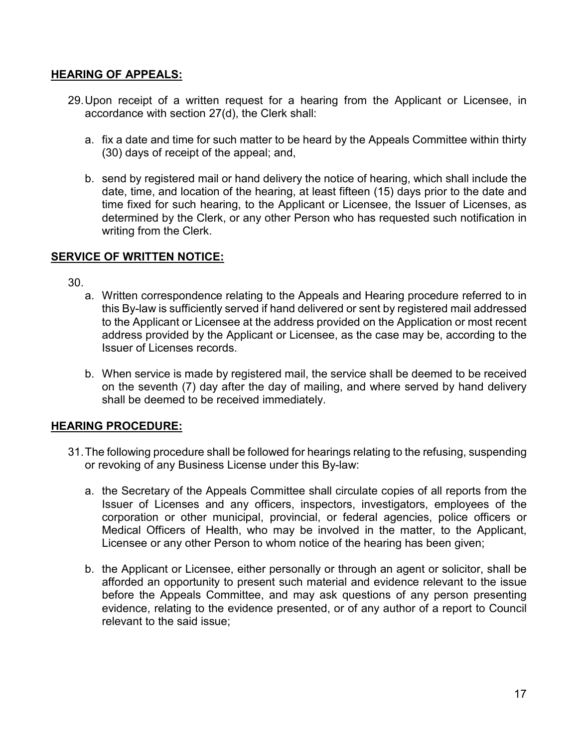## HEARING OF APPEALS:

29. Upon receipt of a written request for a hearing from the Applicant or Licensee, in accordance with section 27(d), the Clerk shall:

   a. fix a date and time for such matter to be heard by the Appeals Committee within thirty (30) days of receipt of the appeal; and,

   b. send by registered mail or hand delivery the notice of hearing, which shall include the date, time, and location of the hearing, at least fifteen (15) days prior to the date and time fixed for such hearing, to the Applicant or Licensee, the Issuer of Licenses, as determined by the Clerk, or any other Person who has requested such notification in writing from the Clerk.

## SERVICE OF WRITTEN NOTICE:

30.

   a. Written correspondence relating to the Appeals and Hearing procedure referred to in this By-law is sufficiently served if hand delivered or sent by registered mail addressed to the Applicant or Licensee at the address provided on the Application or most recent address provided by the Applicant or Licensee, as the case may be, according to the Issuer of Licenses records.

   b. When service is made by registered mail, the service shall be deemed to be received on the seventh (7) day after the day of mailing, and where served by hand delivery shall be deemed to be received immediately.

## HEARING PROCEDURE:

31. The following procedure shall be followed for hearings relating to the refusing, suspending or revoking of any Business License under this By-law:

   a. the Secretary of the Appeals Committee shall circulate copies of all reports from the Issuer of Licenses and any officers, inspectors, investigators, employees of the corporation or other municipal, provincial, or federal agencies, police officers or Medical Officers of Health, who may be involved in the matter, to the Applicant, Licensee or any other Person to whom notice of the hearing has been given;

   b. the Applicant or Licensee, either personally or through an agent or solicitor, shall be afforded an opportunity to present such material and evidence relevant to the issue before the Appeals Committee, and may ask questions of any person presenting evidence, relating to the evidence presented, or of any author of a report to Council relevant to the said issue;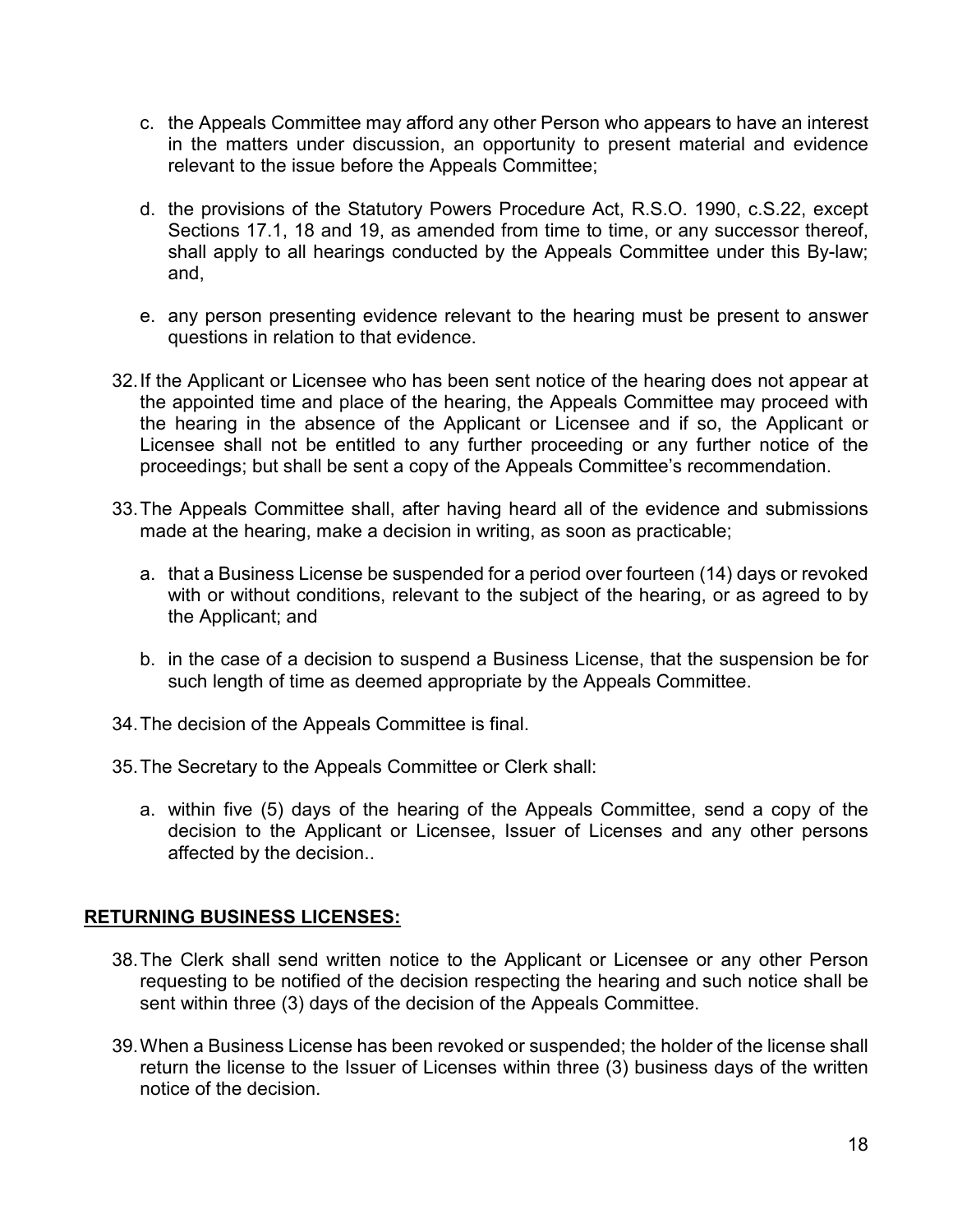c. the Appeals Committee may afford any other Person who appears to have an interest in the matters under discussion, an opportunity to present material and evidence relevant to the issue before the Appeals Committee;

d. the provisions of the Statutory Powers Procedure Act, R.S.O. 1990, c.S.22, except Sections 17.1, 18 and 19, as amended from time to time, or any successor thereof, shall apply to all hearings conducted by the Appeals Committee under this By-law; and,

e. any person presenting evidence relevant to the hearing must be present to answer questions in relation to that evidence.

32. If the Applicant or Licensee who has been sent notice of the hearing does not appear at the appointed time and place of the hearing, the Appeals Committee may proceed with the hearing in the absence of the Applicant or Licensee and if so, the Applicant or Licensee shall not be entitled to any further proceeding or any further notice of the proceedings; but shall be sent a copy of the Appeals Committee's recommendation.

33. The Appeals Committee shall, after having heard all of the evidence and submissions made at the hearing, make a decision in writing, as soon as practicable;

a. that a Business License be suspended for a period over fourteen (14) days or revoked with or without conditions, relevant to the subject of the hearing, or as agreed to by the Applicant; and

b. in the case of a decision to suspend a Business License, that the suspension be for such length of time as deemed appropriate by the Appeals Committee.

34. The decision of the Appeals Committee is final.

35. The Secretary to the Appeals Committee or Clerk shall:

a. within five (5) days of the hearing of the Appeals Committee, send a copy of the decision to the Applicant or Licensee, Issuer of Licenses and any other persons affected by the decision..

## RETURNING BUSINESS LICENSES:

38. The Clerk shall send written notice to the Applicant or Licensee or any other Person requesting to be notified of the decision respecting the hearing and such notice shall be sent within three (3) days of the decision of the Appeals Committee.

39. When a Business License has been revoked or suspended; the holder of the license shall return the license to the Issuer of Licenses within three (3) business days of the written notice of the decision.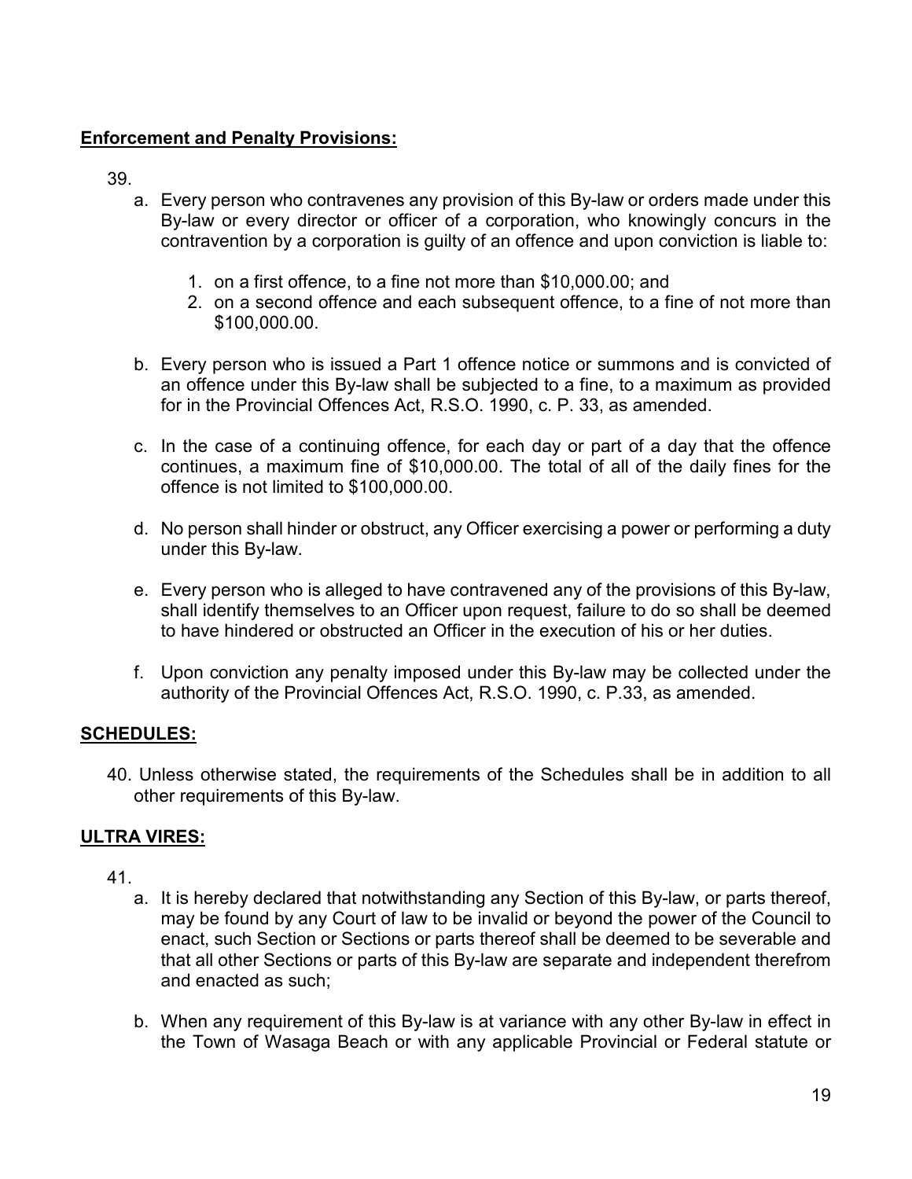**Enforcement and Penalty Provisions:**

39.

a. Every person who contravenes any provision of this By-law or orders made under this By-law or every director or officer of a corporation, who knowingly concurs in the contravention by a corporation is guilty of an offence and upon conviction is liable to:

   1. on a first offence, to a fine not more than $10,000.00; and
   2. on a second offence and each subsequent offence, to a fine of not more than $100,000.00.

b. Every person who is issued a Part 1 offence notice or summons and is convicted of an offence under this By-law shall be subjected to a fine, to a maximum as provided for in the Provincial Offences Act, R.S.O. 1990, c. P. 33, as amended.

c. In the case of a continuing offence, for each day or part of a day that the offence continues, a maximum fine of $10,000.00. The total of all of the daily fines for the offence is not limited to $100,000.00.

d. No person shall hinder or obstruct, any Officer exercising a power or performing a duty under this By-law.

e. Every person who is alleged to have contravened any of the provisions of this By-law, shall identify themselves to an Officer upon request, failure to do so shall be deemed to have hindered or obstructed an Officer in the execution of his or her duties.

f. Upon conviction any penalty imposed under this By-law may be collected under the authority of the Provincial Offences Act, R.S.O. 1990, c. P.33, as amended.

**SCHEDULES:**

40. Unless otherwise stated, the requirements of the Schedules shall be in addition to all other requirements of this By-law.

**ULTRA VIRES:**

41.

a. It is hereby declared that notwithstanding any Section of this By-law, or parts thereof, may be found by any Court of law to be invalid or beyond the power of the Council to enact, such Section or Sections or parts thereof shall be deemed to be severable and that all other Sections or parts of this By-law are separate and independent therefrom and enacted as such;

b. When any requirement of this By-law is at variance with any other By-law in effect in the Town of Wasaga Beach or with any applicable Provincial or Federal statute or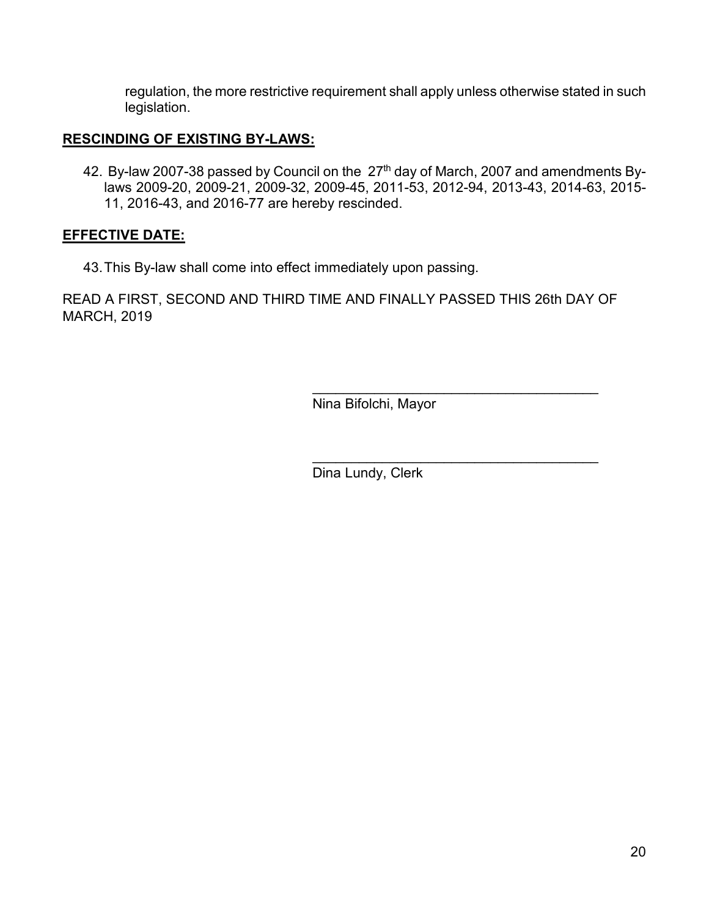regulation, the more restrictive requirement shall apply unless otherwise stated in such legislation.

**RESCINDING OF EXISTING BY-LAWS:**

42. By-law 2007-38 passed by Council on the 27th day of March, 2007 and amendments By-laws 2009-20, 2009-21, 2009-32, 2009-45, 2011-53, 2012-94, 2013-43, 2014-63, 2015-11, 2016-43, and 2016-77 are hereby rescinded.

**EFFECTIVE DATE:**

43. This By-law shall come into effect immediately upon passing.

READ A FIRST, SECOND AND THIRD TIME AND FINALLY PASSED THIS 26th DAY OF MARCH, 2019

\_\_\_\_\_\_\_\_\_\_\_\_\_\_\_\_\_\_\_\_\_\_\_\_\_\_\_\_\_\_\_\_\_\_\_\_\_\_

Nina Bifolchi, Mayor

\_\_\_\_\_\_\_\_\_\_\_\_\_\_\_\_\_\_\_\_\_\_\_\_\_\_\_\_\_\_\_\_\_\_\_\_\_\_

Dina Lundy, Clerk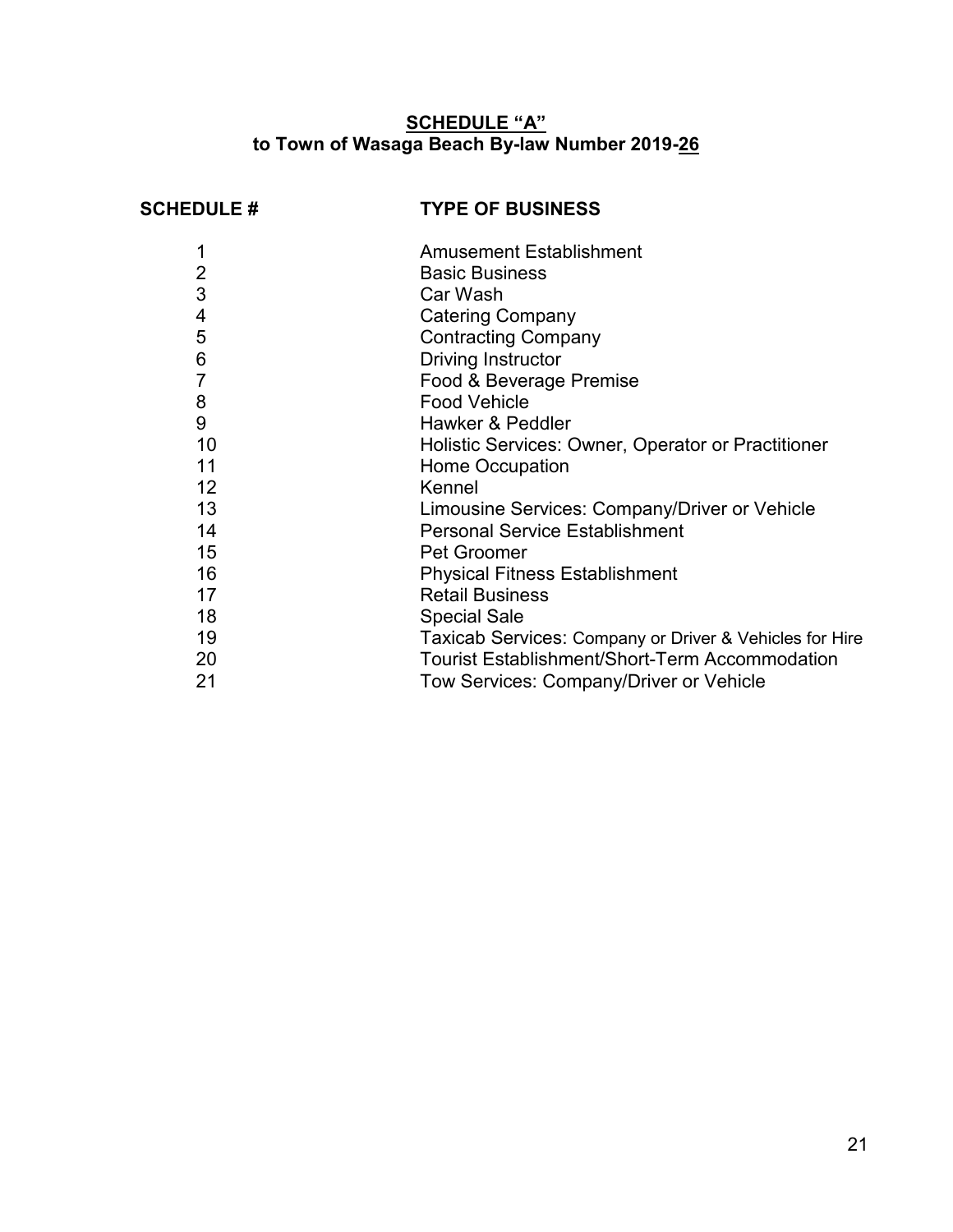## SCHEDULE "A"
## to Town of Wasaga Beach By-law Number 2019-26

| SCHEDULE # | TYPE OF BUSINESS |
|---|---|
| 1 | Amusement Establishment |
| 2 | Basic Business |
| 3 | Car Wash |
| 4 | Catering Company |
| 5 | Contracting Company |
| 6 | Driving Instructor |
| 7 | Food & Beverage Premise |
| 8 | Food Vehicle |
| 9 | Hawker & Peddler |
| 10 | Holistic Services: Owner, Operator or Practitioner |
| 11 | Home Occupation |
| 12 | Kennel |
| 13 | Limousine Services: Company/Driver or Vehicle |
| 14 | Personal Service Establishment |
| 15 | Pet Groomer |
| 16 | Physical Fitness Establishment |
| 17 | Retail Business |
| 18 | Special Sale |
| 19 | Taxicab Services: Company or Driver & Vehicles for Hire |
| 20 | Tourist Establishment/Short-Term Accommodation |
| 21 | Tow Services: Company/Driver or Vehicle |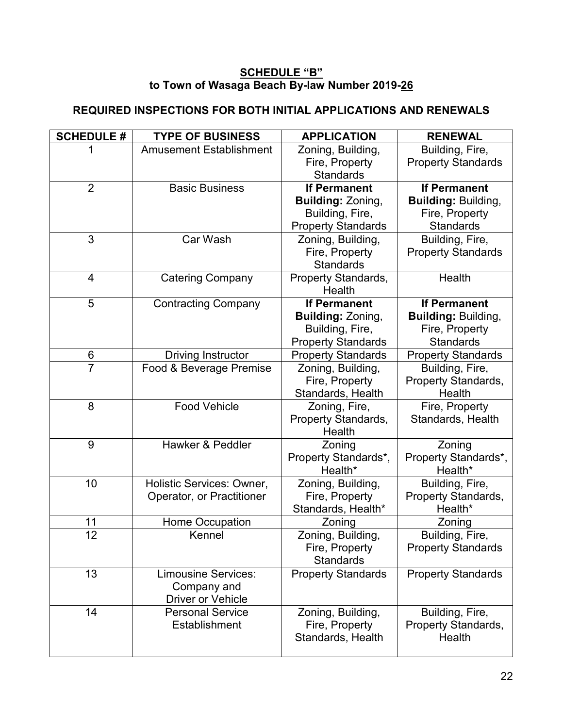**SCHEDULE "B"**
**to Town of Wasaga Beach By-law Number 2019-26**

**REQUIRED INSPECTIONS FOR BOTH INITIAL APPLICATIONS AND RENEWALS**

| SCHEDULE # | TYPE OF BUSINESS | APPLICATION | RENEWAL |
|---|---|---|---|
| 1 | Amusement Establishment | Zoning, Building, Fire, Property Standards | Building, Fire, Property Standards |
| 2 | Basic Business | **If Permanent Building:** Zoning, Building, Fire, Property Standards | **If Permanent Building:** Building, Fire, Property Standards |
| 3 | Car Wash | Zoning, Building, Fire, Property Standards | Building, Fire, Property Standards |
| 4 | Catering Company | Property Standards, Health | Health |
| 5 | Contracting Company | **If Permanent Building:** Zoning, Building, Fire, Property Standards | **If Permanent Building:** Building, Fire, Property Standards |
| 6 | Driving Instructor | Property Standards | Property Standards |
| 7 | Food & Beverage Premise | Zoning, Building, Fire, Property Standards, Health | Building, Fire, Property Standards, Health |
| 8 | Food Vehicle | Zoning, Fire, Property Standards, Health | Fire, Property Standards, Health |
| 9 | Hawker & Peddler | Zoning Property Standards*, Health* | Zoning Property Standards*, Health* |
| 10 | Holistic Services: Owner, Operator, or Practitioner | Zoning, Building, Fire, Property Standards, Health* | Building, Fire, Property Standards, Health* |
| 11 | Home Occupation | Zoning | Zoning |
| 12 | Kennel | Zoning, Building, Fire, Property Standards | Building, Fire, Property Standards |
| 13 | Limousine Services: Company and Driver or Vehicle | Property Standards | Property Standards |
| 14 | Personal Service Establishment | Zoning, Building, Fire, Property Standards, Health | Building, Fire, Property Standards, Health |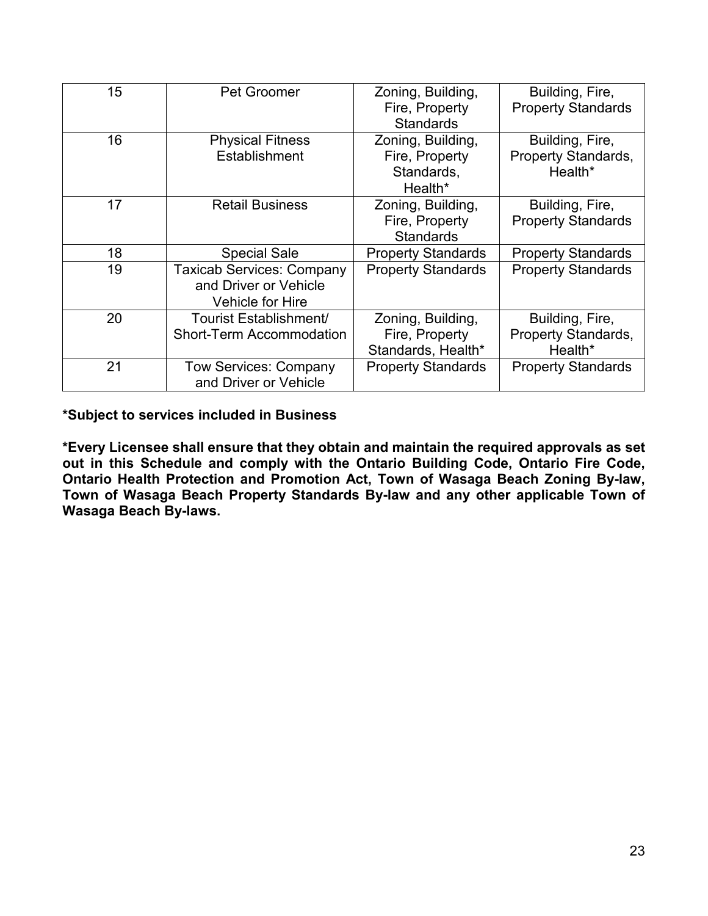| | | | |
|---|---|---|---|
| 15 | Pet Groomer | Zoning, Building, Fire, Property Standards | Building, Fire, Property Standards |
| 16 | Physical Fitness Establishment | Zoning, Building, Fire, Property Standards, Health* | Building, Fire, Property Standards, Health* |
| 17 | Retail Business | Zoning, Building, Fire, Property Standards | Building, Fire, Property Standards |
| 18 | Special Sale | Property Standards | Property Standards |
| 19 | Taxicab Services: Company and Driver or Vehicle Vehicle for Hire | Property Standards | Property Standards |
| 20 | Tourist Establishment/ Short-Term Accommodation | Zoning, Building, Fire, Property Standards, Health* | Building, Fire, Property Standards, Health* |
| 21 | Tow Services: Company and Driver or Vehicle | Property Standards | Property Standards |

**\*Subject to services included in Business**

**\*Every Licensee shall ensure that they obtain and maintain the required approvals as set out in this Schedule and comply with the Ontario Building Code, Ontario Fire Code, Ontario Health Protection and Promotion Act, Town of Wasaga Beach Zoning By-law, Town of Wasaga Beach Property Standards By-law and any other applicable Town of Wasaga Beach By-laws.**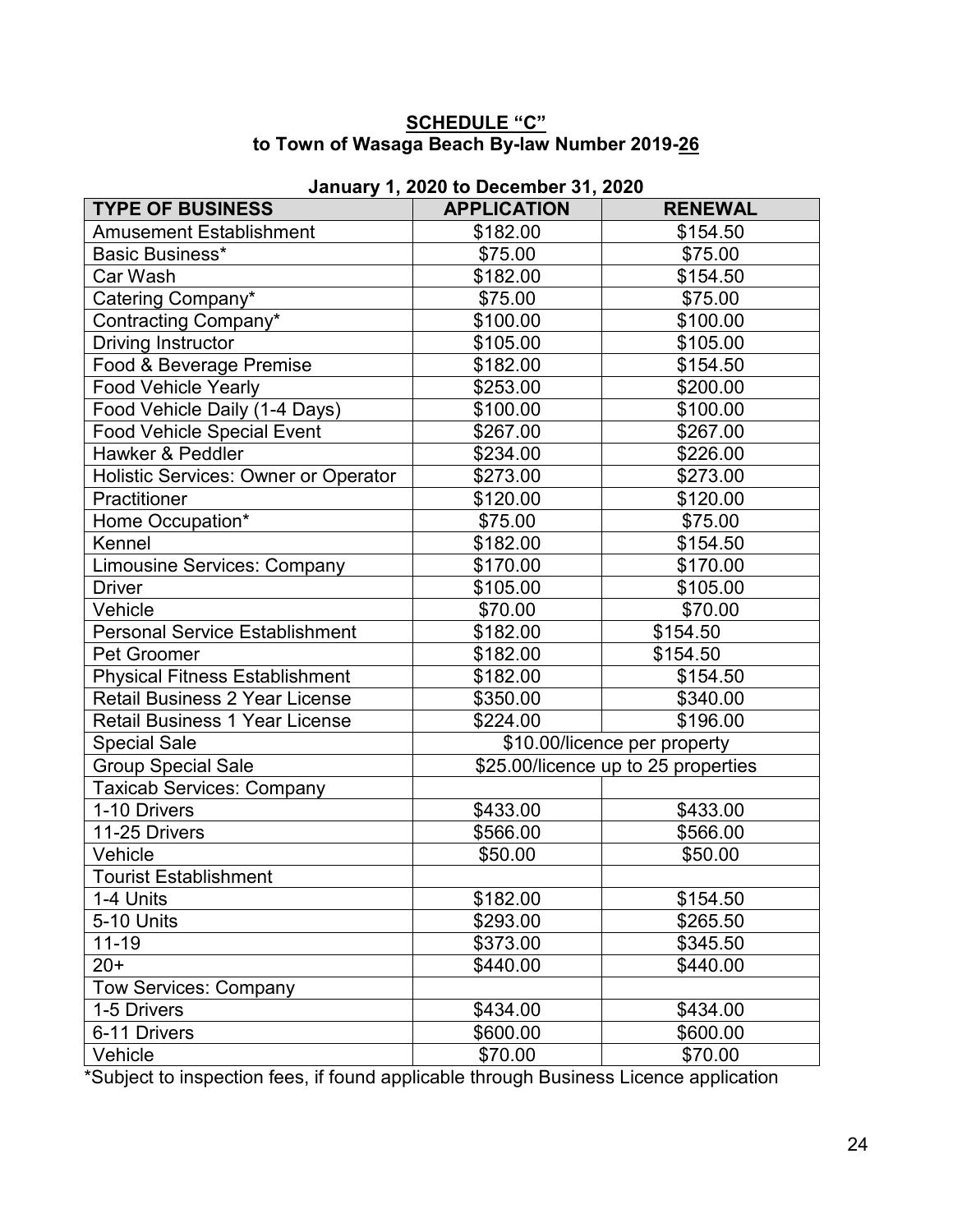**SCHEDULE "C"**
**to Town of Wasaga Beach By-law Number 2019-26**

**January 1, 2020 to December 31, 2020**

| TYPE OF BUSINESS | APPLICATION | RENEWAL |
|---|---|---|
| Amusement Establishment | $182.00 | $154.50 |
| Basic Business* | $75.00 | $75.00 |
| Car Wash | $182.00 | $154.50 |
| Catering Company* | $75.00 | $75.00 |
| Contracting Company* | $100.00 | $100.00 |
| Driving Instructor | $105.00 | $105.00 |
| Food & Beverage Premise | $182.00 | $154.50 |
| Food Vehicle Yearly | $253.00 | $200.00 |
| Food Vehicle Daily (1-4 Days) | $100.00 | $100.00 |
| Food Vehicle Special Event | $267.00 | $267.00 |
| Hawker & Peddler | $234.00 | $226.00 |
| Holistic Services: Owner or Operator | $273.00 | $273.00 |
| Practitioner | $120.00 | $120.00 |
| Home Occupation* | $75.00 | $75.00 |
| Kennel | $182.00 | $154.50 |
| Limousine Services: Company | $170.00 | $170.00 |
| Driver | $105.00 | $105.00 |
| Vehicle | $70.00 | $70.00 |
| Personal Service Establishment | $182.00 | $154.50 |
| Pet Groomer | $182.00 | $154.50 |
| Physical Fitness Establishment | $182.00 | $154.50 |
| Retail Business 2 Year License | $350.00 | $340.00 |
| Retail Business 1 Year License | $224.00 | $196.00 |
| Special Sale | $10.00/licence per property | |
| Group Special Sale | $25.00/licence up to 25 properties | |
| Taxicab Services: Company | | |
| 1-10 Drivers | $433.00 | $433.00 |
| 11-25 Drivers | $566.00 | $566.00 |
| Vehicle | $50.00 | $50.00 |
| Tourist Establishment | | |
| 1-4 Units | $182.00 | $154.50 |
| 5-10 Units | $293.00 | $265.50 |
| 11-19 | $373.00 | $345.50 |
| 20+ | $440.00 | $440.00 |
| Tow Services: Company | | |
| 1-5 Drivers | $434.00 | $434.00 |
| 6-11 Drivers | $600.00 | $600.00 |
| Vehicle | $70.00 | $70.00 |

*Subject to inspection fees, if found applicable through Business Licence application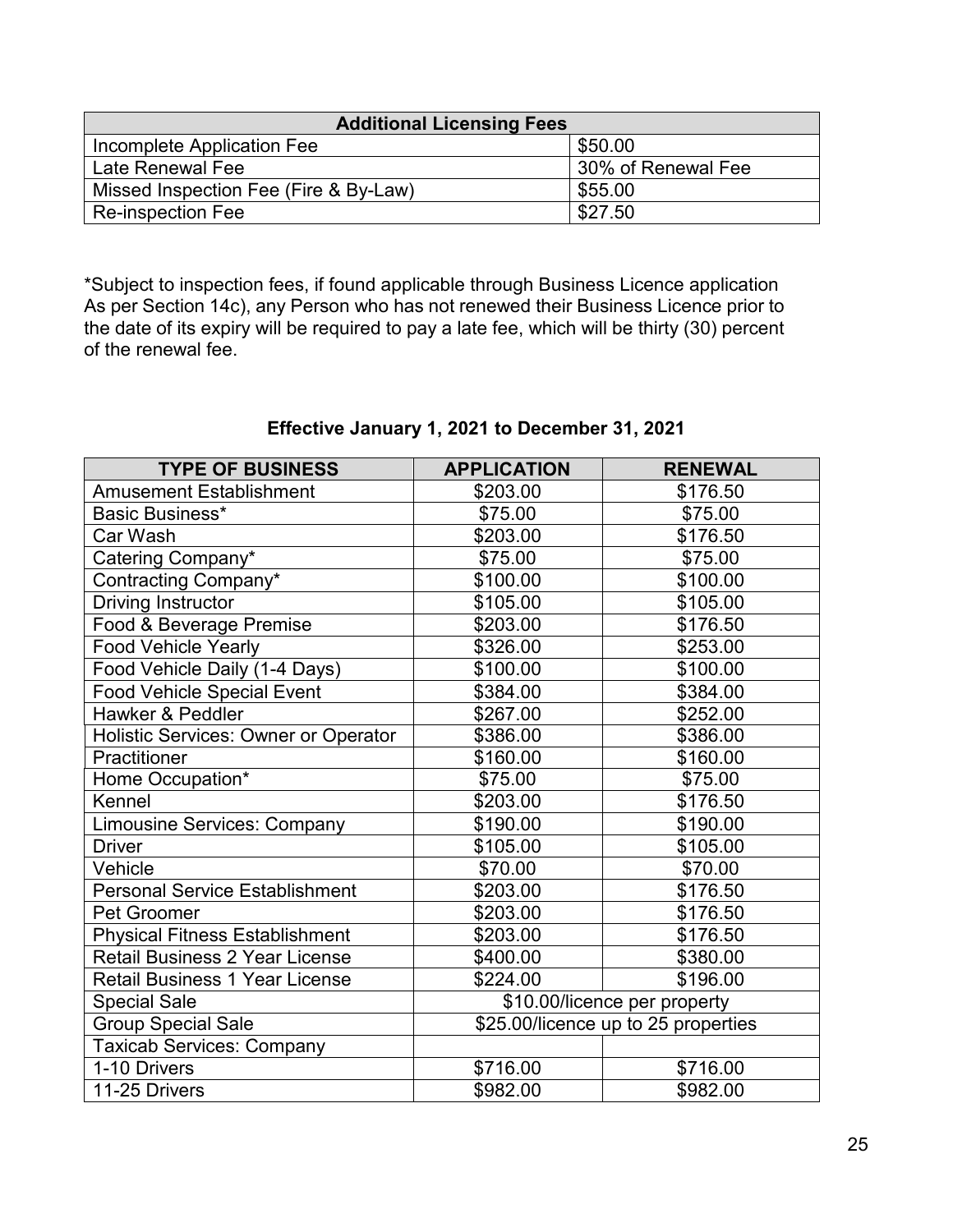| Additional Licensing Fees | |
|---|---|
| Incomplete Application Fee | $50.00 |
| Late Renewal Fee | 30% of Renewal Fee |
| Missed Inspection Fee (Fire & By-Law) | $55.00 |
| Re-inspection Fee | $27.50 |

*Subject to inspection fees, if found applicable through Business Licence application
As per Section 14c), any Person who has not renewed their Business Licence prior to the date of its expiry will be required to pay a late fee, which will be thirty (30) percent of the renewal fee.

**Effective January 1, 2021 to December 31, 2021**

| TYPE OF BUSINESS | APPLICATION | RENEWAL |
|---|---|---|
| Amusement Establishment | $203.00 | $176.50 |
| Basic Business* | $75.00 | $75.00 |
| Car Wash | $203.00 | $176.50 |
| Catering Company* | $75.00 | $75.00 |
| Contracting Company* | $100.00 | $100.00 |
| Driving Instructor | $105.00 | $105.00 |
| Food & Beverage Premise | $203.00 | $176.50 |
| Food Vehicle Yearly | $326.00 | $253.00 |
| Food Vehicle Daily (1-4 Days) | $100.00 | $100.00 |
| Food Vehicle Special Event | $384.00 | $384.00 |
| Hawker & Peddler | $267.00 | $252.00 |
| Holistic Services: Owner or Operator | $386.00 | $386.00 |
| Practitioner | $160.00 | $160.00 |
| Home Occupation* | $75.00 | $75.00 |
| Kennel | $203.00 | $176.50 |
| Limousine Services: Company | $190.00 | $190.00 |
| Driver | $105.00 | $105.00 |
| Vehicle | $70.00 | $70.00 |
| Personal Service Establishment | $203.00 | $176.50 |
| Pet Groomer | $203.00 | $176.50 |
| Physical Fitness Establishment | $203.00 | $176.50 |
| Retail Business 2 Year License | $400.00 | $380.00 |
| Retail Business 1 Year License | $224.00 | $196.00 |
| Special Sale | $10.00/licence per property | |
| Group Special Sale | $25.00/licence up to 25 properties | |
| Taxicab Services: Company | | |
| 1-10 Drivers | $716.00 | $716.00 |
| 11-25 Drivers | $982.00 | $982.00 |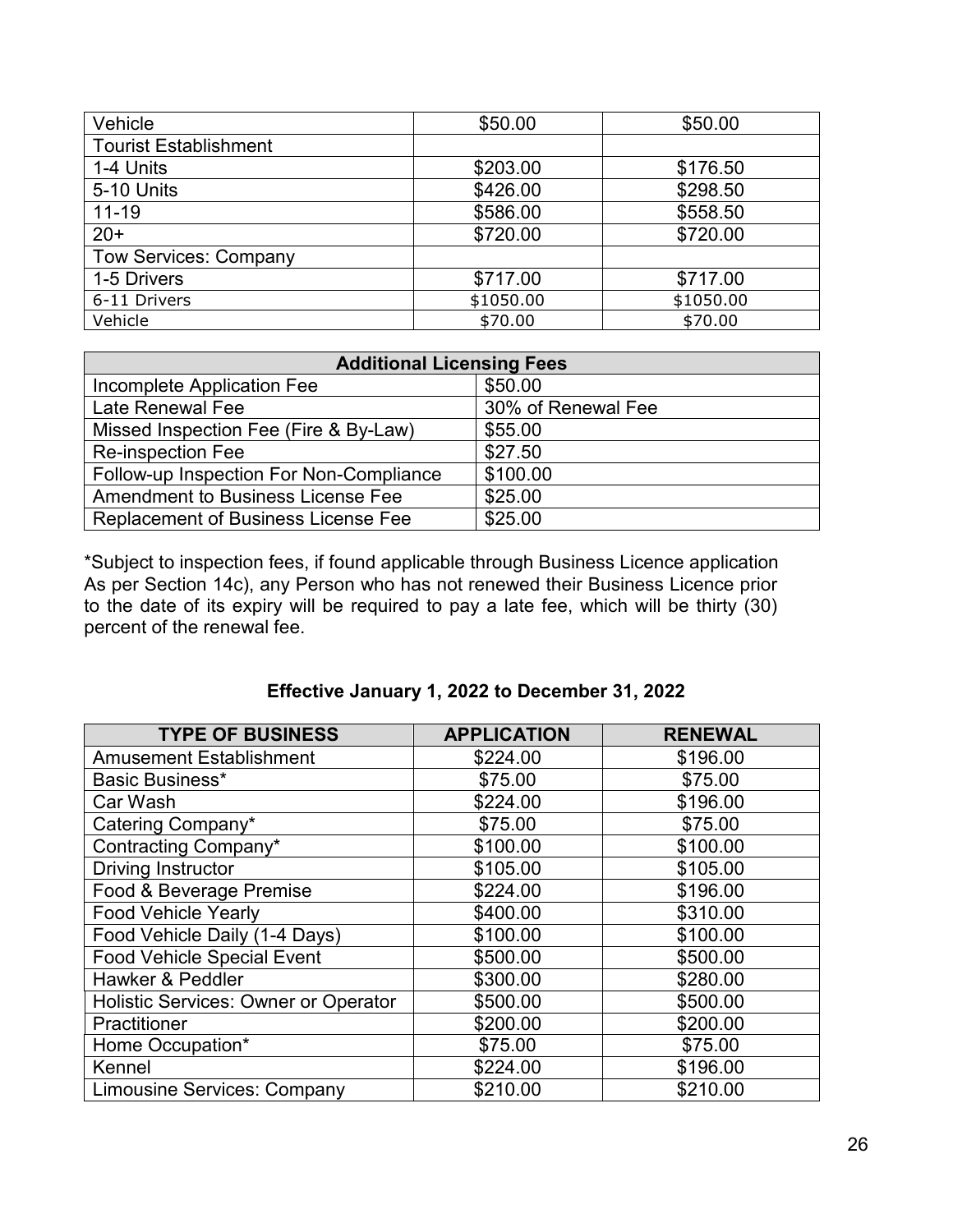| Vehicle | $50.00 | $50.00 |
|---|---|---|
| Tourist Establishment | | |
| 1-4 Units | $203.00 | $176.50 |
| 5-10 Units | $426.00 | $298.50 |
| 11-19 | $586.00 | $558.50 |
| 20+ | $720.00 | $720.00 |
| Tow Services: Company | | |
| 1-5 Drivers | $717.00 | $717.00 |
| 6-11 Drivers | $1050.00 | $1050.00 |
| Vehicle | $70.00 | $70.00 |

| Additional Licensing Fees | |
|---|---|
| Incomplete Application Fee | $50.00 |
| Late Renewal Fee | 30% of Renewal Fee |
| Missed Inspection Fee (Fire & By-Law) | $55.00 |
| Re-inspection Fee | $27.50 |
| Follow-up Inspection For Non-Compliance | $100.00 |
| Amendment to Business License Fee | $25.00 |
| Replacement of Business License Fee | $25.00 |

*Subject to inspection fees, if found applicable through Business Licence application As per Section 14c), any Person who has not renewed their Business Licence prior to the date of its expiry will be required to pay a late fee, which will be thirty (30) percent of the renewal fee.

**Effective January 1, 2022 to December 31, 2022**

| TYPE OF BUSINESS | APPLICATION | RENEWAL |
|---|---|---|
| Amusement Establishment | $224.00 | $196.00 |
| Basic Business* | $75.00 | $75.00 |
| Car Wash | $224.00 | $196.00 |
| Catering Company* | $75.00 | $75.00 |
| Contracting Company* | $100.00 | $100.00 |
| Driving Instructor | $105.00 | $105.00 |
| Food & Beverage Premise | $224.00 | $196.00 |
| Food Vehicle Yearly | $400.00 | $310.00 |
| Food Vehicle Daily (1-4 Days) | $100.00 | $100.00 |
| Food Vehicle Special Event | $500.00 | $500.00 |
| Hawker & Peddler | $300.00 | $280.00 |
| Holistic Services: Owner or Operator | $500.00 | $500.00 |
| Practitioner | $200.00 | $200.00 |
| Home Occupation* | $75.00 | $75.00 |
| Kennel | $224.00 | $196.00 |
| Limousine Services: Company | $210.00 | $210.00 |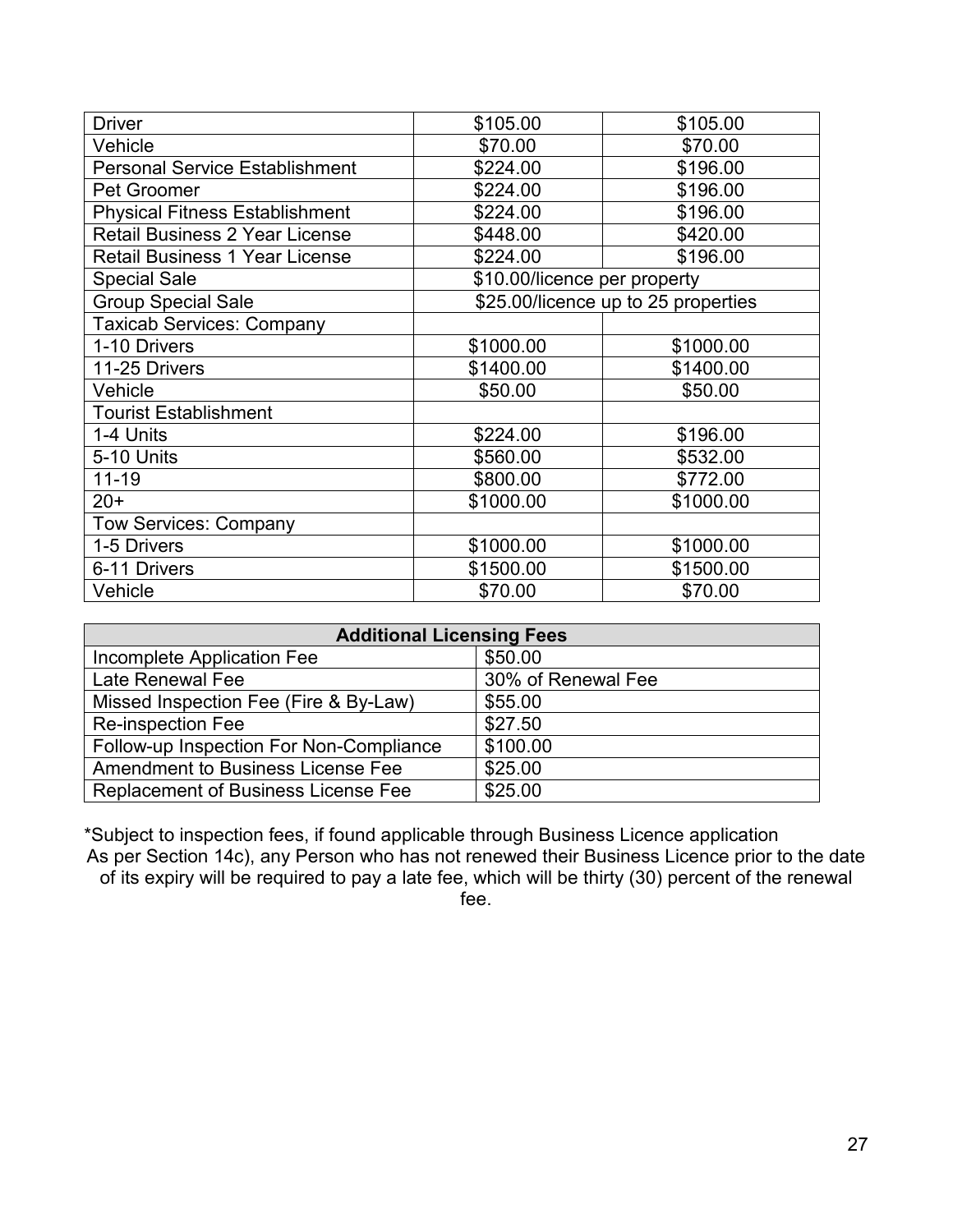| | | |
|---|---|---|
| Driver | $105.00 | $105.00 |
| Vehicle | $70.00 | $70.00 |
| Personal Service Establishment | $224.00 | $196.00 |
| Pet Groomer | $224.00 | $196.00 |
| Physical Fitness Establishment | $224.00 | $196.00 |
| Retail Business 2 Year License | $448.00 | $420.00 |
| Retail Business 1 Year License | $224.00 | $196.00 |
| Special Sale | $10.00/licence per property | |
| Group Special Sale | $25.00/licence up to 25 properties | |
| Taxicab Services: Company | | |
| 1-10 Drivers | $1000.00 | $1000.00 |
| 11-25 Drivers | $1400.00 | $1400.00 |
| Vehicle | $50.00 | $50.00 |
| Tourist Establishment | | |
| 1-4 Units | $224.00 | $196.00 |
| 5-10 Units | $560.00 | $532.00 |
| 11-19 | $800.00 | $772.00 |
| 20+ | $1000.00 | $1000.00 |
| Tow Services: Company | | |
| 1-5 Drivers | $1000.00 | $1000.00 |
| 6-11 Drivers | $1500.00 | $1500.00 |
| Vehicle | $70.00 | $70.00 |

| Additional Licensing Fees | |
|---|---|
| Incomplete Application Fee | $50.00 |
| Late Renewal Fee | 30% of Renewal Fee |
| Missed Inspection Fee (Fire & By-Law) | $55.00 |
| Re-inspection Fee | $27.50 |
| Follow-up Inspection For Non-Compliance | $100.00 |
| Amendment to Business License Fee | $25.00 |
| Replacement of Business License Fee | $25.00 |

*Subject to inspection fees, if found applicable through Business Licence application

As per Section 14c), any Person who has not renewed their Business Licence prior to the date of its expiry will be required to pay a late fee, which will be thirty (30) percent of the renewal fee.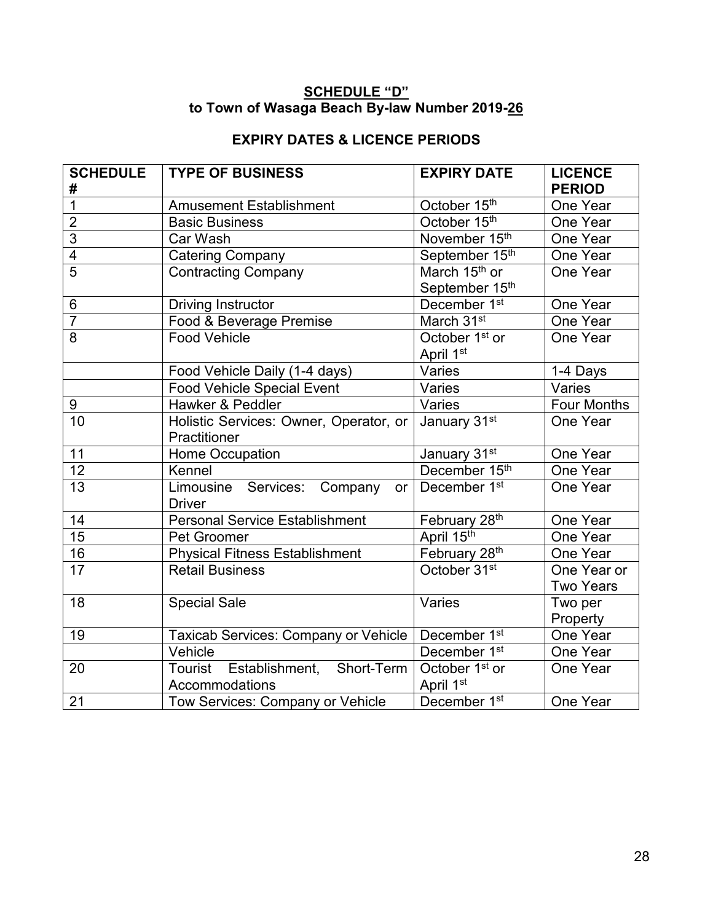**SCHEDULE "D"**
**to Town of Wasaga Beach By-law Number 2019-26**

**EXPIRY DATES & LICENCE PERIODS**

| SCHEDULE # | TYPE OF BUSINESS | EXPIRY DATE | LICENCE PERIOD |
|---|---|---|---|
| 1 | Amusement Establishment | October 15th | One Year |
| 2 | Basic Business | October 15th | One Year |
| 3 | Car Wash | November 15th | One Year |
| 4 | Catering Company | September 15th | One Year |
| 5 | Contracting Company | March 15th or September 15th | One Year |
| 6 | Driving Instructor | December 1st | One Year |
| 7 | Food & Beverage Premise | March 31st | One Year |
| 8 | Food Vehicle | October 1st or April 1st | One Year |
| | Food Vehicle Daily (1-4 days) | Varies | 1-4 Days |
| | Food Vehicle Special Event | Varies | Varies |
| 9 | Hawker & Peddler | Varies | Four Months |
| 10 | Holistic Services: Owner, Operator, or Practitioner | January 31st | One Year |
| 11 | Home Occupation | January 31st | One Year |
| 12 | Kennel | December 15th | One Year |
| 13 | Limousine Services: Company or Driver | December 1st | One Year |
| 14 | Personal Service Establishment | February 28th | One Year |
| 15 | Pet Groomer | April 15th | One Year |
| 16 | Physical Fitness Establishment | February 28th | One Year |
| 17 | Retail Business | October 31st | One Year or Two Years |
| 18 | Special Sale | Varies | Two per Property |
| 19 | Taxicab Services: Company or Vehicle | December 1st | One Year |
| | Vehicle | December 1st | One Year |
| 20 | Tourist Establishment, Short-Term Accommodations | October 1st or April 1st | One Year |
| 21 | Tow Services: Company or Vehicle | December 1st | One Year |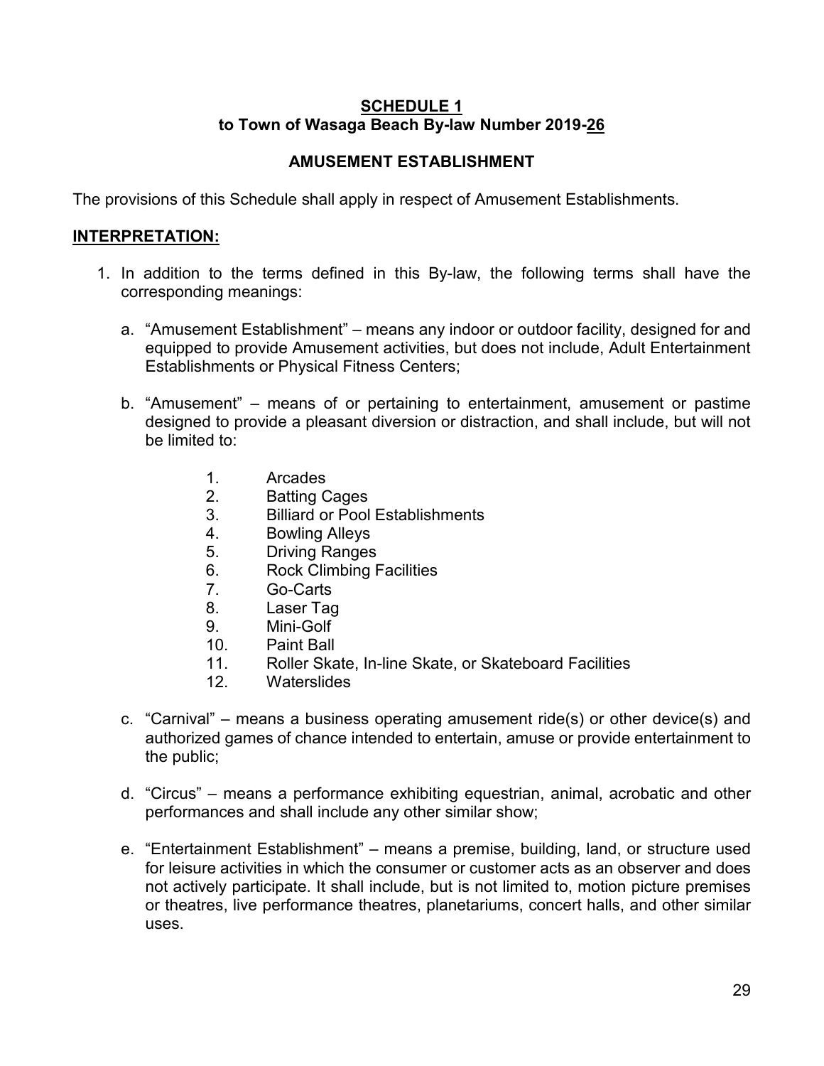**SCHEDULE 1**
**to Town of Wasaga Beach By-law Number 2019-26**

**AMUSEMENT ESTABLISHMENT**

The provisions of this Schedule shall apply in respect of Amusement Establishments.

**INTERPRETATION:**

1. In addition to the terms defined in this By-law, the following terms shall have the corresponding meanings:

   a. "Amusement Establishment" – means any indoor or outdoor facility, designed for and equipped to provide Amusement activities, but does not include, Adult Entertainment Establishments or Physical Fitness Centers;

   b. "Amusement" – means of or pertaining to entertainment, amusement or pastime designed to provide a pleasant diversion or distraction, and shall include, but will not be limited to:

      1. Arcades
      2. Batting Cages
      3. Billiard or Pool Establishments
      4. Bowling Alleys
      5. Driving Ranges
      6. Rock Climbing Facilities
      7. Go-Carts
      8. Laser Tag
      9. Mini-Golf
      10. Paint Ball
      11. Roller Skate, In-line Skate, or Skateboard Facilities
      12. Waterslides

   c. "Carnival" – means a business operating amusement ride(s) or other device(s) and authorized games of chance intended to entertain, amuse or provide entertainment to the public;

   d. "Circus" – means a performance exhibiting equestrian, animal, acrobatic and other performances and shall include any other similar show;

   e. "Entertainment Establishment" – means a premise, building, land, or structure used for leisure activities in which the consumer or customer acts as an observer and does not actively participate. It shall include, but is not limited to, motion picture premises or theatres, live performance theatres, planetariums, concert halls, and other similar uses.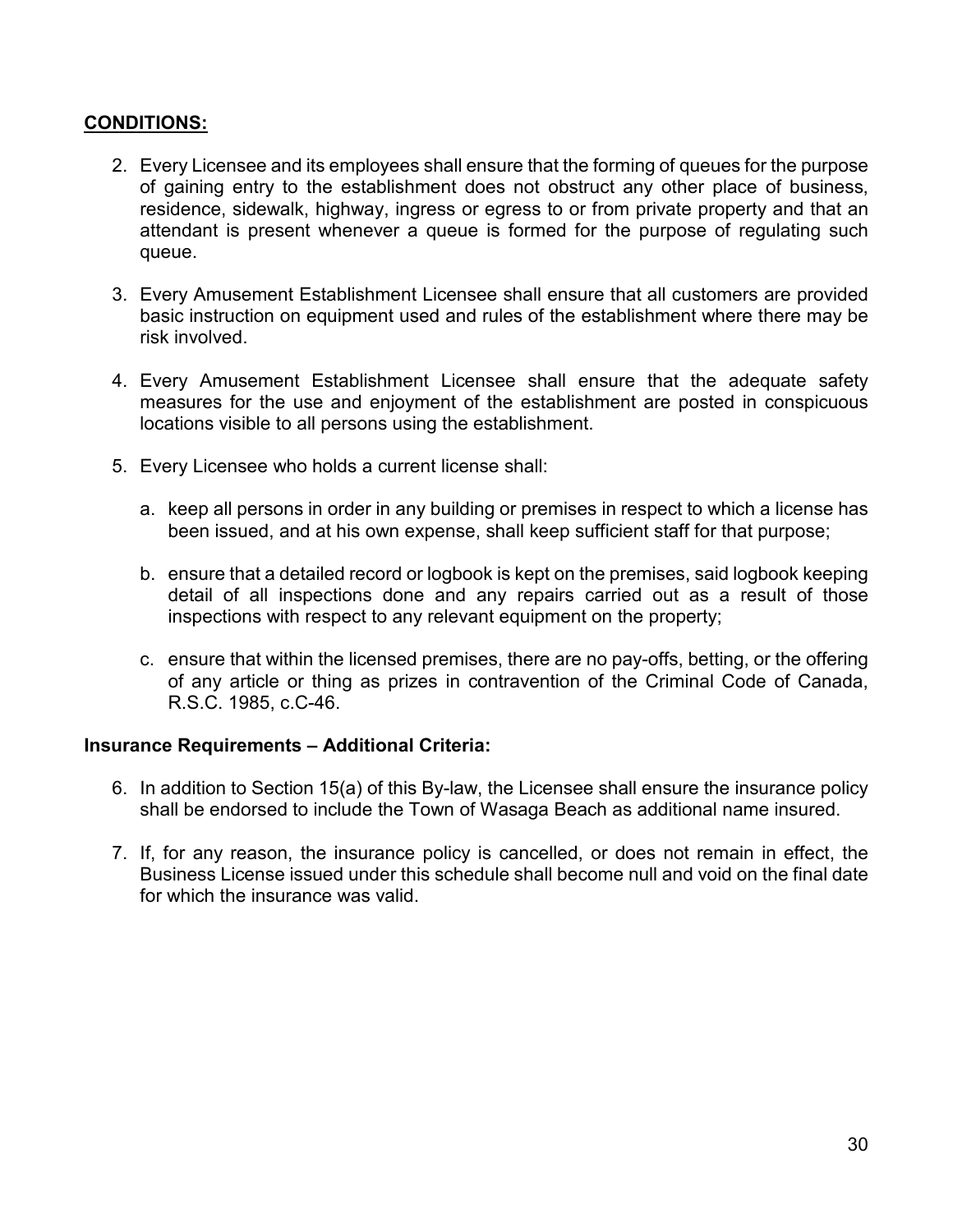**CONDITIONS:**

2. Every Licensee and its employees shall ensure that the forming of queues for the purpose of gaining entry to the establishment does not obstruct any other place of business, residence, sidewalk, highway, ingress or egress to or from private property and that an attendant is present whenever a queue is formed for the purpose of regulating such queue.

3. Every Amusement Establishment Licensee shall ensure that all customers are provided basic instruction on equipment used and rules of the establishment where there may be risk involved.

4. Every Amusement Establishment Licensee shall ensure that the adequate safety measures for the use and enjoyment of the establishment are posted in conspicuous locations visible to all persons using the establishment.

5. Every Licensee who holds a current license shall:

   a. keep all persons in order in any building or premises in respect to which a license has been issued, and at his own expense, shall keep sufficient staff for that purpose;

   b. ensure that a detailed record or logbook is kept on the premises, said logbook keeping detail of all inspections done and any repairs carried out as a result of those inspections with respect to any relevant equipment on the property;

   c. ensure that within the licensed premises, there are no pay-offs, betting, or the offering of any article or thing as prizes in contravention of the Criminal Code of Canada, R.S.C. 1985, c.C-46.

**Insurance Requirements – Additional Criteria:**

6. In addition to Section 15(a) of this By-law, the Licensee shall ensure the insurance policy shall be endorsed to include the Town of Wasaga Beach as additional name insured.

7. If, for any reason, the insurance policy is cancelled, or does not remain in effect, the Business License issued under this schedule shall become null and void on the final date for which the insurance was valid.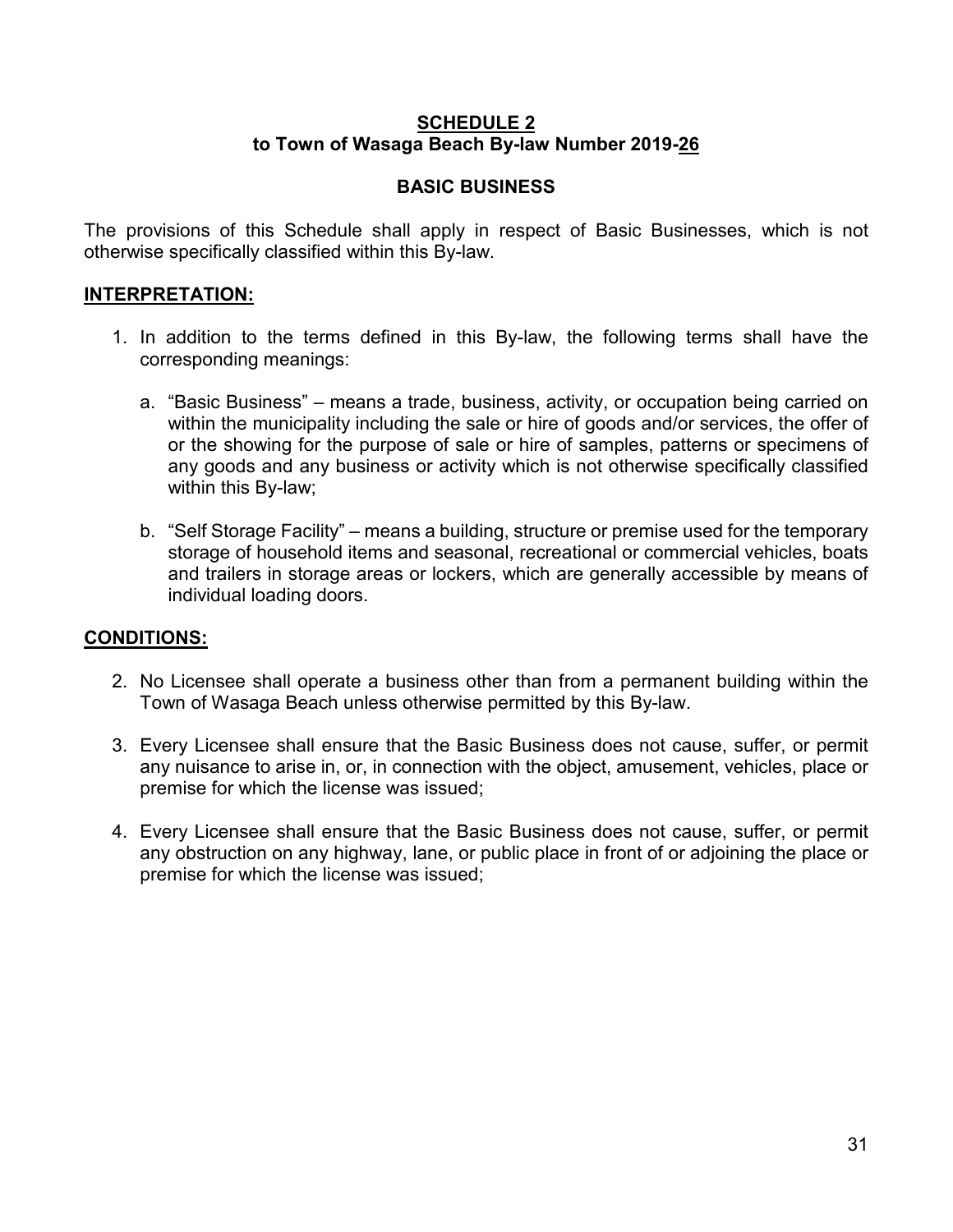## SCHEDULE 2
## to Town of Wasaga Beach By-law Number 2019-26

### BASIC BUSINESS

The provisions of this Schedule shall apply in respect of Basic Businesses, which is not otherwise specifically classified within this By-law.

**INTERPRETATION:**

1. In addition to the terms defined in this By-law, the following terms shall have the corresponding meanings:

   a. "Basic Business" – means a trade, business, activity, or occupation being carried on within the municipality including the sale or hire of goods and/or services, the offer of or the showing for the purpose of sale or hire of samples, patterns or specimens of any goods and any business or activity which is not otherwise specifically classified within this By-law;

   b. "Self Storage Facility" – means a building, structure or premise used for the temporary storage of household items and seasonal, recreational or commercial vehicles, boats and trailers in storage areas or lockers, which are generally accessible by means of individual loading doors.

**CONDITIONS:**

2. No Licensee shall operate a business other than from a permanent building within the Town of Wasaga Beach unless otherwise permitted by this By-law.

3. Every Licensee shall ensure that the Basic Business does not cause, suffer, or permit any nuisance to arise in, or, in connection with the object, amusement, vehicles, place or premise for which the license was issued;

4. Every Licensee shall ensure that the Basic Business does not cause, suffer, or permit any obstruction on any highway, lane, or public place in front of or adjoining the place or premise for which the license was issued;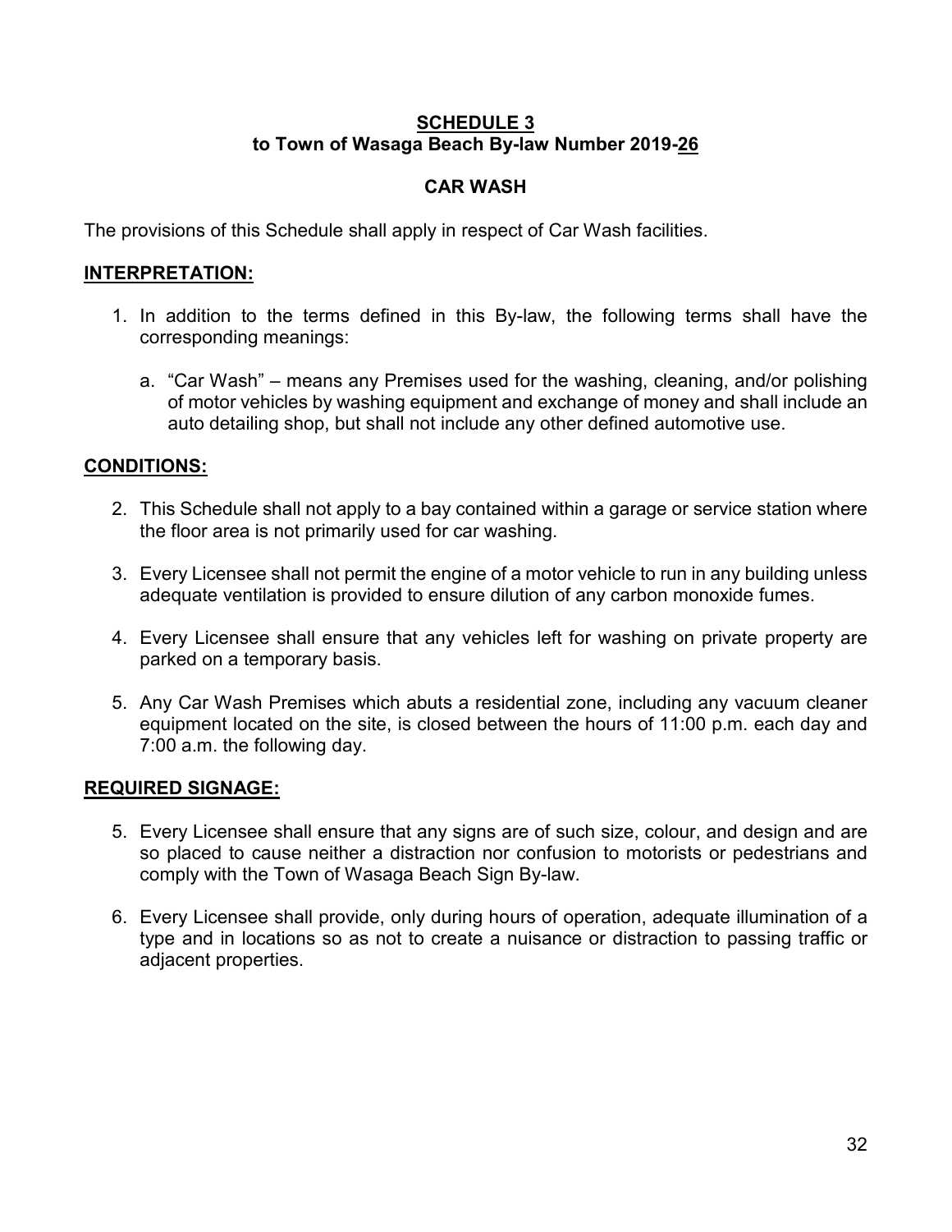**SCHEDULE 3**
**to Town of Wasaga Beach By-law Number 2019-26**

**CAR WASH**

The provisions of this Schedule shall apply in respect of Car Wash facilities.

**INTERPRETATION:**

1. In addition to the terms defined in this By-law, the following terms shall have the corresponding meanings:

   a. "Car Wash" – means any Premises used for the washing, cleaning, and/or polishing of motor vehicles by washing equipment and exchange of money and shall include an auto detailing shop, but shall not include any other defined automotive use.

**CONDITIONS:**

2. This Schedule shall not apply to a bay contained within a garage or service station where the floor area is not primarily used for car washing.

3. Every Licensee shall not permit the engine of a motor vehicle to run in any building unless adequate ventilation is provided to ensure dilution of any carbon monoxide fumes.

4. Every Licensee shall ensure that any vehicles left for washing on private property are parked on a temporary basis.

5. Any Car Wash Premises which abuts a residential zone, including any vacuum cleaner equipment located on the site, is closed between the hours of 11:00 p.m. each day and 7:00 a.m. the following day.

**REQUIRED SIGNAGE:**

5. Every Licensee shall ensure that any signs are of such size, colour, and design and are so placed to cause neither a distraction nor confusion to motorists or pedestrians and comply with the Town of Wasaga Beach Sign By-law.

6. Every Licensee shall provide, only during hours of operation, adequate illumination of a type and in locations so as not to create a nuisance or distraction to passing traffic or adjacent properties.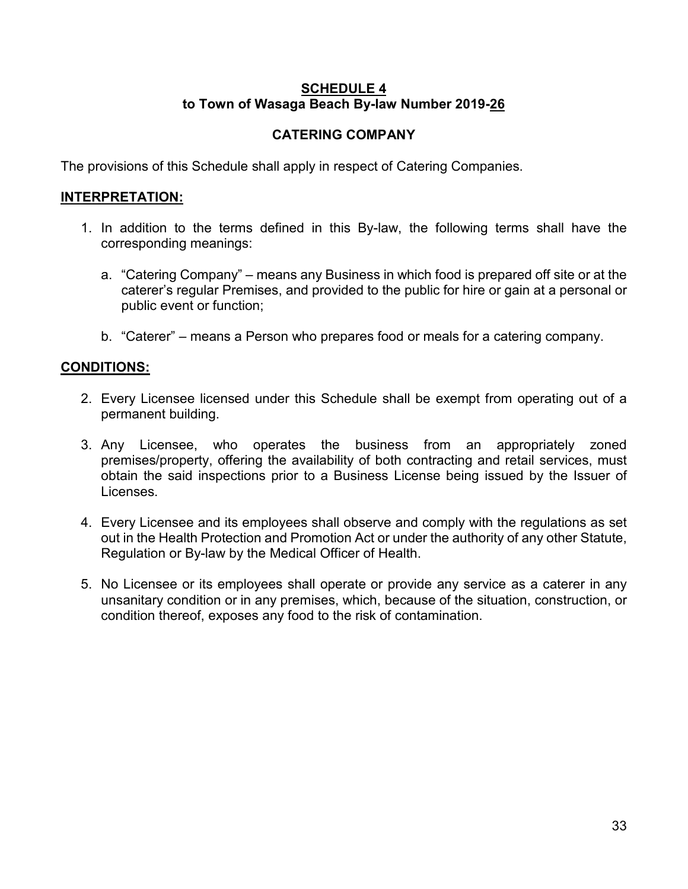## SCHEDULE 4
## to Town of Wasaga Beach By-law Number 2019-26

### CATERING COMPANY

The provisions of this Schedule shall apply in respect of Catering Companies.

**INTERPRETATION:**

1. In addition to the terms defined in this By-law, the following terms shall have the corresponding meanings:

   a. "Catering Company" – means any Business in which food is prepared off site or at the caterer's regular Premises, and provided to the public for hire or gain at a personal or public event or function;

   b. "Caterer" – means a Person who prepares food or meals for a catering company.

**CONDITIONS:**

2. Every Licensee licensed under this Schedule shall be exempt from operating out of a permanent building.

3. Any Licensee, who operates the business from an appropriately zoned premises/property, offering the availability of both contracting and retail services, must obtain the said inspections prior to a Business License being issued by the Issuer of Licenses.

4. Every Licensee and its employees shall observe and comply with the regulations as set out in the Health Protection and Promotion Act or under the authority of any other Statute, Regulation or By-law by the Medical Officer of Health.

5. No Licensee or its employees shall operate or provide any service as a caterer in any unsanitary condition or in any premises, which, because of the situation, construction, or condition thereof, exposes any food to the risk of contamination.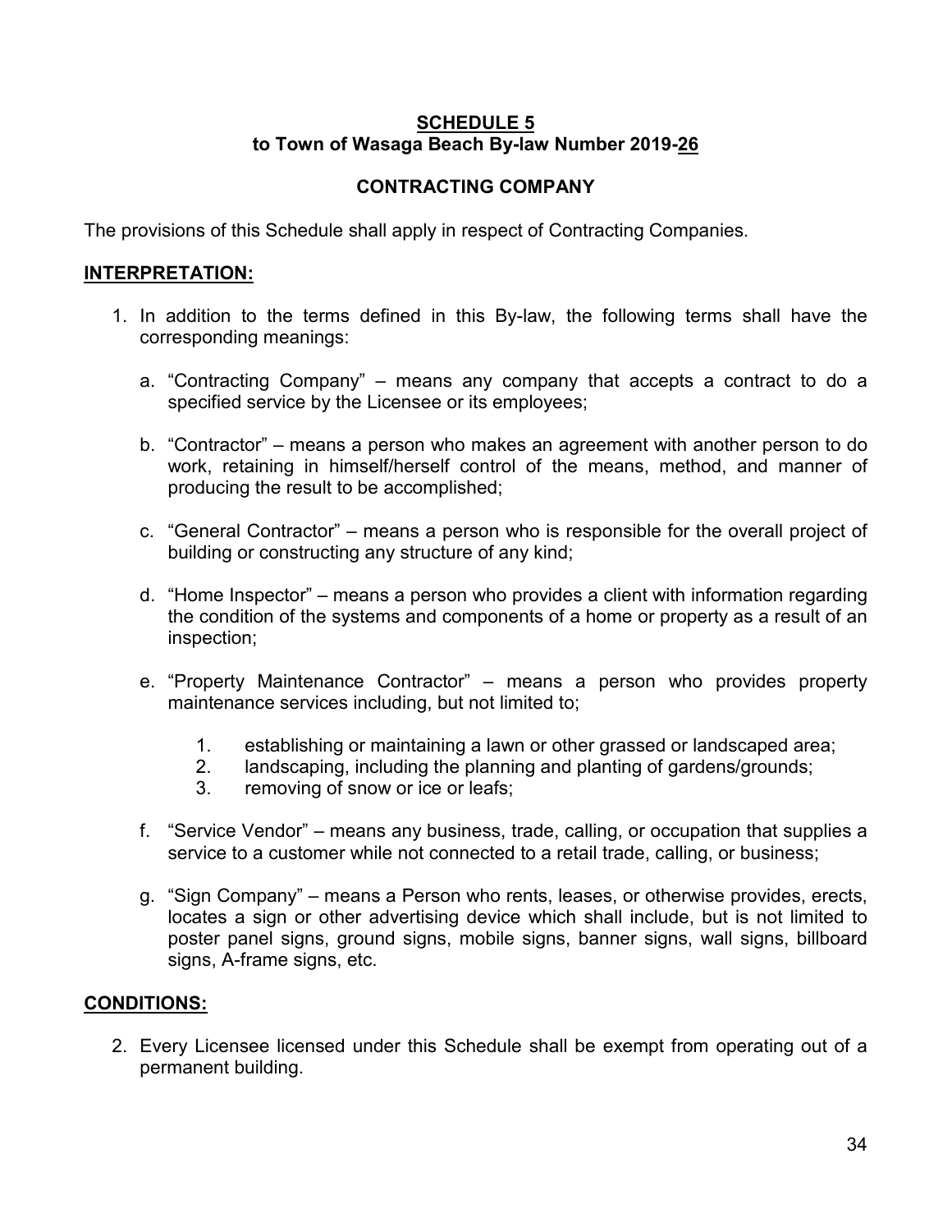**SCHEDULE 5**
**to Town of Wasaga Beach By-law Number 2019-26**

**CONTRACTING COMPANY**

The provisions of this Schedule shall apply in respect of Contracting Companies.

**INTERPRETATION:**

1. In addition to the terms defined in this By-law, the following terms shall have the corresponding meanings:

   a. "Contracting Company" – means any company that accepts a contract to do a specified service by the Licensee or its employees;

   b. "Contractor" – means a person who makes an agreement with another person to do work, retaining in himself/herself control of the means, method, and manner of producing the result to be accomplished;

   c. "General Contractor" – means a person who is responsible for the overall project of building or constructing any structure of any kind;

   d. "Home Inspector" – means a person who provides a client with information regarding the condition of the systems and components of a home or property as a result of an inspection;

   e. "Property Maintenance Contractor" – means a person who provides property maintenance services including, but not limited to;

      1. establishing or maintaining a lawn or other grassed or landscaped area;
      2. landscaping, including the planning and planting of gardens/grounds;
      3. removing of snow or ice or leafs;

   f. "Service Vendor" – means any business, trade, calling, or occupation that supplies a service to a customer while not connected to a retail trade, calling, or business;

   g. "Sign Company" – means a Person who rents, leases, or otherwise provides, erects, locates a sign or other advertising device which shall include, but is not limited to poster panel signs, ground signs, mobile signs, banner signs, wall signs, billboard signs, A-frame signs, etc.

**CONDITIONS:**

2. Every Licensee licensed under this Schedule shall be exempt from operating out of a permanent building.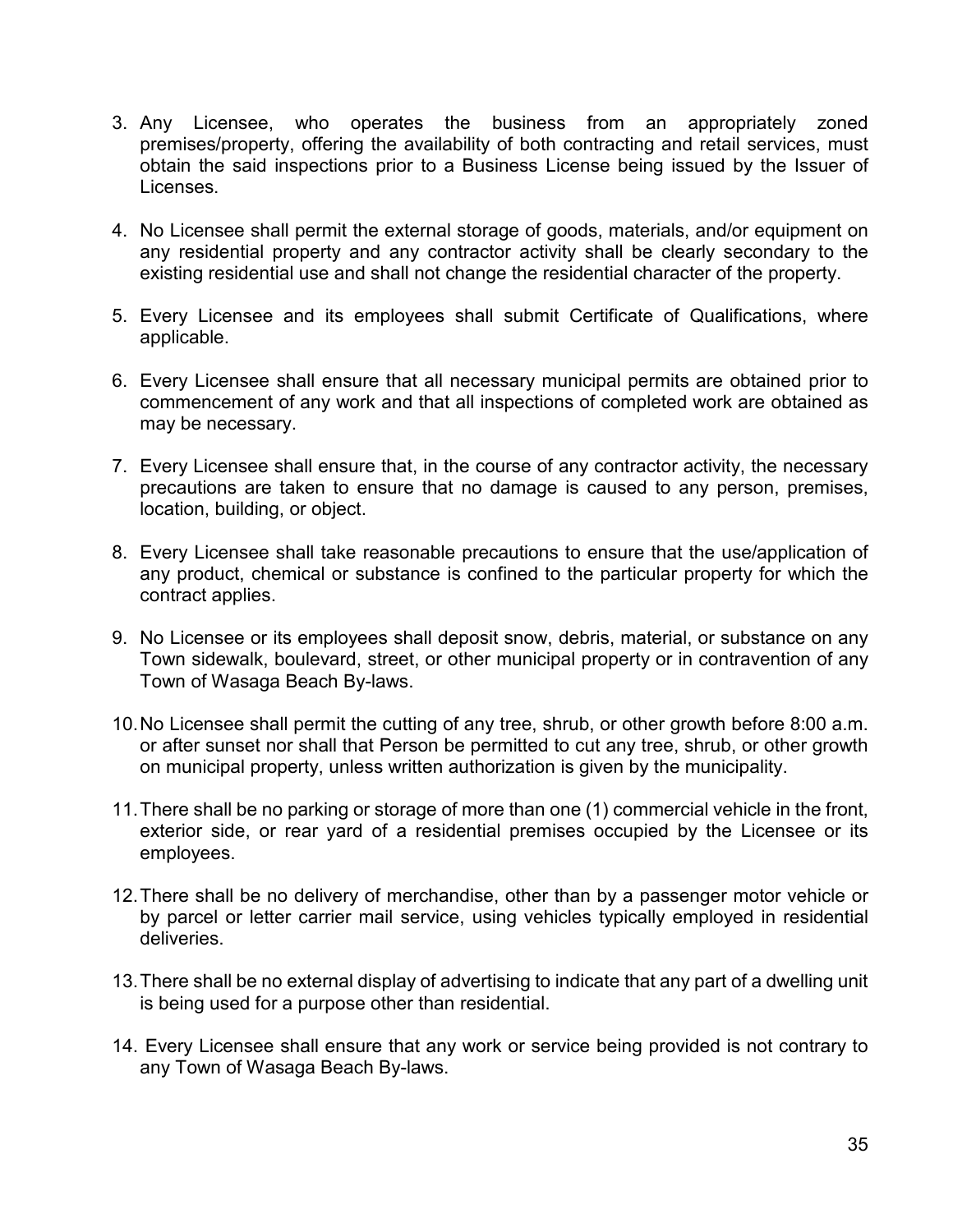3. Any Licensee, who operates the business from an appropriately zoned premises/property, offering the availability of both contracting and retail services, must obtain the said inspections prior to a Business License being issued by the Issuer of Licenses.

4. No Licensee shall permit the external storage of goods, materials, and/or equipment on any residential property and any contractor activity shall be clearly secondary to the existing residential use and shall not change the residential character of the property.

5. Every Licensee and its employees shall submit Certificate of Qualifications, where applicable.

6. Every Licensee shall ensure that all necessary municipal permits are obtained prior to commencement of any work and that all inspections of completed work are obtained as may be necessary.

7. Every Licensee shall ensure that, in the course of any contractor activity, the necessary precautions are taken to ensure that no damage is caused to any person, premises, location, building, or object.

8. Every Licensee shall take reasonable precautions to ensure that the use/application of any product, chemical or substance is confined to the particular property for which the contract applies.

9. No Licensee or its employees shall deposit snow, debris, material, or substance on any Town sidewalk, boulevard, street, or other municipal property or in contravention of any Town of Wasaga Beach By-laws.

10. No Licensee shall permit the cutting of any tree, shrub, or other growth before 8:00 a.m. or after sunset nor shall that Person be permitted to cut any tree, shrub, or other growth on municipal property, unless written authorization is given by the municipality.

11. There shall be no parking or storage of more than one (1) commercial vehicle in the front, exterior side, or rear yard of a residential premises occupied by the Licensee or its employees.

12. There shall be no delivery of merchandise, other than by a passenger motor vehicle or by parcel or letter carrier mail service, using vehicles typically employed in residential deliveries.

13. There shall be no external display of advertising to indicate that any part of a dwelling unit is being used for a purpose other than residential.

14. Every Licensee shall ensure that any work or service being provided is not contrary to any Town of Wasaga Beach By-laws.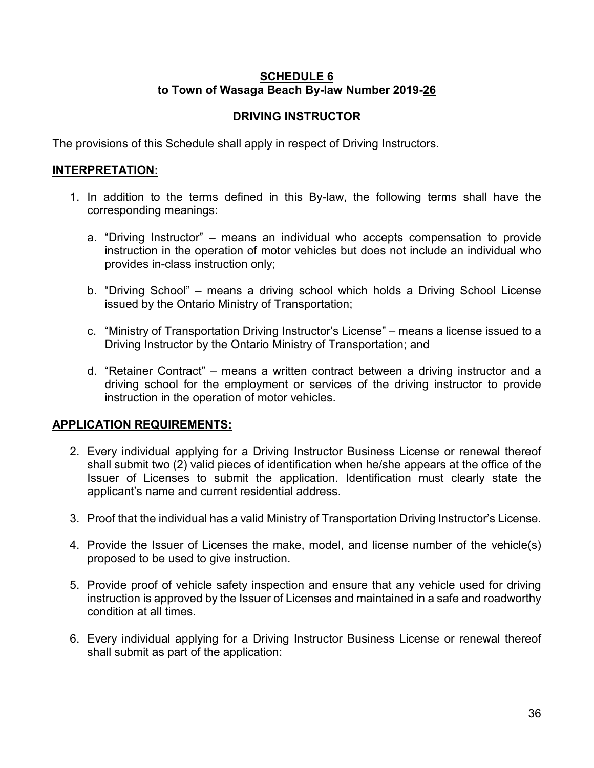**SCHEDULE 6**
**to Town of Wasaga Beach By-law Number 2019-26**

**DRIVING INSTRUCTOR**

The provisions of this Schedule shall apply in respect of Driving Instructors.

**INTERPRETATION:**

1. In addition to the terms defined in this By-law, the following terms shall have the corresponding meanings:

   a. "Driving Instructor" – means an individual who accepts compensation to provide instruction in the operation of motor vehicles but does not include an individual who provides in-class instruction only;

   b. "Driving School" – means a driving school which holds a Driving School License issued by the Ontario Ministry of Transportation;

   c. "Ministry of Transportation Driving Instructor's License" – means a license issued to a Driving Instructor by the Ontario Ministry of Transportation; and

   d. "Retainer Contract" – means a written contract between a driving instructor and a driving school for the employment or services of the driving instructor to provide instruction in the operation of motor vehicles.

**APPLICATION REQUIREMENTS:**

2. Every individual applying for a Driving Instructor Business License or renewal thereof shall submit two (2) valid pieces of identification when he/she appears at the office of the Issuer of Licenses to submit the application. Identification must clearly state the applicant's name and current residential address.

3. Proof that the individual has a valid Ministry of Transportation Driving Instructor's License.

4. Provide the Issuer of Licenses the make, model, and license number of the vehicle(s) proposed to be used to give instruction.

5. Provide proof of vehicle safety inspection and ensure that any vehicle used for driving instruction is approved by the Issuer of Licenses and maintained in a safe and roadworthy condition at all times.

6. Every individual applying for a Driving Instructor Business License or renewal thereof shall submit as part of the application: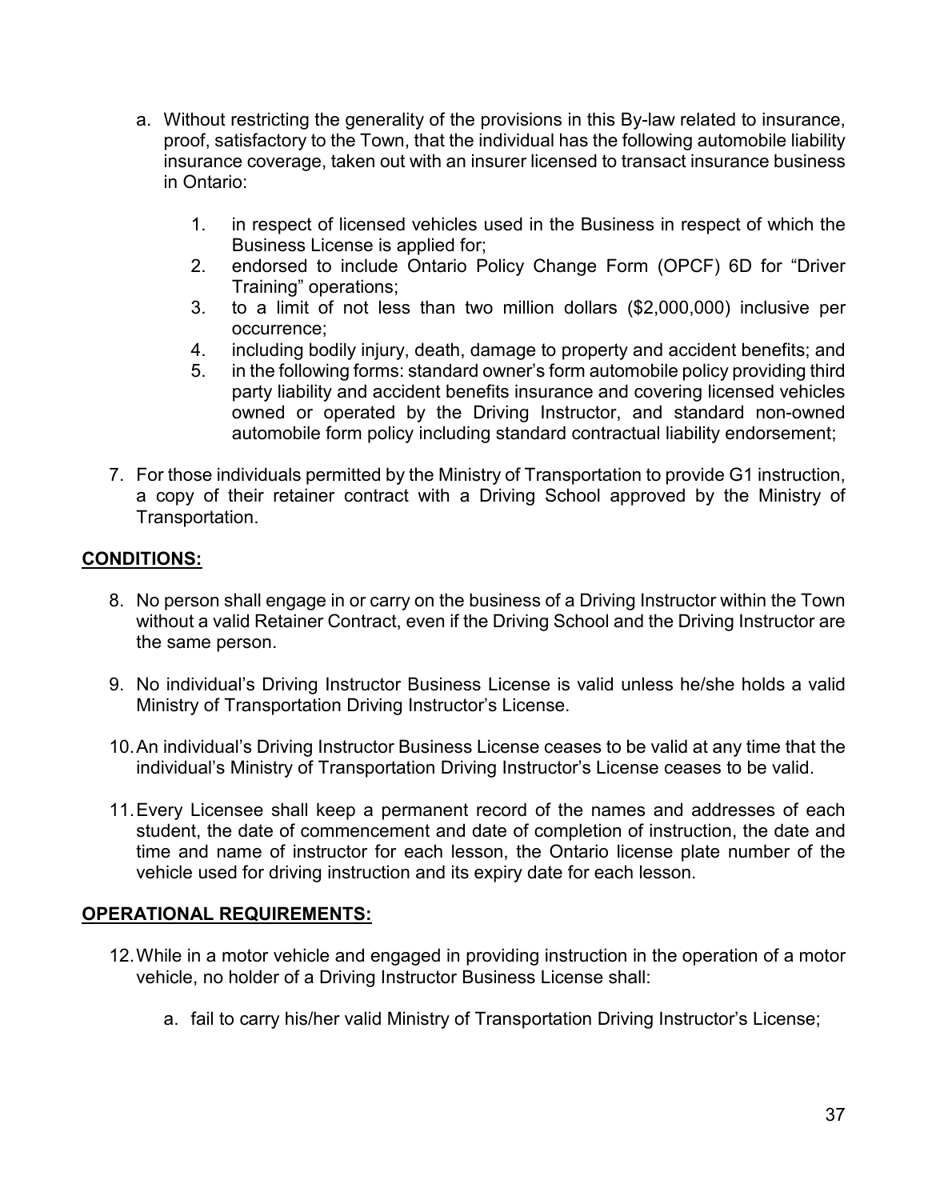a. Without restricting the generality of the provisions in this By-law related to insurance, proof, satisfactory to the Town, that the individual has the following automobile liability insurance coverage, taken out with an insurer licensed to transact insurance business in Ontario:

   1. in respect of licensed vehicles used in the Business in respect of which the Business License is applied for;
   2. endorsed to include Ontario Policy Change Form (OPCF) 6D for "Driver Training" operations;
   3. to a limit of not less than two million dollars ($2,000,000) inclusive per occurrence;
   4. including bodily injury, death, damage to property and accident benefits; and
   5. in the following forms: standard owner's form automobile policy providing third party liability and accident benefits insurance and covering licensed vehicles owned or operated by the Driving Instructor, and standard non-owned automobile form policy including standard contractual liability endorsement;

7. For those individuals permitted by the Ministry of Transportation to provide G1 instruction, a copy of their retainer contract with a Driving School approved by the Ministry of Transportation.

**CONDITIONS:**

8. No person shall engage in or carry on the business of a Driving Instructor within the Town without a valid Retainer Contract, even if the Driving School and the Driving Instructor are the same person.

9. No individual's Driving Instructor Business License is valid unless he/she holds a valid Ministry of Transportation Driving Instructor's License.

10. An individual's Driving Instructor Business License ceases to be valid at any time that the individual's Ministry of Transportation Driving Instructor's License ceases to be valid.

11. Every Licensee shall keep a permanent record of the names and addresses of each student, the date of commencement and date of completion of instruction, the date and time and name of instructor for each lesson, the Ontario license plate number of the vehicle used for driving instruction and its expiry date for each lesson.

**OPERATIONAL REQUIREMENTS:**

12. While in a motor vehicle and engaged in providing instruction in the operation of a motor vehicle, no holder of a Driving Instructor Business License shall:

    a. fail to carry his/her valid Ministry of Transportation Driving Instructor's License;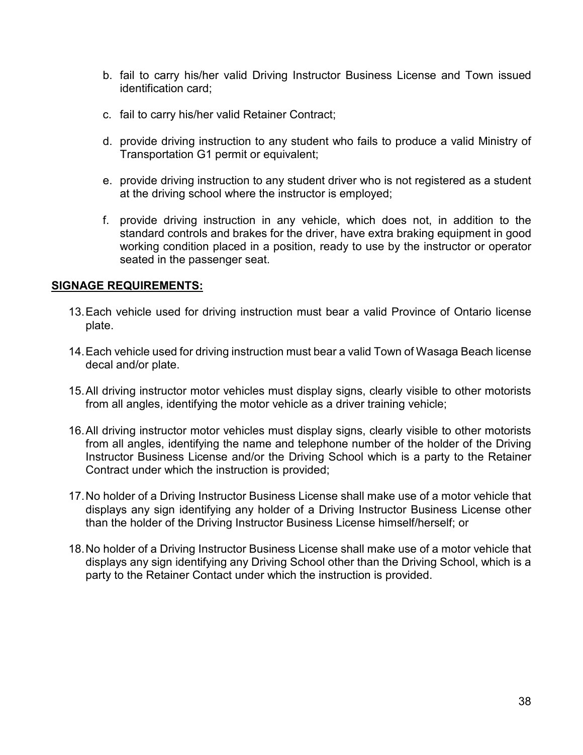b. fail to carry his/her valid Driving Instructor Business License and Town issued identification card;

c. fail to carry his/her valid Retainer Contract;

d. provide driving instruction to any student who fails to produce a valid Ministry of Transportation G1 permit or equivalent;

e. provide driving instruction to any student driver who is not registered as a student at the driving school where the instructor is employed;

f. provide driving instruction in any vehicle, which does not, in addition to the standard controls and brakes for the driver, have extra braking equipment in good working condition placed in a position, ready to use by the instructor or operator seated in the passenger seat.

**SIGNAGE REQUIREMENTS:**

13. Each vehicle used for driving instruction must bear a valid Province of Ontario license plate.

14. Each vehicle used for driving instruction must bear a valid Town of Wasaga Beach license decal and/or plate.

15. All driving instructor motor vehicles must display signs, clearly visible to other motorists from all angles, identifying the motor vehicle as a driver training vehicle;

16. All driving instructor motor vehicles must display signs, clearly visible to other motorists from all angles, identifying the name and telephone number of the holder of the Driving Instructor Business License and/or the Driving School which is a party to the Retainer Contract under which the instruction is provided;

17. No holder of a Driving Instructor Business License shall make use of a motor vehicle that displays any sign identifying any holder of a Driving Instructor Business License other than the holder of the Driving Instructor Business License himself/herself; or

18. No holder of a Driving Instructor Business License shall make use of a motor vehicle that displays any sign identifying any Driving School other than the Driving School, which is a party to the Retainer Contact under which the instruction is provided.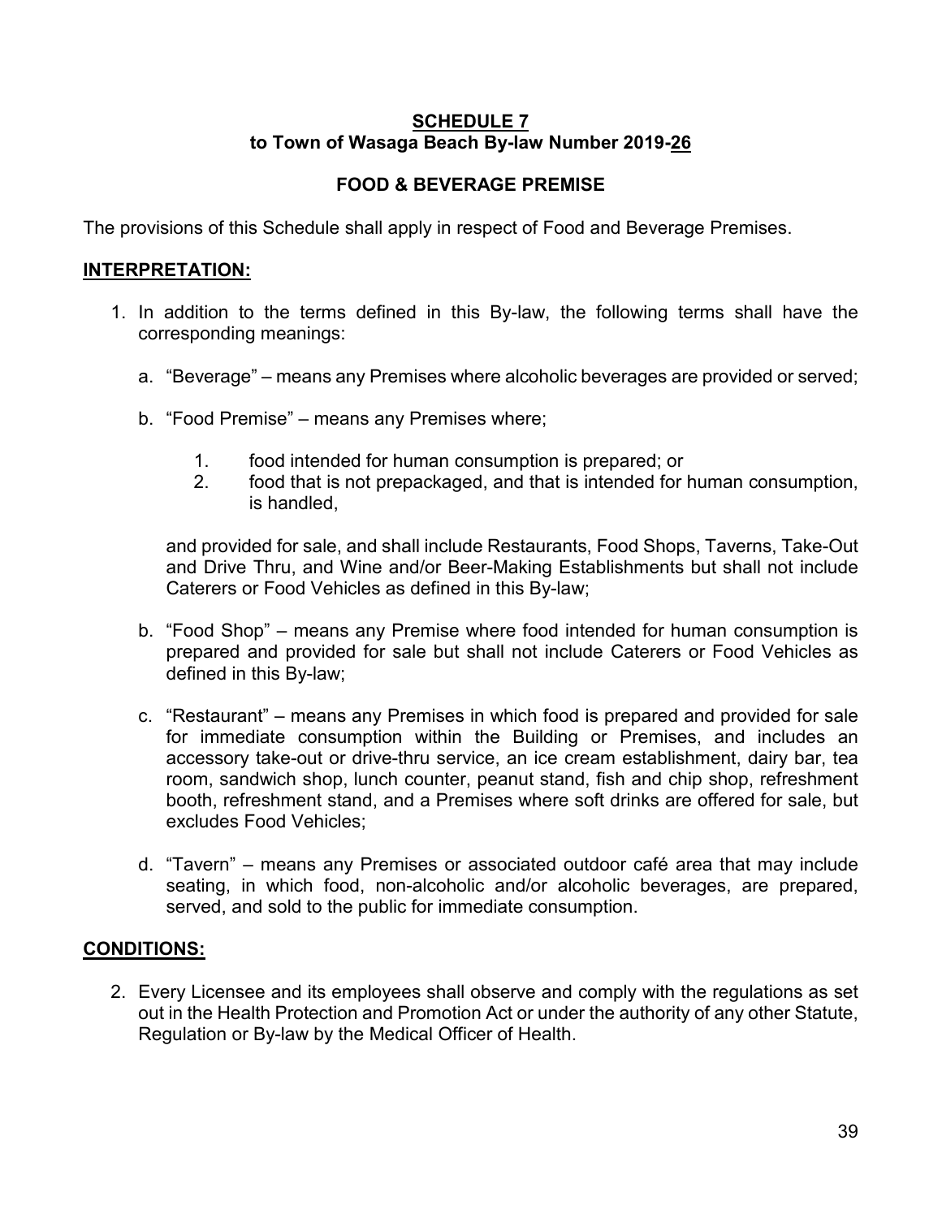**SCHEDULE 7**
**to Town of Wasaga Beach By-law Number 2019-26**

**FOOD & BEVERAGE PREMISE**

The provisions of this Schedule shall apply in respect of Food and Beverage Premises.

**INTERPRETATION:**

1. In addition to the terms defined in this By-law, the following terms shall have the corresponding meanings:

   a. "Beverage" – means any Premises where alcoholic beverages are provided or served;

   b. "Food Premise" – means any Premises where;

      1. food intended for human consumption is prepared; or
      2. food that is not prepackaged, and that is intended for human consumption, is handled,

      and provided for sale, and shall include Restaurants, Food Shops, Taverns, Take-Out and Drive Thru, and Wine and/or Beer-Making Establishments but shall not include Caterers or Food Vehicles as defined in this By-law;

   b. "Food Shop" – means any Premise where food intended for human consumption is prepared and provided for sale but shall not include Caterers or Food Vehicles as defined in this By-law;

   c. "Restaurant" – means any Premises in which food is prepared and provided for sale for immediate consumption within the Building or Premises, and includes an accessory take-out or drive-thru service, an ice cream establishment, dairy bar, tea room, sandwich shop, lunch counter, peanut stand, fish and chip shop, refreshment booth, refreshment stand, and a Premises where soft drinks are offered for sale, but excludes Food Vehicles;

   d. "Tavern" – means any Premises or associated outdoor café area that may include seating, in which food, non-alcoholic and/or alcoholic beverages, are prepared, served, and sold to the public for immediate consumption.

**CONDITIONS:**

2. Every Licensee and its employees shall observe and comply with the regulations as set out in the Health Protection and Promotion Act or under the authority of any other Statute, Regulation or By-law by the Medical Officer of Health.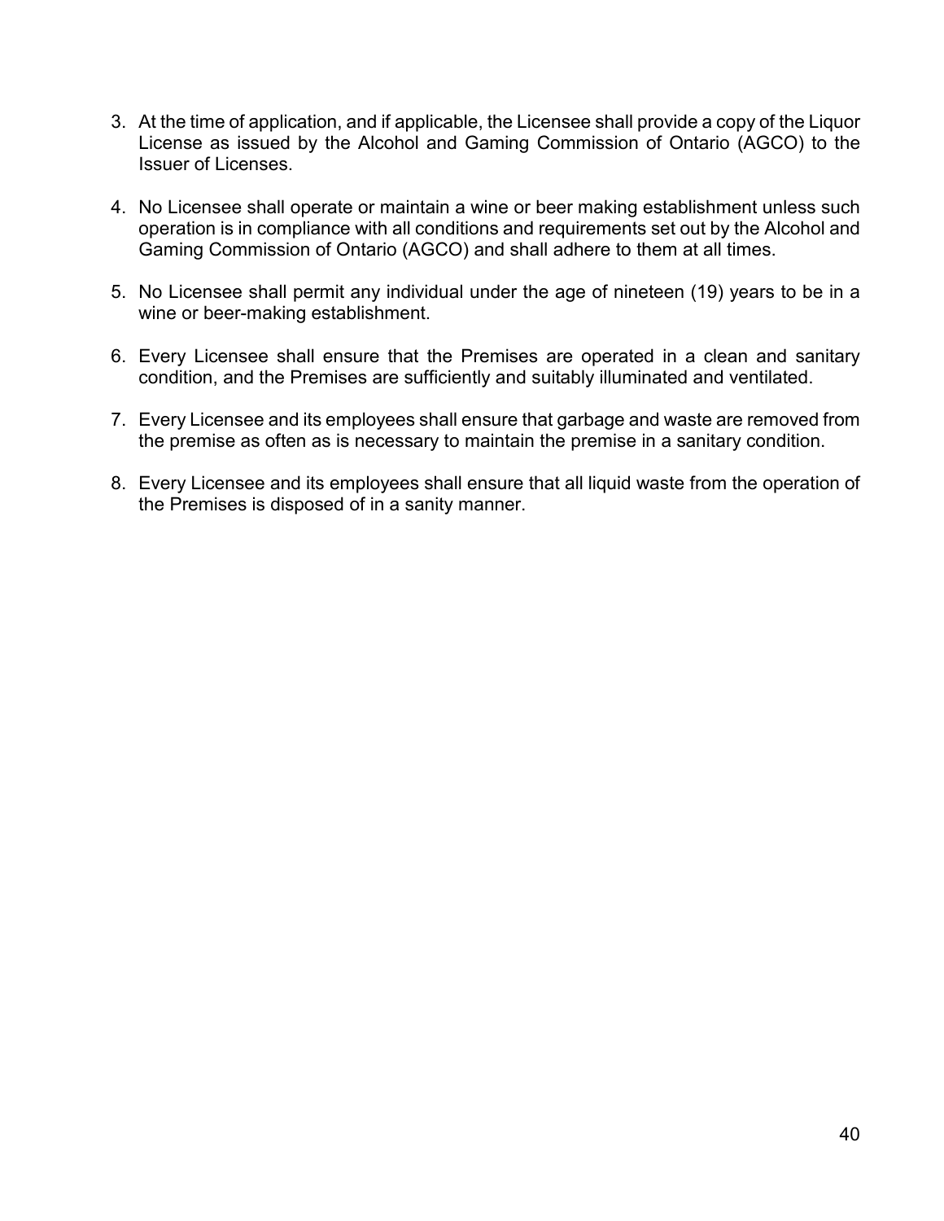3. At the time of application, and if applicable, the Licensee shall provide a copy of the Liquor License as issued by the Alcohol and Gaming Commission of Ontario (AGCO) to the Issuer of Licenses.

4. No Licensee shall operate or maintain a wine or beer making establishment unless such operation is in compliance with all conditions and requirements set out by the Alcohol and Gaming Commission of Ontario (AGCO) and shall adhere to them at all times.

5. No Licensee shall permit any individual under the age of nineteen (19) years to be in a wine or beer-making establishment.

6. Every Licensee shall ensure that the Premises are operated in a clean and sanitary condition, and the Premises are sufficiently and suitably illuminated and ventilated.

7. Every Licensee and its employees shall ensure that garbage and waste are removed from the premise as often as is necessary to maintain the premise in a sanitary condition.

8. Every Licensee and its employees shall ensure that all liquid waste from the operation of the Premises is disposed of in a sanity manner.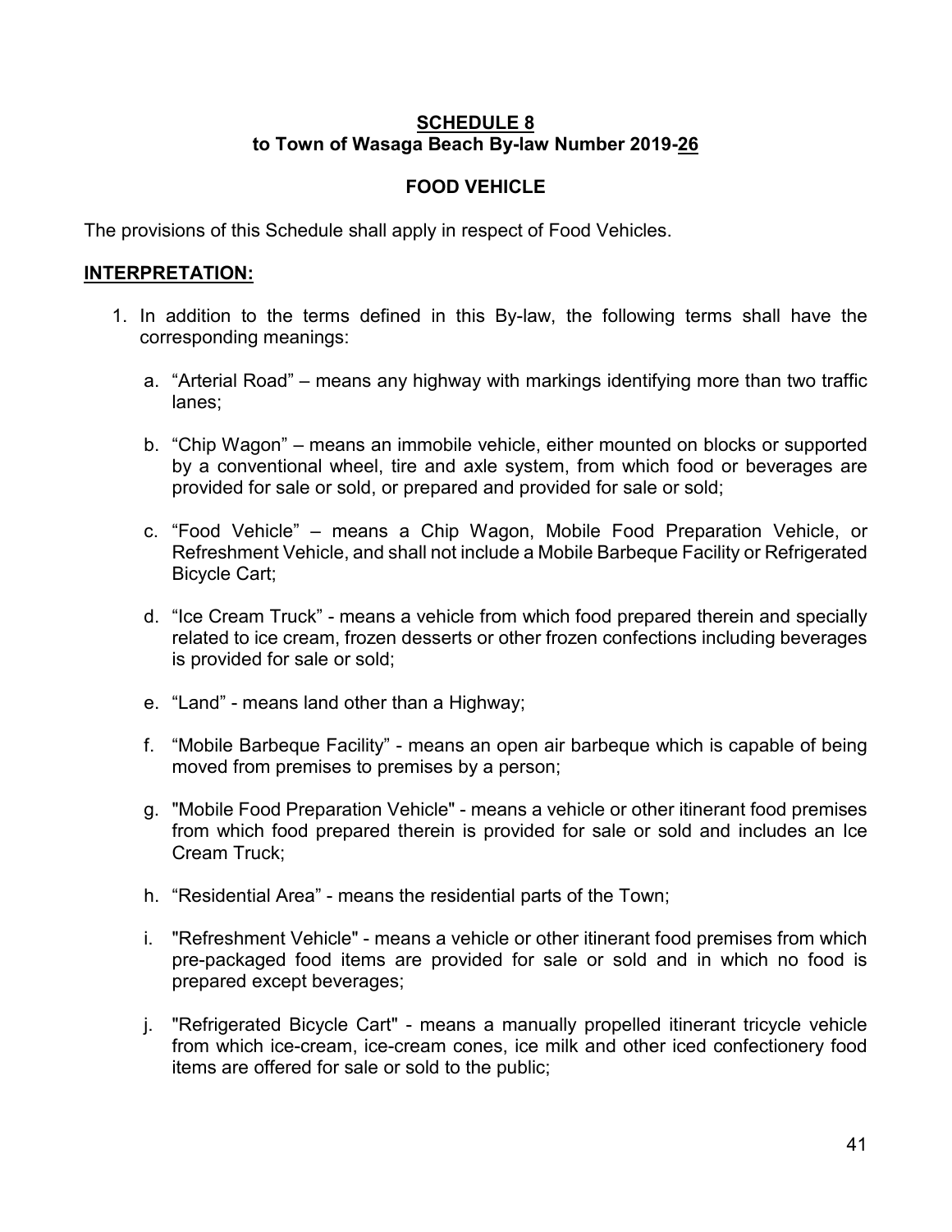**SCHEDULE 8**
**to Town of Wasaga Beach By-law Number 2019-26**

**FOOD VEHICLE**

The provisions of this Schedule shall apply in respect of Food Vehicles.

**INTERPRETATION:**

1. In addition to the terms defined in this By-law, the following terms shall have the corresponding meanings:

   a. "Arterial Road" – means any highway with markings identifying more than two traffic lanes;

   b. "Chip Wagon" – means an immobile vehicle, either mounted on blocks or supported by a conventional wheel, tire and axle system, from which food or beverages are provided for sale or sold, or prepared and provided for sale or sold;

   c. "Food Vehicle" – means a Chip Wagon, Mobile Food Preparation Vehicle, or Refreshment Vehicle, and shall not include a Mobile Barbeque Facility or Refrigerated Bicycle Cart;

   d. "Ice Cream Truck" - means a vehicle from which food prepared therein and specially related to ice cream, frozen desserts or other frozen confections including beverages is provided for sale or sold;

   e. "Land" - means land other than a Highway;

   f. "Mobile Barbeque Facility" - means an open air barbeque which is capable of being moved from premises to premises by a person;

   g. "Mobile Food Preparation Vehicle" - means a vehicle or other itinerant food premises from which food prepared therein is provided for sale or sold and includes an Ice Cream Truck;

   h. "Residential Area" - means the residential parts of the Town;

   i. "Refreshment Vehicle" - means a vehicle or other itinerant food premises from which pre-packaged food items are provided for sale or sold and in which no food is prepared except beverages;

   j. "Refrigerated Bicycle Cart" - means a manually propelled itinerant tricycle vehicle from which ice-cream, ice-cream cones, ice milk and other iced confectionery food items are offered for sale or sold to the public;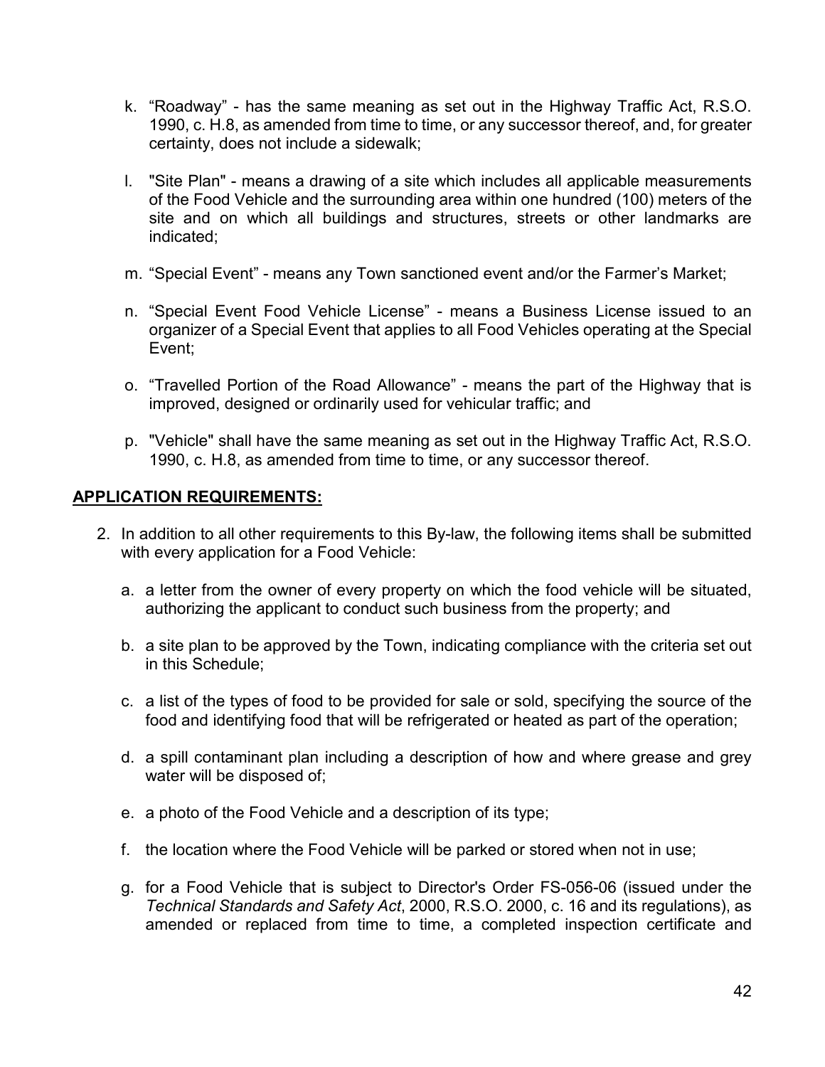k. “Roadway” - has the same meaning as set out in the Highway Traffic Act, R.S.O. 1990, c. H.8, as amended from time to time, or any successor thereof, and, for greater certainty, does not include a sidewalk;

l. "Site Plan" - means a drawing of a site which includes all applicable measurements of the Food Vehicle and the surrounding area within one hundred (100) meters of the site and on which all buildings and structures, streets or other landmarks are indicated;

m. “Special Event” - means any Town sanctioned event and/or the Farmer’s Market;

n. “Special Event Food Vehicle License” - means a Business License issued to an organizer of a Special Event that applies to all Food Vehicles operating at the Special Event;

o. “Travelled Portion of the Road Allowance” - means the part of the Highway that is improved, designed or ordinarily used for vehicular traffic; and

p. "Vehicle" shall have the same meaning as set out in the Highway Traffic Act, R.S.O. 1990, c. H.8, as amended from time to time, or any successor thereof.

## **APPLICATION REQUIREMENTS:**

2. In addition to all other requirements to this By-law, the following items shall be submitted with every application for a Food Vehicle:

   a. a letter from the owner of every property on which the food vehicle will be situated, authorizing the applicant to conduct such business from the property; and

   b. a site plan to be approved by the Town, indicating compliance with the criteria set out in this Schedule;

   c. a list of the types of food to be provided for sale or sold, specifying the source of the food and identifying food that will be refrigerated or heated as part of the operation;

   d. a spill contaminant plan including a description of how and where grease and grey water will be disposed of;

   e. a photo of the Food Vehicle and a description of its type;

   f. the location where the Food Vehicle will be parked or stored when not in use;

   g. for a Food Vehicle that is subject to Director's Order FS-056-06 (issued under the *Technical Standards and Safety Act*, 2000, R.S.O. 2000, c. 16 and its regulations), as amended or replaced from time to time, a completed inspection certificate and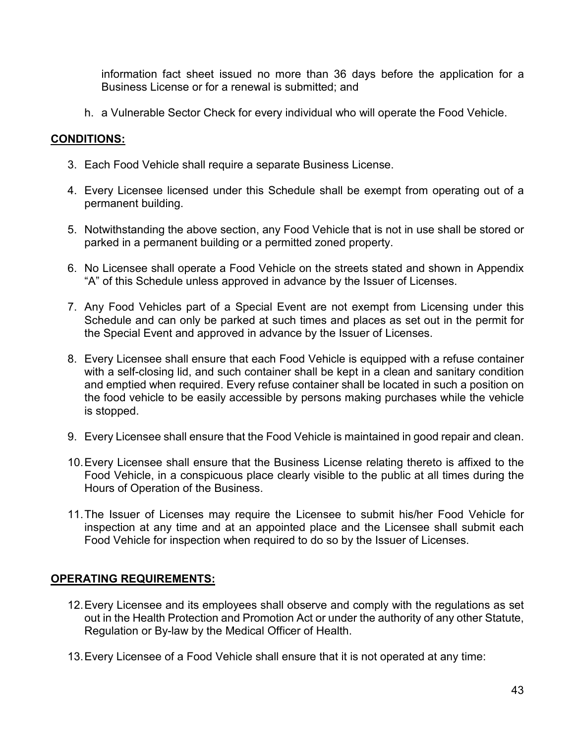information fact sheet issued no more than 36 days before the application for a Business License or for a renewal is submitted; and

h. a Vulnerable Sector Check for every individual who will operate the Food Vehicle.

**CONDITIONS:**

3. Each Food Vehicle shall require a separate Business License.

4. Every Licensee licensed under this Schedule shall be exempt from operating out of a permanent building.

5. Notwithstanding the above section, any Food Vehicle that is not in use shall be stored or parked in a permanent building or a permitted zoned property.

6. No Licensee shall operate a Food Vehicle on the streets stated and shown in Appendix "A" of this Schedule unless approved in advance by the Issuer of Licenses.

7. Any Food Vehicles part of a Special Event are not exempt from Licensing under this Schedule and can only be parked at such times and places as set out in the permit for the Special Event and approved in advance by the Issuer of Licenses.

8. Every Licensee shall ensure that each Food Vehicle is equipped with a refuse container with a self-closing lid, and such container shall be kept in a clean and sanitary condition and emptied when required. Every refuse container shall be located in such a position on the food vehicle to be easily accessible by persons making purchases while the vehicle is stopped.

9. Every Licensee shall ensure that the Food Vehicle is maintained in good repair and clean.

10. Every Licensee shall ensure that the Business License relating thereto is affixed to the Food Vehicle, in a conspicuous place clearly visible to the public at all times during the Hours of Operation of the Business.

11. The Issuer of Licenses may require the Licensee to submit his/her Food Vehicle for inspection at any time and at an appointed place and the Licensee shall submit each Food Vehicle for inspection when required to do so by the Issuer of Licenses.

**OPERATING REQUIREMENTS:**

12. Every Licensee and its employees shall observe and comply with the regulations as set out in the Health Protection and Promotion Act or under the authority of any other Statute, Regulation or By-law by the Medical Officer of Health.

13. Every Licensee of a Food Vehicle shall ensure that it is not operated at any time: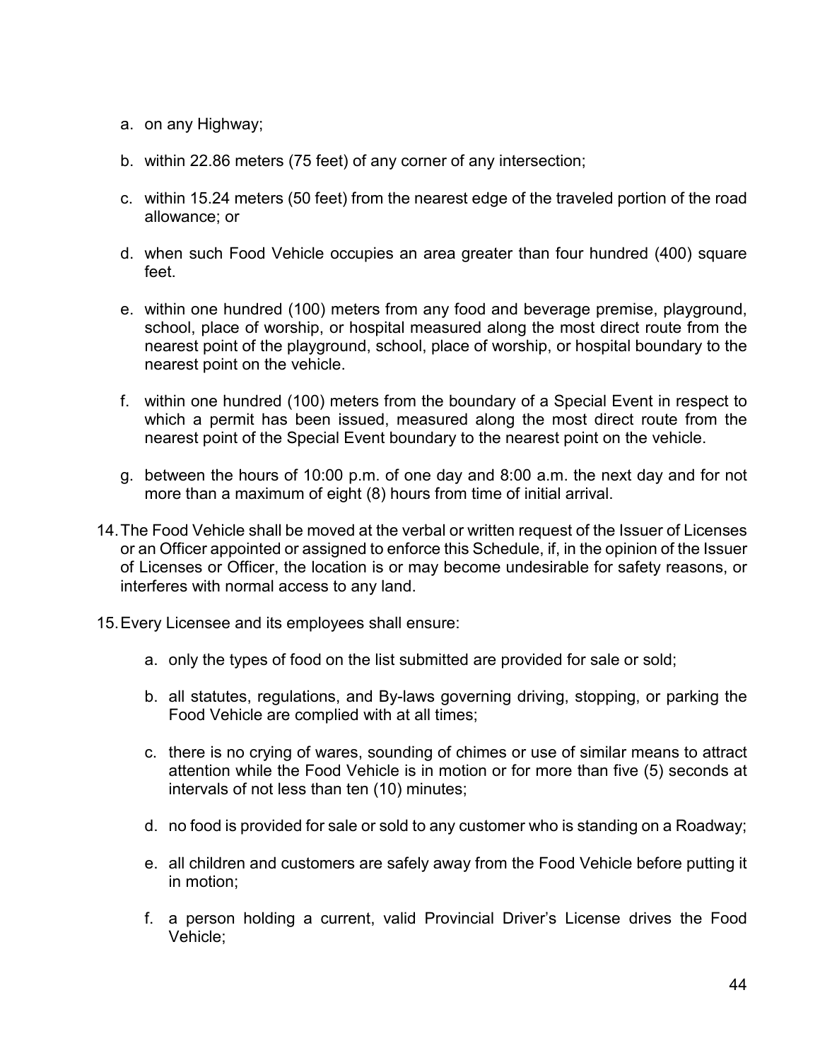a. on any Highway;

b. within 22.86 meters (75 feet) of any corner of any intersection;

c. within 15.24 meters (50 feet) from the nearest edge of the traveled portion of the road allowance; or

d. when such Food Vehicle occupies an area greater than four hundred (400) square feet.

e. within one hundred (100) meters from any food and beverage premise, playground, school, place of worship, or hospital measured along the most direct route from the nearest point of the playground, school, place of worship, or hospital boundary to the nearest point on the vehicle.

f. within one hundred (100) meters from the boundary of a Special Event in respect to which a permit has been issued, measured along the most direct route from the nearest point of the Special Event boundary to the nearest point on the vehicle.

g. between the hours of 10:00 p.m. of one day and 8:00 a.m. the next day and for not more than a maximum of eight (8) hours from time of initial arrival.

14. The Food Vehicle shall be moved at the verbal or written request of the Issuer of Licenses or an Officer appointed or assigned to enforce this Schedule, if, in the opinion of the Issuer of Licenses or Officer, the location is or may become undesirable for safety reasons, or interferes with normal access to any land.

15. Every Licensee and its employees shall ensure:

a. only the types of food on the list submitted are provided for sale or sold;

b. all statutes, regulations, and By-laws governing driving, stopping, or parking the Food Vehicle are complied with at all times;

c. there is no crying of wares, sounding of chimes or use of similar means to attract attention while the Food Vehicle is in motion or for more than five (5) seconds at intervals of not less than ten (10) minutes;

d. no food is provided for sale or sold to any customer who is standing on a Roadway;

e. all children and customers are safely away from the Food Vehicle before putting it in motion;

f. a person holding a current, valid Provincial Driver's License drives the Food Vehicle;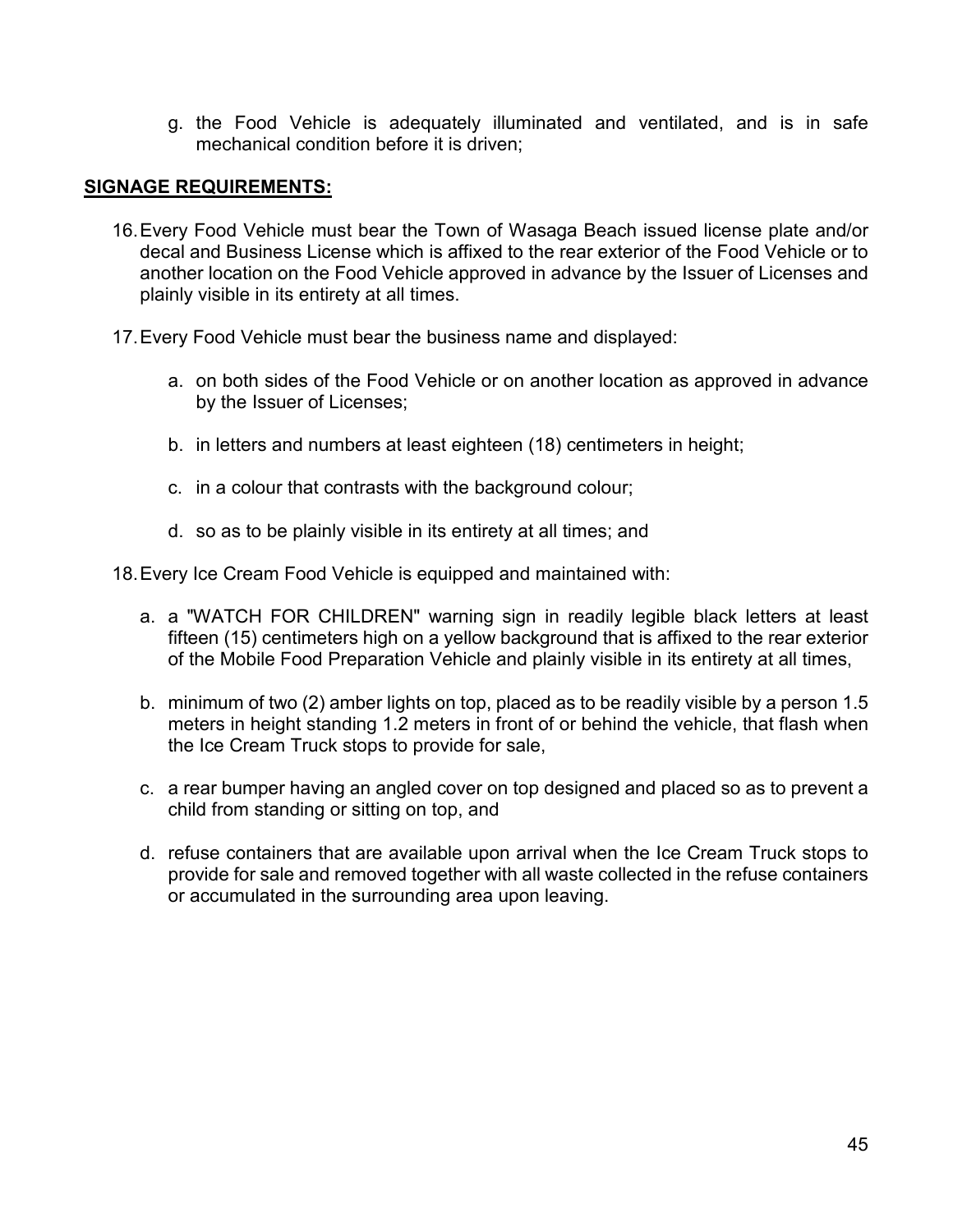g. the Food Vehicle is adequately illuminated and ventilated, and is in safe mechanical condition before it is driven;

**SIGNAGE REQUIREMENTS:**

16. Every Food Vehicle must bear the Town of Wasaga Beach issued license plate and/or decal and Business License which is affixed to the rear exterior of the Food Vehicle or to another location on the Food Vehicle approved in advance by the Issuer of Licenses and plainly visible in its entirety at all times.

17. Every Food Vehicle must bear the business name and displayed:

    a. on both sides of the Food Vehicle or on another location as approved in advance by the Issuer of Licenses;

    b. in letters and numbers at least eighteen (18) centimeters in height;

    c. in a colour that contrasts with the background colour;

    d. so as to be plainly visible in its entirety at all times; and

18. Every Ice Cream Food Vehicle is equipped and maintained with:

    a. a "WATCH FOR CHILDREN" warning sign in readily legible black letters at least fifteen (15) centimeters high on a yellow background that is affixed to the rear exterior of the Mobile Food Preparation Vehicle and plainly visible in its entirety at all times,

    b. minimum of two (2) amber lights on top, placed as to be readily visible by a person 1.5 meters in height standing 1.2 meters in front of or behind the vehicle, that flash when the Ice Cream Truck stops to provide for sale,

    c. a rear bumper having an angled cover on top designed and placed so as to prevent a child from standing or sitting on top, and

    d. refuse containers that are available upon arrival when the Ice Cream Truck stops to provide for sale and removed together with all waste collected in the refuse containers or accumulated in the surrounding area upon leaving.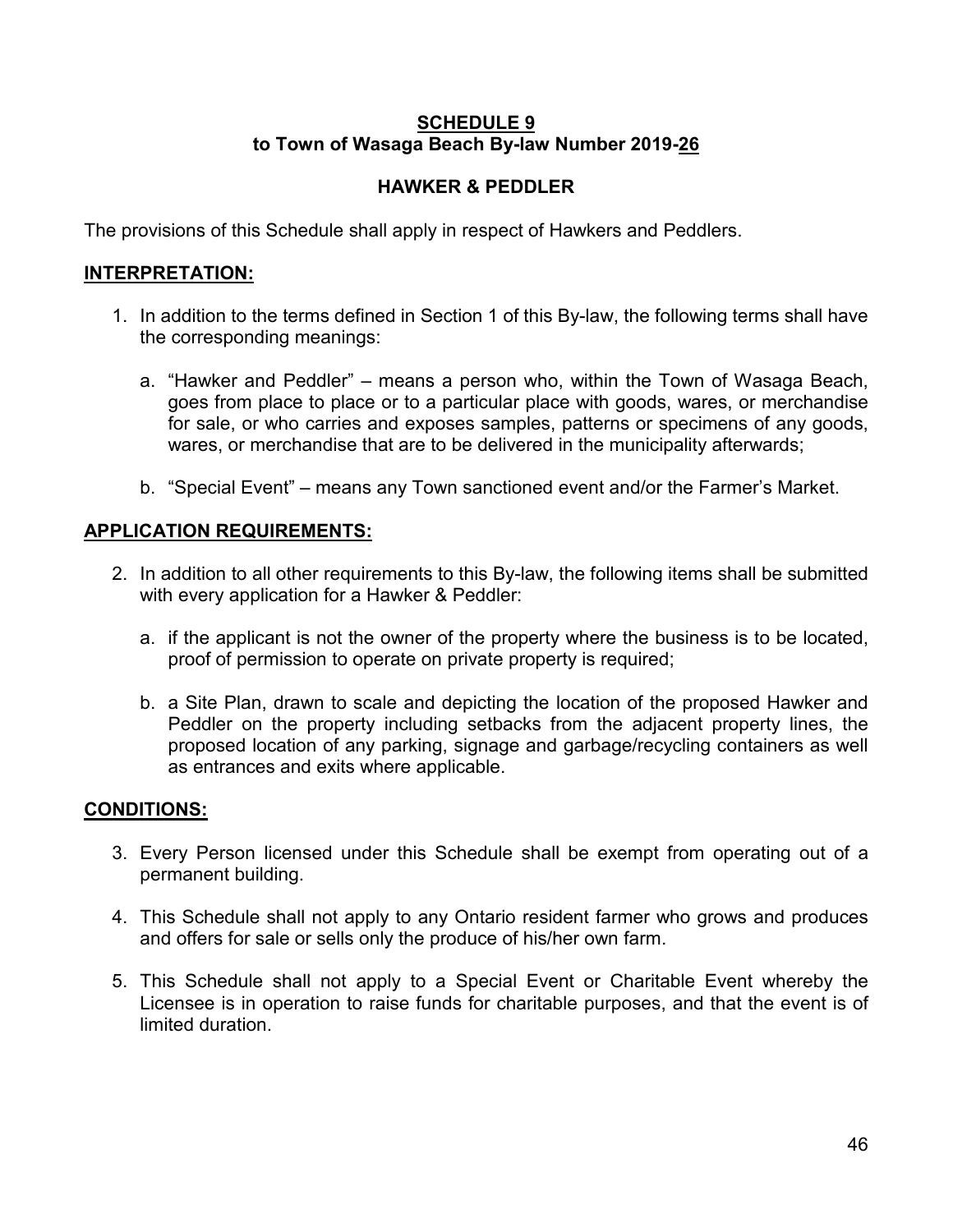**SCHEDULE 9**
**to Town of Wasaga Beach By-law Number 2019-26**

**HAWKER & PEDDLER**

The provisions of this Schedule shall apply in respect of Hawkers and Peddlers.

**INTERPRETATION:**

1. In addition to the terms defined in Section 1 of this By-law, the following terms shall have the corresponding meanings:

   a. "Hawker and Peddler" – means a person who, within the Town of Wasaga Beach, goes from place to place or to a particular place with goods, wares, or merchandise for sale, or who carries and exposes samples, patterns or specimens of any goods, wares, or merchandise that are to be delivered in the municipality afterwards;

   b. "Special Event" – means any Town sanctioned event and/or the Farmer's Market.

**APPLICATION REQUIREMENTS:**

2. In addition to all other requirements to this By-law, the following items shall be submitted with every application for a Hawker & Peddler:

   a. if the applicant is not the owner of the property where the business is to be located, proof of permission to operate on private property is required;

   b. a Site Plan, drawn to scale and depicting the location of the proposed Hawker and Peddler on the property including setbacks from the adjacent property lines, the proposed location of any parking, signage and garbage/recycling containers as well as entrances and exits where applicable.

**CONDITIONS:**

3. Every Person licensed under this Schedule shall be exempt from operating out of a permanent building.

4. This Schedule shall not apply to any Ontario resident farmer who grows and produces and offers for sale or sells only the produce of his/her own farm.

5. This Schedule shall not apply to a Special Event or Charitable Event whereby the Licensee is in operation to raise funds for charitable purposes, and that the event is of limited duration.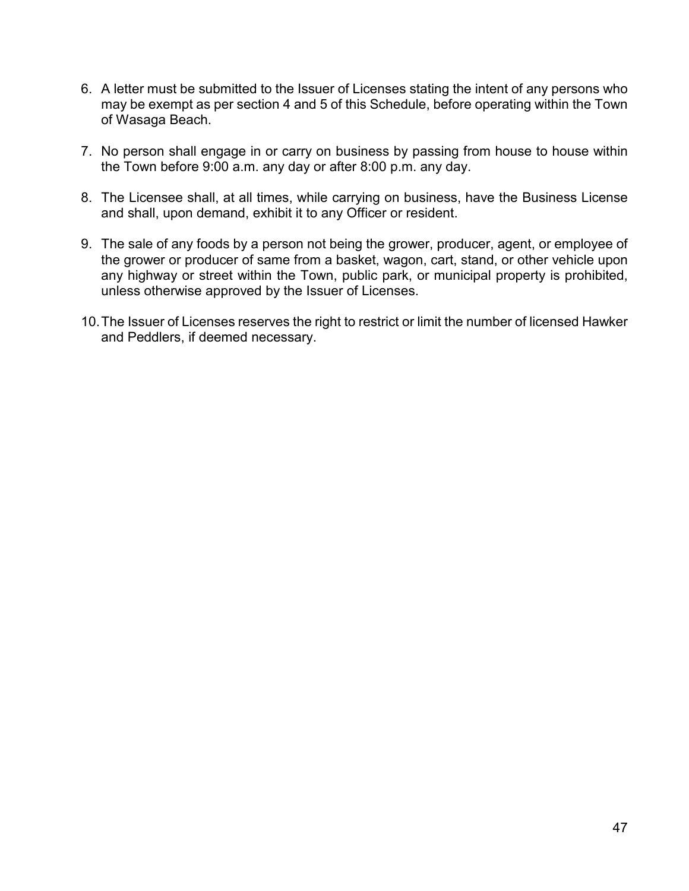6. A letter must be submitted to the Issuer of Licenses stating the intent of any persons who may be exempt as per section 4 and 5 of this Schedule, before operating within the Town of Wasaga Beach.

7. No person shall engage in or carry on business by passing from house to house within the Town before 9:00 a.m. any day or after 8:00 p.m. any day.

8. The Licensee shall, at all times, while carrying on business, have the Business License and shall, upon demand, exhibit it to any Officer or resident.

9. The sale of any foods by a person not being the grower, producer, agent, or employee of the grower or producer of same from a basket, wagon, cart, stand, or other vehicle upon any highway or street within the Town, public park, or municipal property is prohibited, unless otherwise approved by the Issuer of Licenses.

10. The Issuer of Licenses reserves the right to restrict or limit the number of licensed Hawker and Peddlers, if deemed necessary.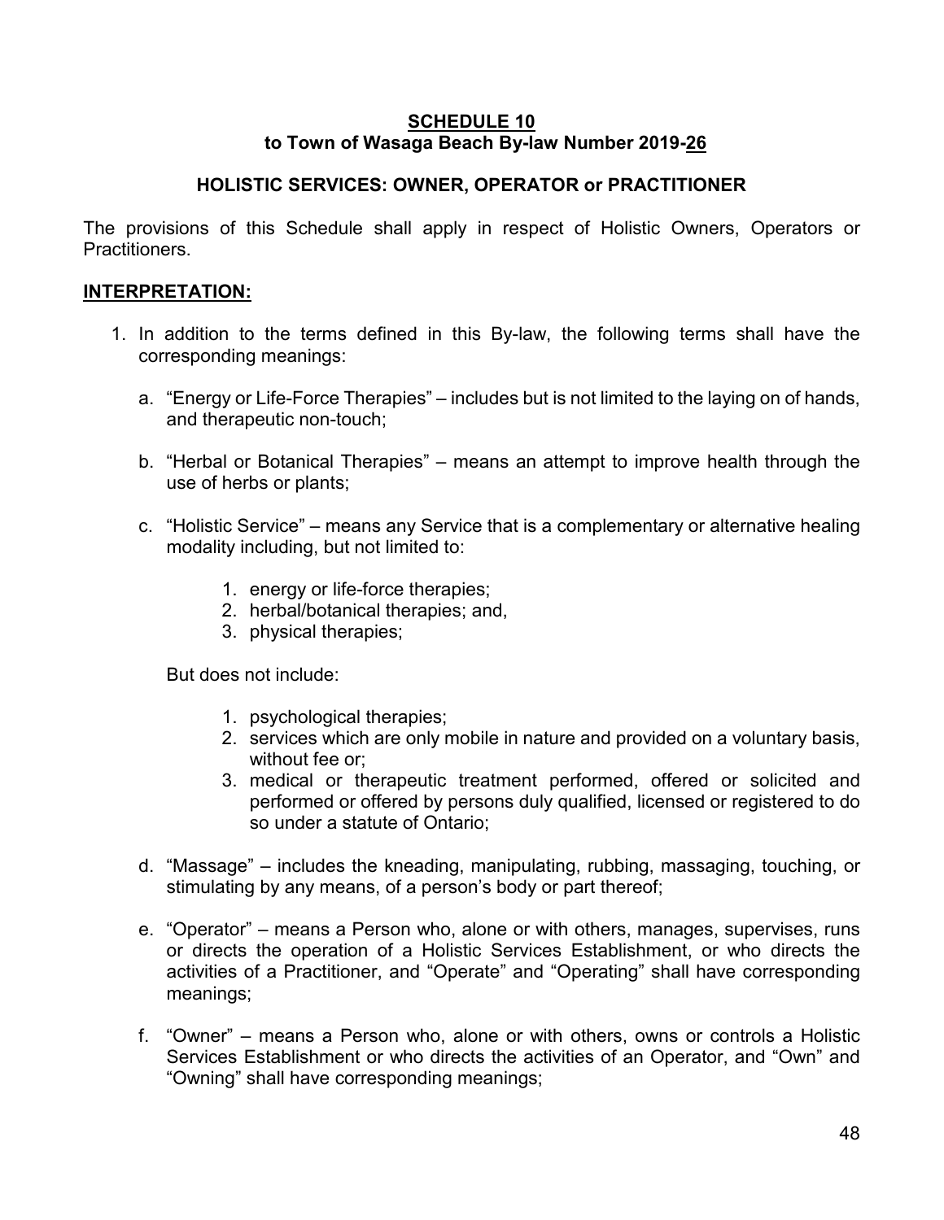**SCHEDULE 10**
**to Town of Wasaga Beach By-law Number 2019-26**

**HOLISTIC SERVICES: OWNER, OPERATOR or PRACTITIONER**

The provisions of this Schedule shall apply in respect of Holistic Owners, Operators or Practitioners.

**INTERPRETATION:**

1. In addition to the terms defined in this By-law, the following terms shall have the corresponding meanings:

   a. "Energy or Life-Force Therapies" – includes but is not limited to the laying on of hands, and therapeutic non-touch;

   b. "Herbal or Botanical Therapies" – means an attempt to improve health through the use of herbs or plants;

   c. "Holistic Service" – means any Service that is a complementary or alternative healing modality including, but not limited to:

      1. energy or life-force therapies;
      2. herbal/botanical therapies; and,
      3. physical therapies;

      But does not include:

      1. psychological therapies;
      2. services which are only mobile in nature and provided on a voluntary basis, without fee or;
      3. medical or therapeutic treatment performed, offered or solicited and performed or offered by persons duly qualified, licensed or registered to do so under a statute of Ontario;

   d. "Massage" – includes the kneading, manipulating, rubbing, massaging, touching, or stimulating by any means, of a person's body or part thereof;

   e. "Operator" – means a Person who, alone or with others, manages, supervises, runs or directs the operation of a Holistic Services Establishment, or who directs the activities of a Practitioner, and "Operate" and "Operating" shall have corresponding meanings;

   f. "Owner" – means a Person who, alone or with others, owns or controls a Holistic Services Establishment or who directs the activities of an Operator, and "Own" and "Owning" shall have corresponding meanings;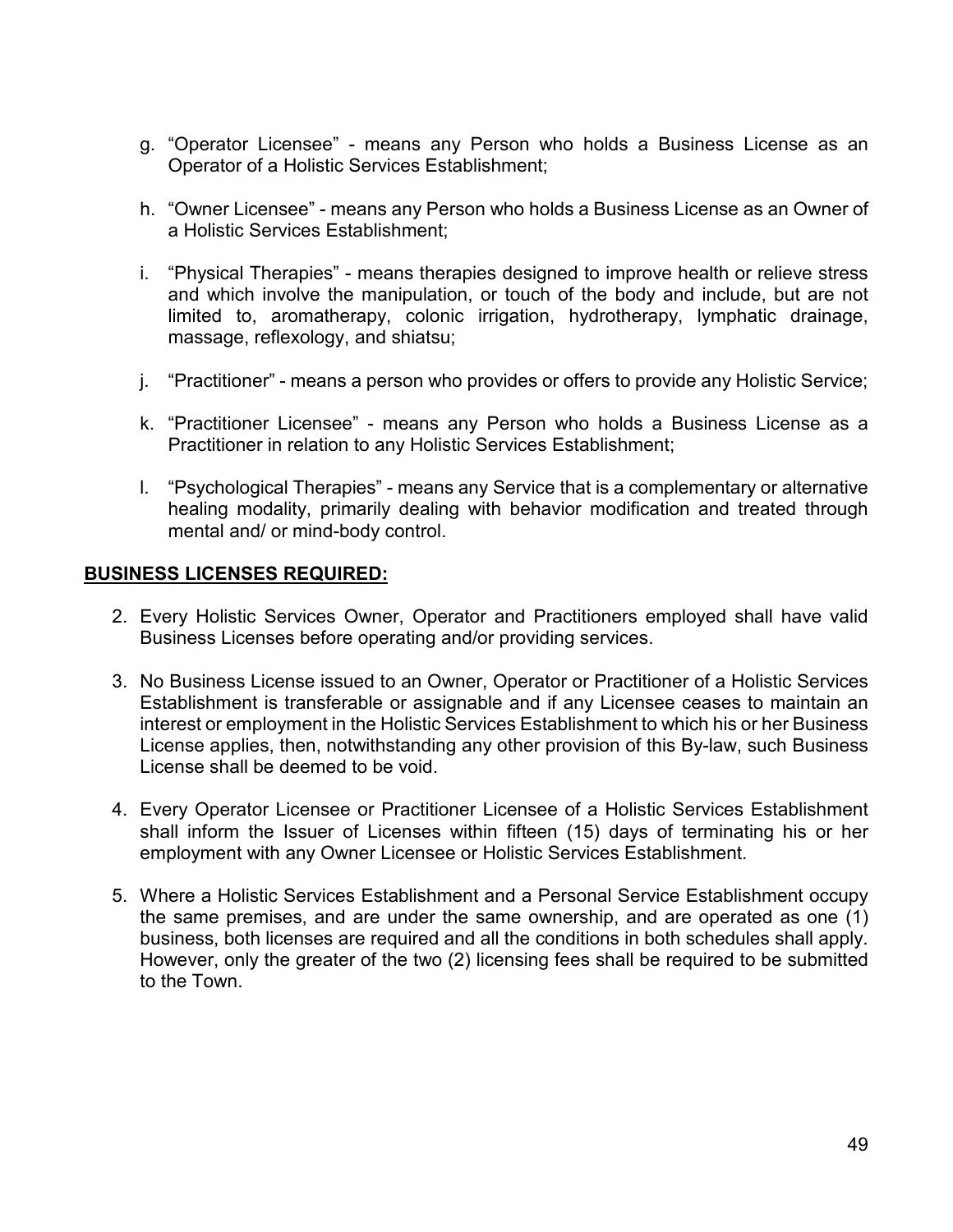g. "Operator Licensee" - means any Person who holds a Business License as an Operator of a Holistic Services Establishment;

h. "Owner Licensee" - means any Person who holds a Business License as an Owner of a Holistic Services Establishment;

i. "Physical Therapies" - means therapies designed to improve health or relieve stress and which involve the manipulation, or touch of the body and include, but are not limited to, aromatherapy, colonic irrigation, hydrotherapy, lymphatic drainage, massage, reflexology, and shiatsu;

j. "Practitioner" - means a person who provides or offers to provide any Holistic Service;

k. "Practitioner Licensee" - means any Person who holds a Business License as a Practitioner in relation to any Holistic Services Establishment;

l. "Psychological Therapies" - means any Service that is a complementary or alternative healing modality, primarily dealing with behavior modification and treated through mental and/ or mind-body control.

**BUSINESS LICENSES REQUIRED:**

2. Every Holistic Services Owner, Operator and Practitioners employed shall have valid Business Licenses before operating and/or providing services.

3. No Business License issued to an Owner, Operator or Practitioner of a Holistic Services Establishment is transferable or assignable and if any Licensee ceases to maintain an interest or employment in the Holistic Services Establishment to which his or her Business License applies, then, notwithstanding any other provision of this By-law, such Business License shall be deemed to be void.

4. Every Operator Licensee or Practitioner Licensee of a Holistic Services Establishment shall inform the Issuer of Licenses within fifteen (15) days of terminating his or her employment with any Owner Licensee or Holistic Services Establishment.

5. Where a Holistic Services Establishment and a Personal Service Establishment occupy the same premises, and are under the same ownership, and are operated as one (1) business, both licenses are required and all the conditions in both schedules shall apply. However, only the greater of the two (2) licensing fees shall be required to be submitted to the Town.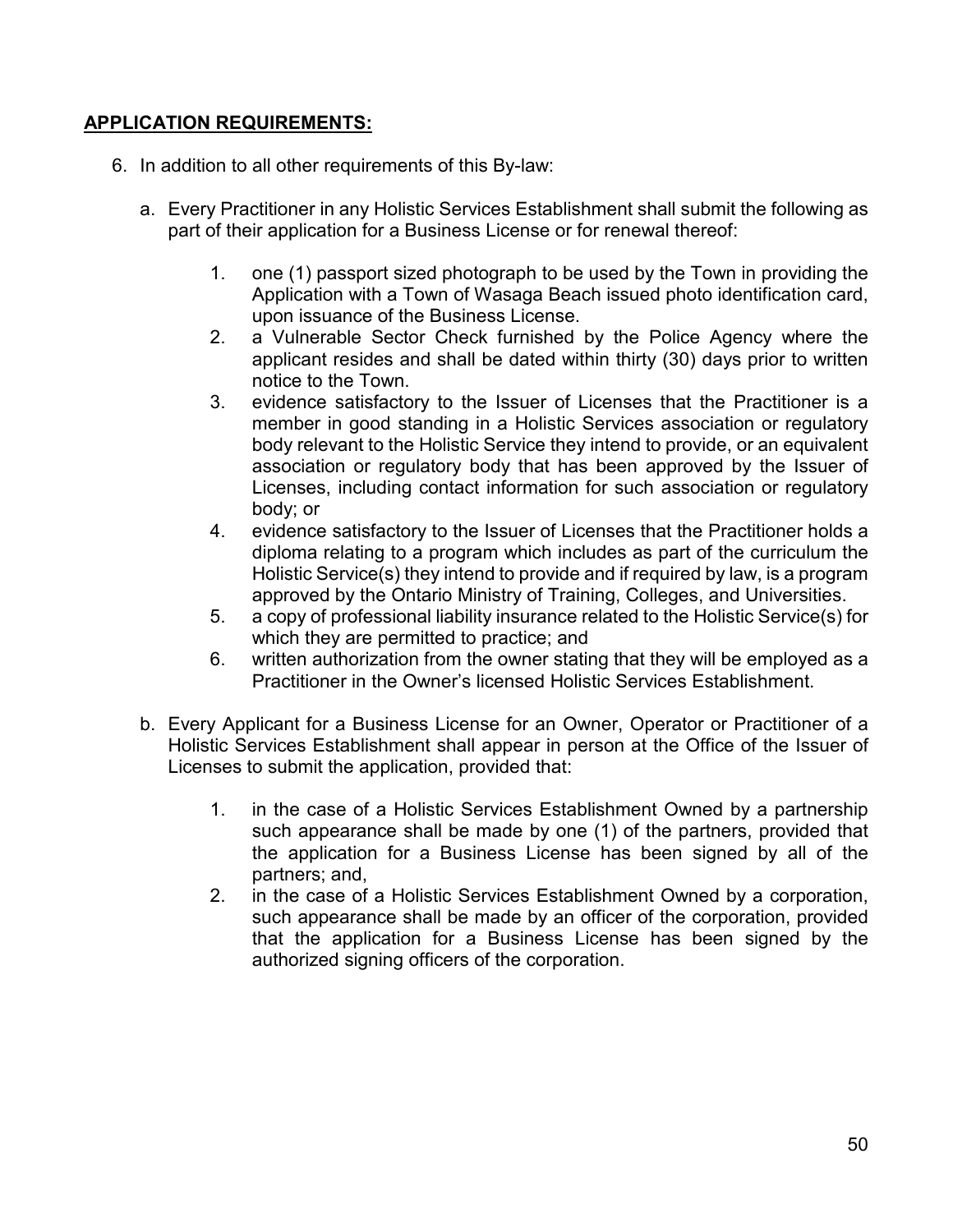**APPLICATION REQUIREMENTS:**

6. In addition to all other requirements of this By-law:

   a. Every Practitioner in any Holistic Services Establishment shall submit the following as part of their application for a Business License or for renewal thereof:

      1. one (1) passport sized photograph to be used by the Town in providing the Application with a Town of Wasaga Beach issued photo identification card, upon issuance of the Business License.
      2. a Vulnerable Sector Check furnished by the Police Agency where the applicant resides and shall be dated within thirty (30) days prior to written notice to the Town.
      3. evidence satisfactory to the Issuer of Licenses that the Practitioner is a member in good standing in a Holistic Services association or regulatory body relevant to the Holistic Service they intend to provide, or an equivalent association or regulatory body that has been approved by the Issuer of Licenses, including contact information for such association or regulatory body; or
      4. evidence satisfactory to the Issuer of Licenses that the Practitioner holds a diploma relating to a program which includes as part of the curriculum the Holistic Service(s) they intend to provide and if required by law, is a program approved by the Ontario Ministry of Training, Colleges, and Universities.
      5. a copy of professional liability insurance related to the Holistic Service(s) for which they are permitted to practice; and
      6. written authorization from the owner stating that they will be employed as a Practitioner in the Owner's licensed Holistic Services Establishment.

   b. Every Applicant for a Business License for an Owner, Operator or Practitioner of a Holistic Services Establishment shall appear in person at the Office of the Issuer of Licenses to submit the application, provided that:

      1. in the case of a Holistic Services Establishment Owned by a partnership such appearance shall be made by one (1) of the partners, provided that the application for a Business License has been signed by all of the partners; and,
      2. in the case of a Holistic Services Establishment Owned by a corporation, such appearance shall be made by an officer of the corporation, provided that the application for a Business License has been signed by the authorized signing officers of the corporation.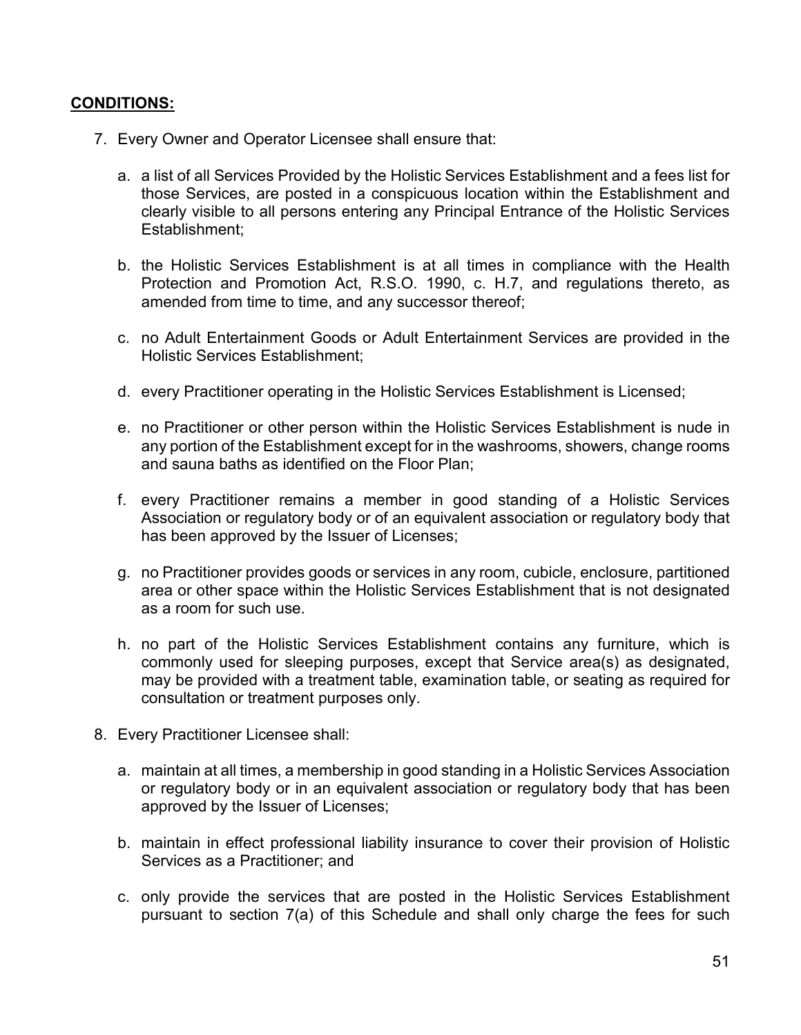**CONDITIONS:**

7. Every Owner and Operator Licensee shall ensure that:

   a. a list of all Services Provided by the Holistic Services Establishment and a fees list for those Services, are posted in a conspicuous location within the Establishment and clearly visible to all persons entering any Principal Entrance of the Holistic Services Establishment;

   b. the Holistic Services Establishment is at all times in compliance with the Health Protection and Promotion Act, R.S.O. 1990, c. H.7, and regulations thereto, as amended from time to time, and any successor thereof;

   c. no Adult Entertainment Goods or Adult Entertainment Services are provided in the Holistic Services Establishment;

   d. every Practitioner operating in the Holistic Services Establishment is Licensed;

   e. no Practitioner or other person within the Holistic Services Establishment is nude in any portion of the Establishment except for in the washrooms, showers, change rooms and sauna baths as identified on the Floor Plan;

   f. every Practitioner remains a member in good standing of a Holistic Services Association or regulatory body or of an equivalent association or regulatory body that has been approved by the Issuer of Licenses;

   g. no Practitioner provides goods or services in any room, cubicle, enclosure, partitioned area or other space within the Holistic Services Establishment that is not designated as a room for such use.

   h. no part of the Holistic Services Establishment contains any furniture, which is commonly used for sleeping purposes, except that Service area(s) as designated, may be provided with a treatment table, examination table, or seating as required for consultation or treatment purposes only.

8. Every Practitioner Licensee shall:

   a. maintain at all times, a membership in good standing in a Holistic Services Association or regulatory body or in an equivalent association or regulatory body that has been approved by the Issuer of Licenses;

   b. maintain in effect professional liability insurance to cover their provision of Holistic Services as a Practitioner; and

   c. only provide the services that are posted in the Holistic Services Establishment pursuant to section 7(a) of this Schedule and shall only charge the fees for such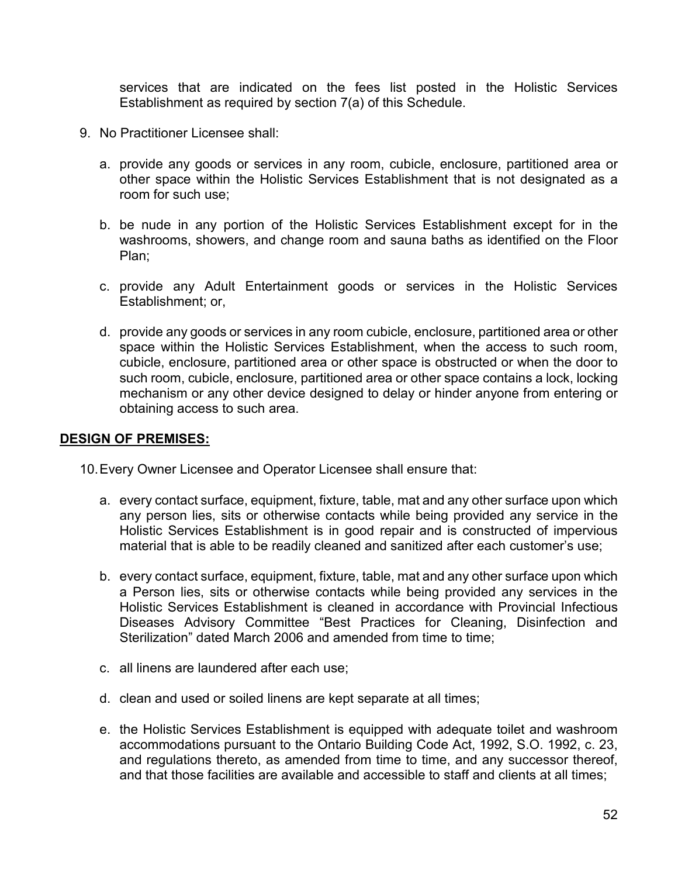services that are indicated on the fees list posted in the Holistic Services Establishment as required by section 7(a) of this Schedule.

9. No Practitioner Licensee shall:

   a. provide any goods or services in any room, cubicle, enclosure, partitioned area or other space within the Holistic Services Establishment that is not designated as a room for such use;

   b. be nude in any portion of the Holistic Services Establishment except for in the washrooms, showers, and change room and sauna baths as identified on the Floor Plan;

   c. provide any Adult Entertainment goods or services in the Holistic Services Establishment; or,

   d. provide any goods or services in any room cubicle, enclosure, partitioned area or other space within the Holistic Services Establishment, when the access to such room, cubicle, enclosure, partitioned area or other space is obstructed or when the door to such room, cubicle, enclosure, partitioned area or other space contains a lock, locking mechanism or any other device designed to delay or hinder anyone from entering or obtaining access to such area.

**DESIGN OF PREMISES:**

10. Every Owner Licensee and Operator Licensee shall ensure that:

    a. every contact surface, equipment, fixture, table, mat and any other surface upon which any person lies, sits or otherwise contacts while being provided any service in the Holistic Services Establishment is in good repair and is constructed of impervious material that is able to be readily cleaned and sanitized after each customer's use;

    b. every contact surface, equipment, fixture, table, mat and any other surface upon which a Person lies, sits or otherwise contacts while being provided any services in the Holistic Services Establishment is cleaned in accordance with Provincial Infectious Diseases Advisory Committee "Best Practices for Cleaning, Disinfection and Sterilization" dated March 2006 and amended from time to time;

    c. all linens are laundered after each use;

    d. clean and used or soiled linens are kept separate at all times;

    e. the Holistic Services Establishment is equipped with adequate toilet and washroom accommodations pursuant to the Ontario Building Code Act, 1992, S.O. 1992, c. 23, and regulations thereto, as amended from time to time, and any successor thereof, and that those facilities are available and accessible to staff and clients at all times;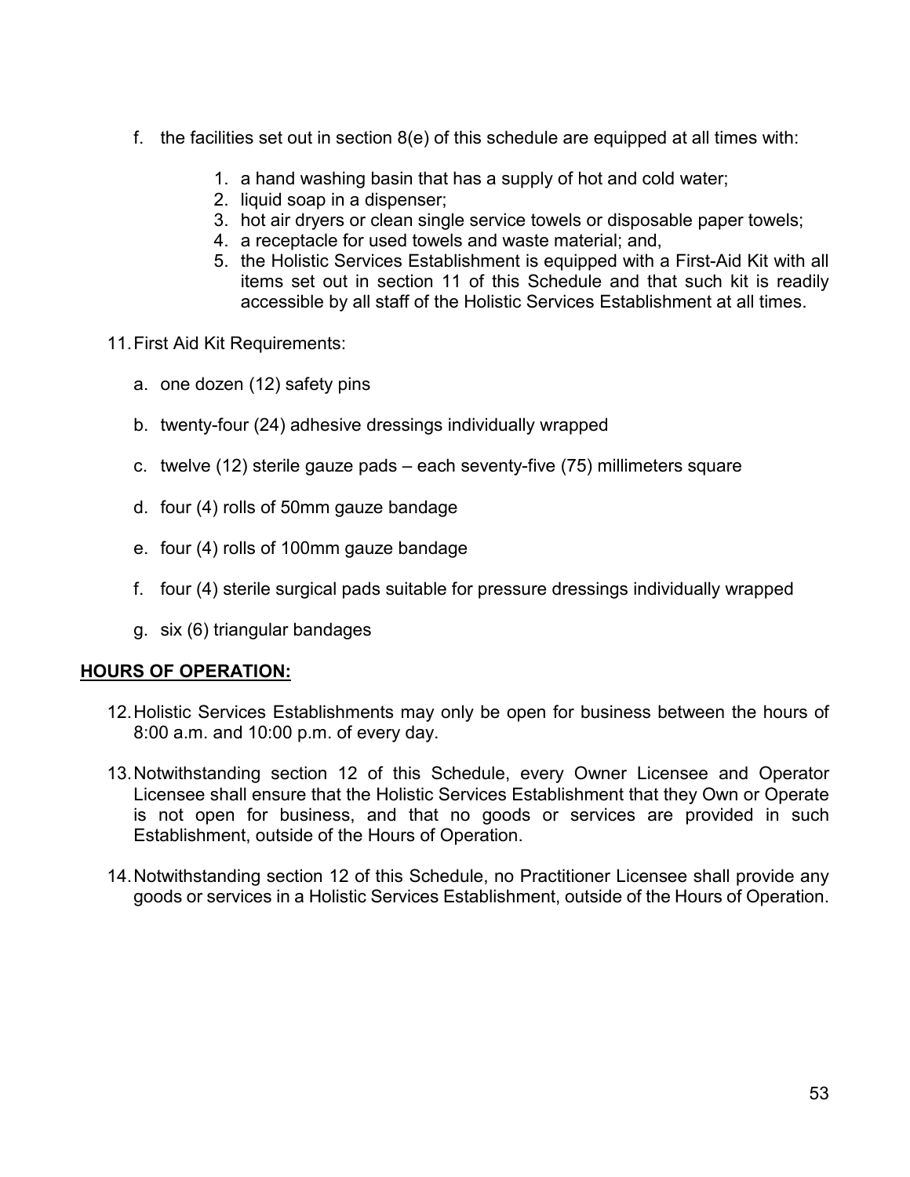f. the facilities set out in section 8(e) of this schedule are equipped at all times with:

   1. a hand washing basin that has a supply of hot and cold water;
   2. liquid soap in a dispenser;
   3. hot air dryers or clean single service towels or disposable paper towels;
   4. a receptacle for used towels and waste material; and,
   5. the Holistic Services Establishment is equipped with a First-Aid Kit with all items set out in section 11 of this Schedule and that such kit is readily accessible by all staff of the Holistic Services Establishment at all times.

11. First Aid Kit Requirements:

   a. one dozen (12) safety pins

   b. twenty-four (24) adhesive dressings individually wrapped

   c. twelve (12) sterile gauze pads – each seventy-five (75) millimeters square

   d. four (4) rolls of 50mm gauze bandage

   e. four (4) rolls of 100mm gauze bandage

   f. four (4) sterile surgical pads suitable for pressure dressings individually wrapped

   g. six (6) triangular bandages

**HOURS OF OPERATION:**

12. Holistic Services Establishments may only be open for business between the hours of 8:00 a.m. and 10:00 p.m. of every day.

13. Notwithstanding section 12 of this Schedule, every Owner Licensee and Operator Licensee shall ensure that the Holistic Services Establishment that they Own or Operate is not open for business, and that no goods or services are provided in such Establishment, outside of the Hours of Operation.

14. Notwithstanding section 12 of this Schedule, no Practitioner Licensee shall provide any goods or services in a Holistic Services Establishment, outside of the Hours of Operation.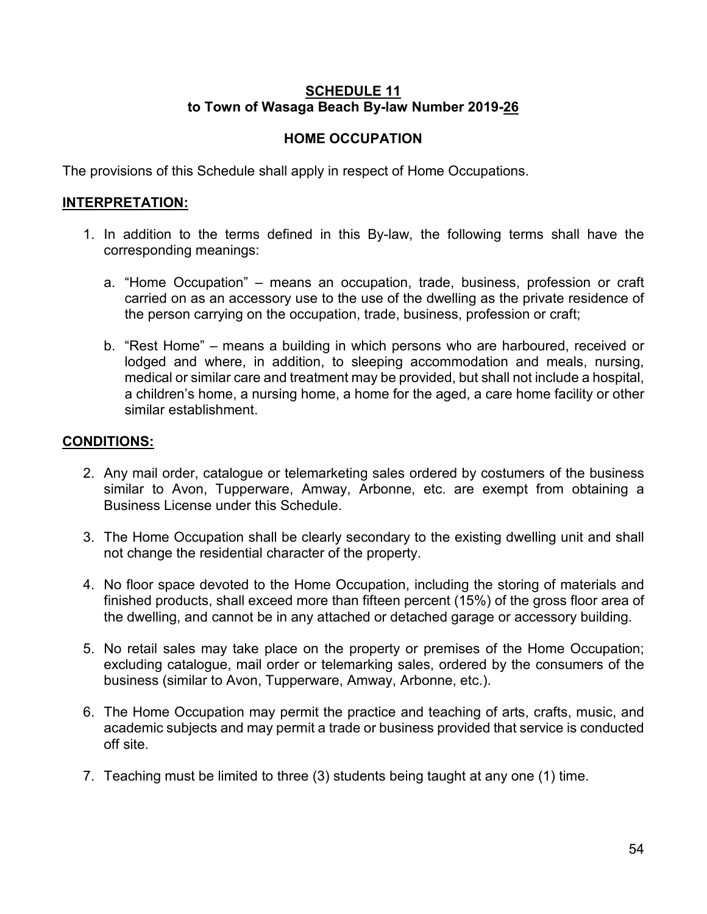**SCHEDULE 11**
**to Town of Wasaga Beach By-law Number 2019-26**

**HOME OCCUPATION**

The provisions of this Schedule shall apply in respect of Home Occupations.

**INTERPRETATION:**

1. In addition to the terms defined in this By-law, the following terms shall have the corresponding meanings:

   a. “Home Occupation” – means an occupation, trade, business, profession or craft carried on as an accessory use to the use of the dwelling as the private residence of the person carrying on the occupation, trade, business, profession or craft;

   b. “Rest Home” – means a building in which persons who are harboured, received or lodged and where, in addition, to sleeping accommodation and meals, nursing, medical or similar care and treatment may be provided, but shall not include a hospital, a children’s home, a nursing home, a home for the aged, a care home facility or other similar establishment.

**CONDITIONS:**

2. Any mail order, catalogue or telemarketing sales ordered by costumers of the business similar to Avon, Tupperware, Amway, Arbonne, etc. are exempt from obtaining a Business License under this Schedule.

3. The Home Occupation shall be clearly secondary to the existing dwelling unit and shall not change the residential character of the property.

4. No floor space devoted to the Home Occupation, including the storing of materials and finished products, shall exceed more than fifteen percent (15%) of the gross floor area of the dwelling, and cannot be in any attached or detached garage or accessory building.

5. No retail sales may take place on the property or premises of the Home Occupation; excluding catalogue, mail order or telemarking sales, ordered by the consumers of the business (similar to Avon, Tupperware, Amway, Arbonne, etc.).

6. The Home Occupation may permit the practice and teaching of arts, crafts, music, and academic subjects and may permit a trade or business provided that service is conducted off site.

7. Teaching must be limited to three (3) students being taught at any one (1) time.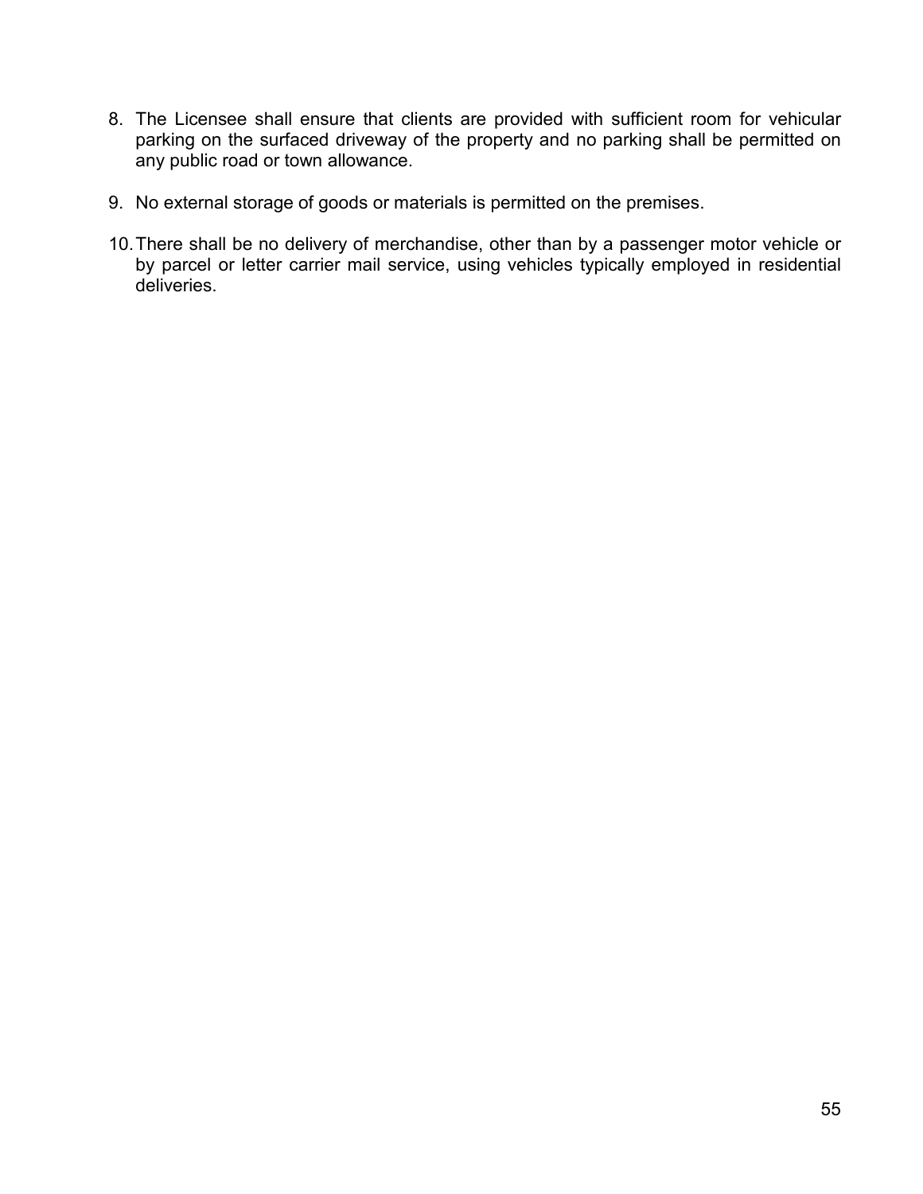8. The Licensee shall ensure that clients are provided with sufficient room for vehicular parking on the surfaced driveway of the property and no parking shall be permitted on any public road or town allowance.

9. No external storage of goods or materials is permitted on the premises.

10. There shall be no delivery of merchandise, other than by a passenger motor vehicle or by parcel or letter carrier mail service, using vehicles typically employed in residential deliveries.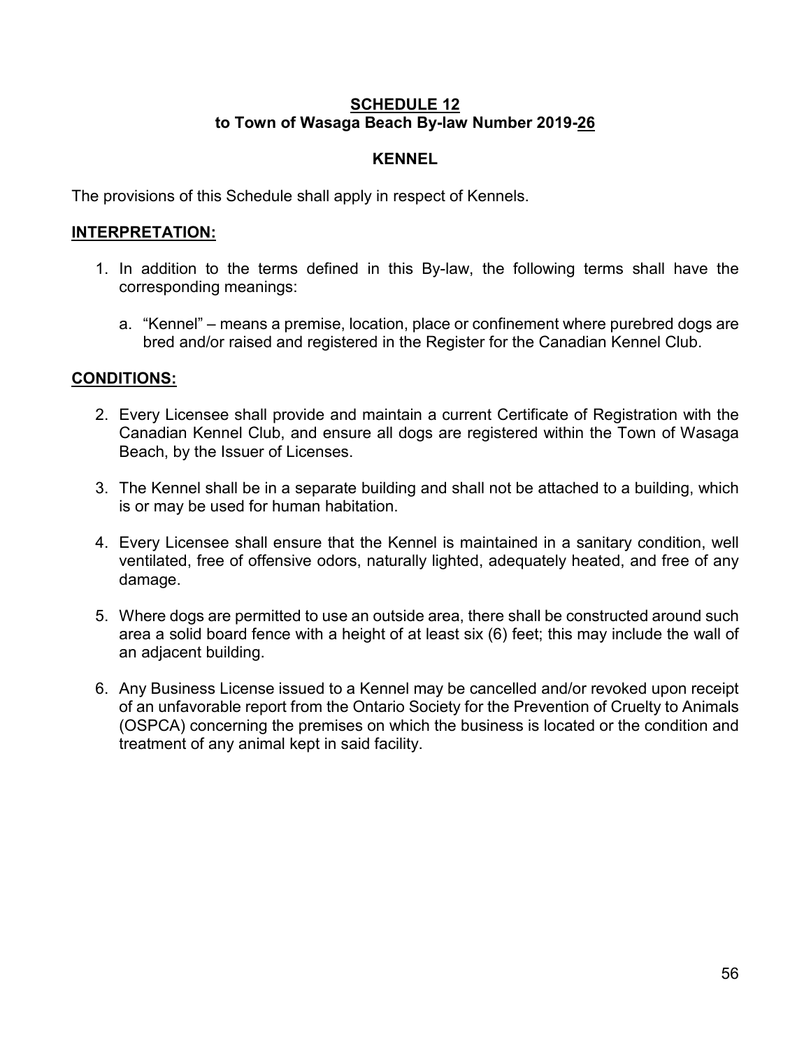## SCHEDULE 12
**to Town of Wasaga Beach By-law Number 2019-26**

### KENNEL

The provisions of this Schedule shall apply in respect of Kennels.

**INTERPRETATION:**

1. In addition to the terms defined in this By-law, the following terms shall have the corresponding meanings:

   a. “Kennel” – means a premise, location, place or confinement where purebred dogs are bred and/or raised and registered in the Register for the Canadian Kennel Club.

**CONDITIONS:**

2. Every Licensee shall provide and maintain a current Certificate of Registration with the Canadian Kennel Club, and ensure all dogs are registered within the Town of Wasaga Beach, by the Issuer of Licenses.

3. The Kennel shall be in a separate building and shall not be attached to a building, which is or may be used for human habitation.

4. Every Licensee shall ensure that the Kennel is maintained in a sanitary condition, well ventilated, free of offensive odors, naturally lighted, adequately heated, and free of any damage.

5. Where dogs are permitted to use an outside area, there shall be constructed around such area a solid board fence with a height of at least six (6) feet; this may include the wall of an adjacent building.

6. Any Business License issued to a Kennel may be cancelled and/or revoked upon receipt of an unfavorable report from the Ontario Society for the Prevention of Cruelty to Animals (OSPCA) concerning the premises on which the business is located or the condition and treatment of any animal kept in said facility.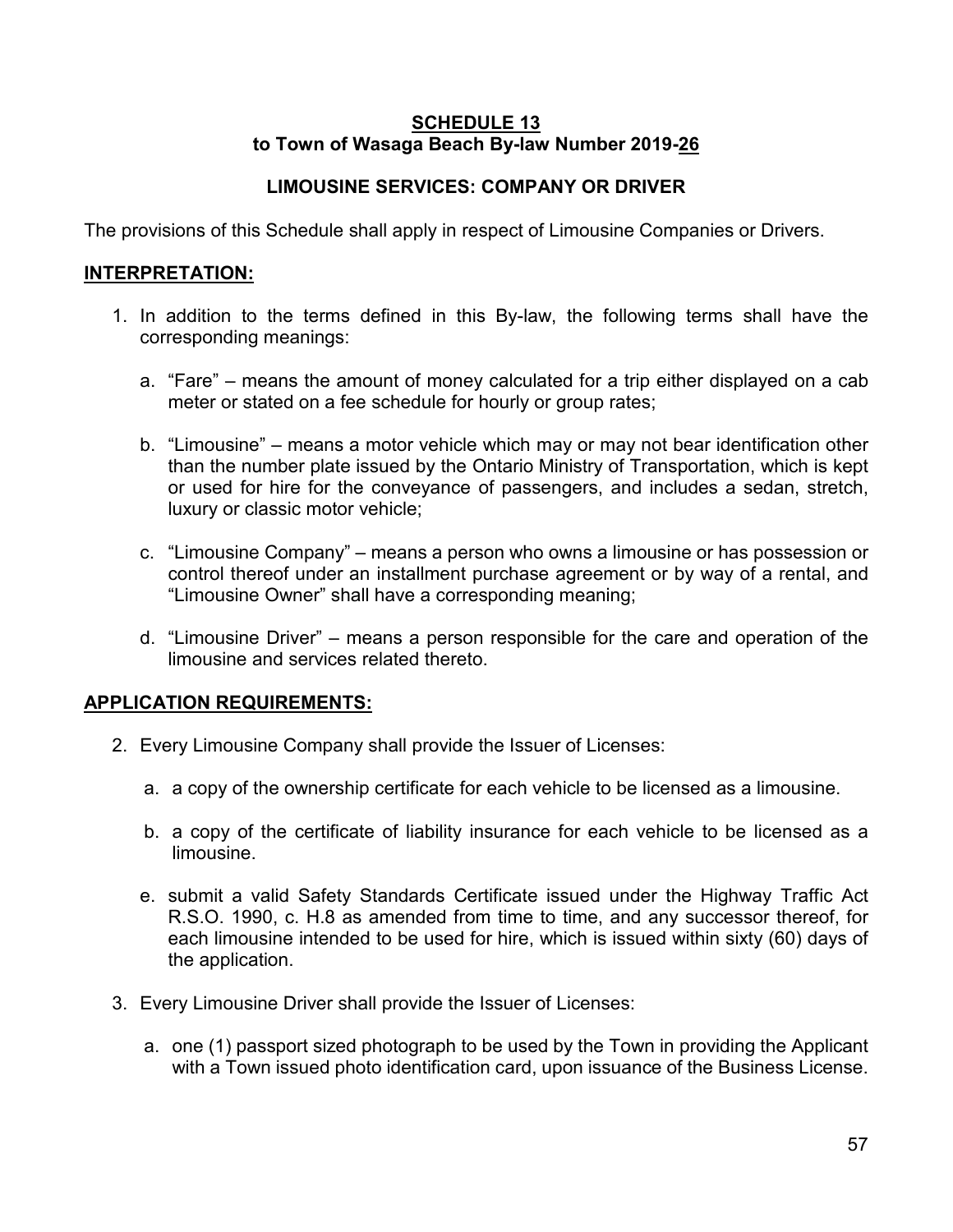**SCHEDULE 13**
**to Town of Wasaga Beach By-law Number 2019-26**

**LIMOUSINE SERVICES: COMPANY OR DRIVER**

The provisions of this Schedule shall apply in respect of Limousine Companies or Drivers.

**INTERPRETATION:**

1. In addition to the terms defined in this By-law, the following terms shall have the corresponding meanings:

   a. "Fare" – means the amount of money calculated for a trip either displayed on a cab meter or stated on a fee schedule for hourly or group rates;

   b. "Limousine" – means a motor vehicle which may or may not bear identification other than the number plate issued by the Ontario Ministry of Transportation, which is kept or used for hire for the conveyance of passengers, and includes a sedan, stretch, luxury or classic motor vehicle;

   c. "Limousine Company" – means a person who owns a limousine or has possession or control thereof under an installment purchase agreement or by way of a rental, and "Limousine Owner" shall have a corresponding meaning;

   d. "Limousine Driver" – means a person responsible for the care and operation of the limousine and services related thereto.

**APPLICATION REQUIREMENTS:**

2. Every Limousine Company shall provide the Issuer of Licenses:

   a. a copy of the ownership certificate for each vehicle to be licensed as a limousine.

   b. a copy of the certificate of liability insurance for each vehicle to be licensed as a limousine.

   e. submit a valid Safety Standards Certificate issued under the Highway Traffic Act R.S.O. 1990, c. H.8 as amended from time to time, and any successor thereof, for each limousine intended to be used for hire, which is issued within sixty (60) days of the application.

3. Every Limousine Driver shall provide the Issuer of Licenses:

   a. one (1) passport sized photograph to be used by the Town in providing the Applicant with a Town issued photo identification card, upon issuance of the Business License.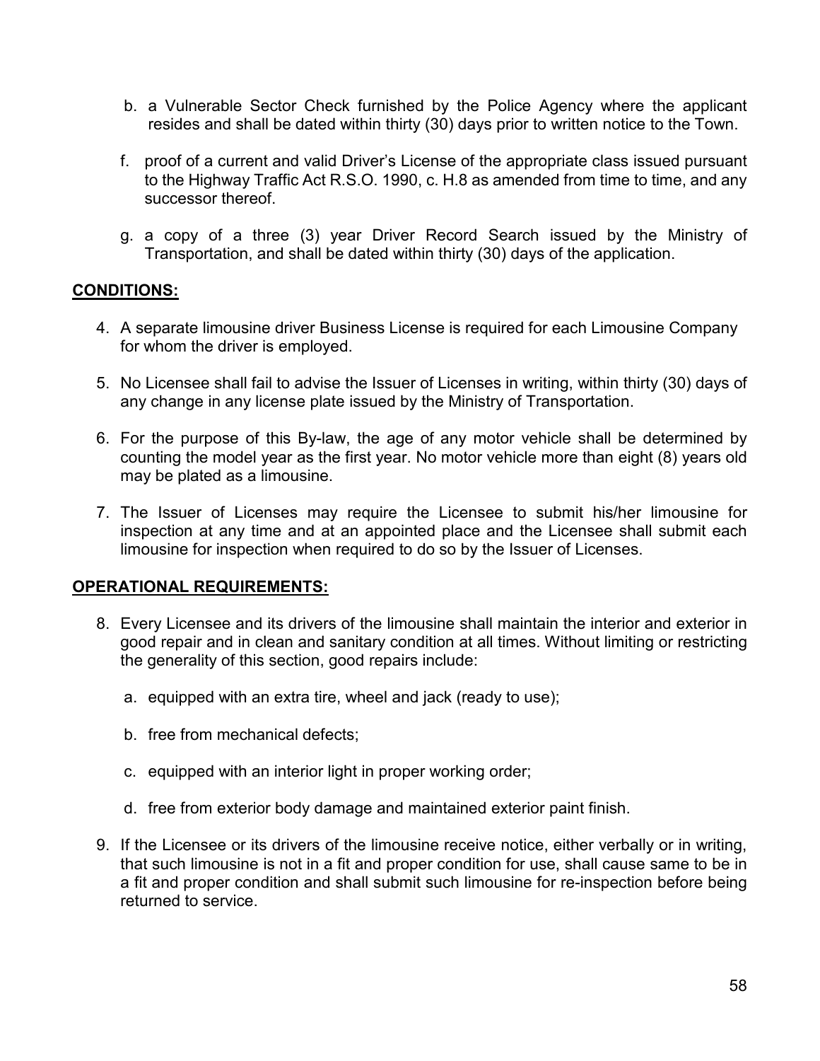b. a Vulnerable Sector Check furnished by the Police Agency where the applicant resides and shall be dated within thirty (30) days prior to written notice to the Town.

f. proof of a current and valid Driver's License of the appropriate class issued pursuant to the Highway Traffic Act R.S.O. 1990, c. H.8 as amended from time to time, and any successor thereof.

g. a copy of a three (3) year Driver Record Search issued by the Ministry of Transportation, and shall be dated within thirty (30) days of the application.

**CONDITIONS:**

4. A separate limousine driver Business License is required for each Limousine Company for whom the driver is employed.

5. No Licensee shall fail to advise the Issuer of Licenses in writing, within thirty (30) days of any change in any license plate issued by the Ministry of Transportation.

6. For the purpose of this By-law, the age of any motor vehicle shall be determined by counting the model year as the first year. No motor vehicle more than eight (8) years old may be plated as a limousine.

7. The Issuer of Licenses may require the Licensee to submit his/her limousine for inspection at any time and at an appointed place and the Licensee shall submit each limousine for inspection when required to do so by the Issuer of Licenses.

**OPERATIONAL REQUIREMENTS:**

8. Every Licensee and its drivers of the limousine shall maintain the interior and exterior in good repair and in clean and sanitary condition at all times. Without limiting or restricting the generality of this section, good repairs include:

   a. equipped with an extra tire, wheel and jack (ready to use);

   b. free from mechanical defects;

   c. equipped with an interior light in proper working order;

   d. free from exterior body damage and maintained exterior paint finish.

9. If the Licensee or its drivers of the limousine receive notice, either verbally or in writing, that such limousine is not in a fit and proper condition for use, shall cause same to be in a fit and proper condition and shall submit such limousine for re-inspection before being returned to service.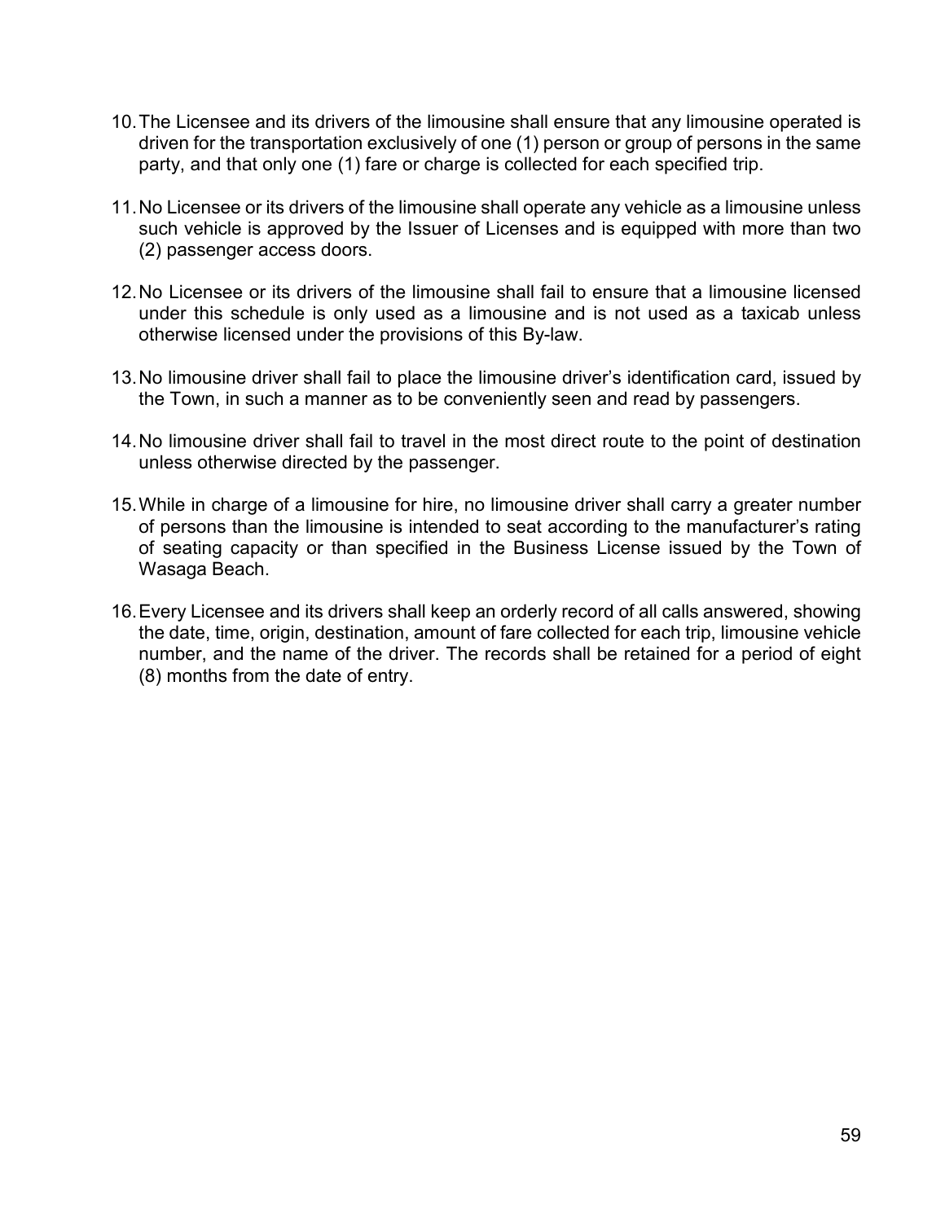10. The Licensee and its drivers of the limousine shall ensure that any limousine operated is driven for the transportation exclusively of one (1) person or group of persons in the same party, and that only one (1) fare or charge is collected for each specified trip.

11. No Licensee or its drivers of the limousine shall operate any vehicle as a limousine unless such vehicle is approved by the Issuer of Licenses and is equipped with more than two (2) passenger access doors.

12. No Licensee or its drivers of the limousine shall fail to ensure that a limousine licensed under this schedule is only used as a limousine and is not used as a taxicab unless otherwise licensed under the provisions of this By-law.

13. No limousine driver shall fail to place the limousine driver's identification card, issued by the Town, in such a manner as to be conveniently seen and read by passengers.

14. No limousine driver shall fail to travel in the most direct route to the point of destination unless otherwise directed by the passenger.

15. While in charge of a limousine for hire, no limousine driver shall carry a greater number of persons than the limousine is intended to seat according to the manufacturer's rating of seating capacity or than specified in the Business License issued by the Town of Wasaga Beach.

16. Every Licensee and its drivers shall keep an orderly record of all calls answered, showing the date, time, origin, destination, amount of fare collected for each trip, limousine vehicle number, and the name of the driver. The records shall be retained for a period of eight (8) months from the date of entry.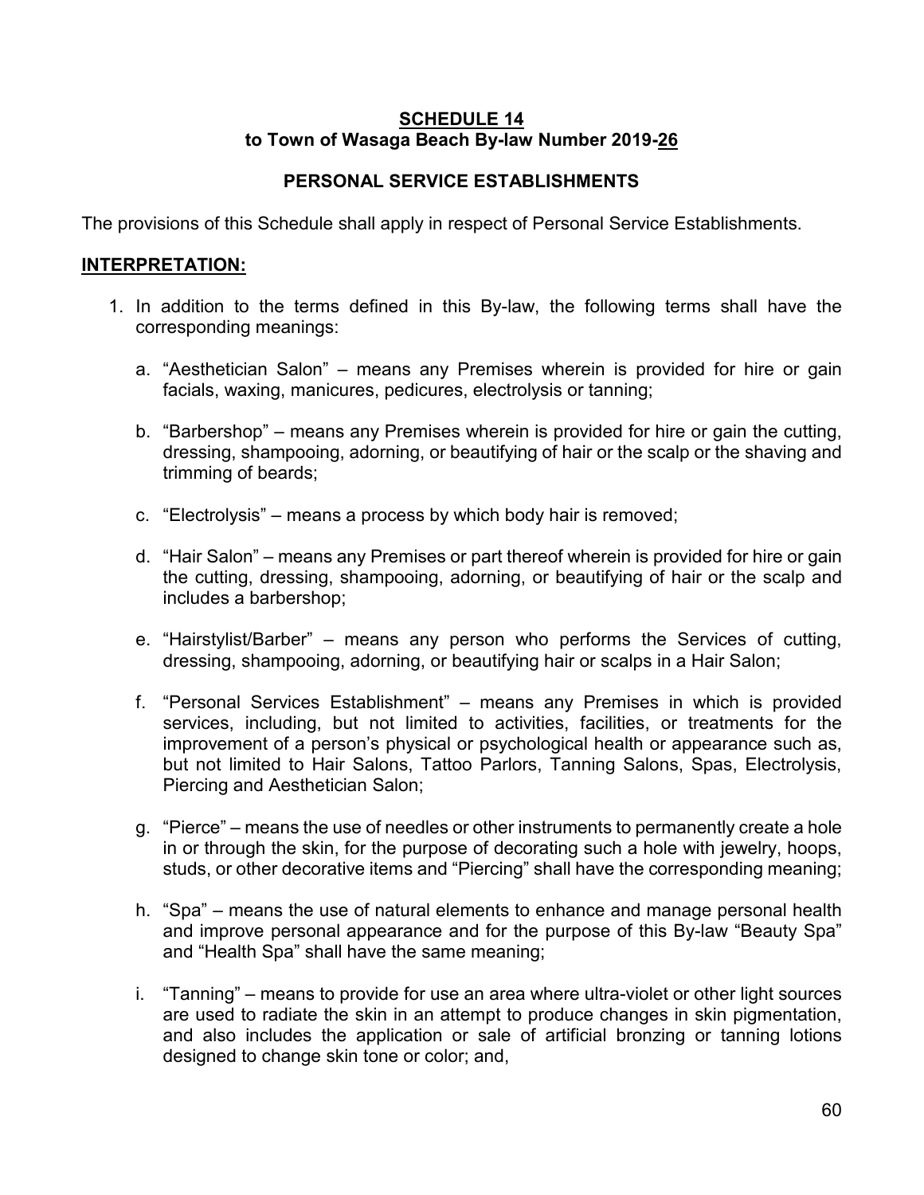## SCHEDULE 14
**to Town of Wasaga Beach By-law Number 2019-26**

**PERSONAL SERVICE ESTABLISHMENTS**

The provisions of this Schedule shall apply in respect of Personal Service Establishments.

### INTERPRETATION:

1. In addition to the terms defined in this By-law, the following terms shall have the corresponding meanings:

   a. "Aesthetician Salon" – means any Premises wherein is provided for hire or gain facials, waxing, manicures, pedicures, electrolysis or tanning;

   b. "Barbershop" – means any Premises wherein is provided for hire or gain the cutting, dressing, shampooing, adorning, or beautifying of hair or the scalp or the shaving and trimming of beards;

   c. "Electrolysis" – means a process by which body hair is removed;

   d. "Hair Salon" – means any Premises or part thereof wherein is provided for hire or gain the cutting, dressing, shampooing, adorning, or beautifying of hair or the scalp and includes a barbershop;

   e. "Hairstylist/Barber" – means any person who performs the Services of cutting, dressing, shampooing, adorning, or beautifying hair or scalps in a Hair Salon;

   f. "Personal Services Establishment" – means any Premises in which is provided services, including, but not limited to activities, facilities, or treatments for the improvement of a person's physical or psychological health or appearance such as, but not limited to Hair Salons, Tattoo Parlors, Tanning Salons, Spas, Electrolysis, Piercing and Aesthetician Salon;

   g. "Pierce" – means the use of needles or other instruments to permanently create a hole in or through the skin, for the purpose of decorating such a hole with jewelry, hoops, studs, or other decorative items and "Piercing" shall have the corresponding meaning;

   h. "Spa" – means the use of natural elements to enhance and manage personal health and improve personal appearance and for the purpose of this By-law "Beauty Spa" and "Health Spa" shall have the same meaning;

   i. "Tanning" – means to provide for use an area where ultra-violet or other light sources are used to radiate the skin in an attempt to produce changes in skin pigmentation, and also includes the application or sale of artificial bronzing or tanning lotions designed to change skin tone or color; and,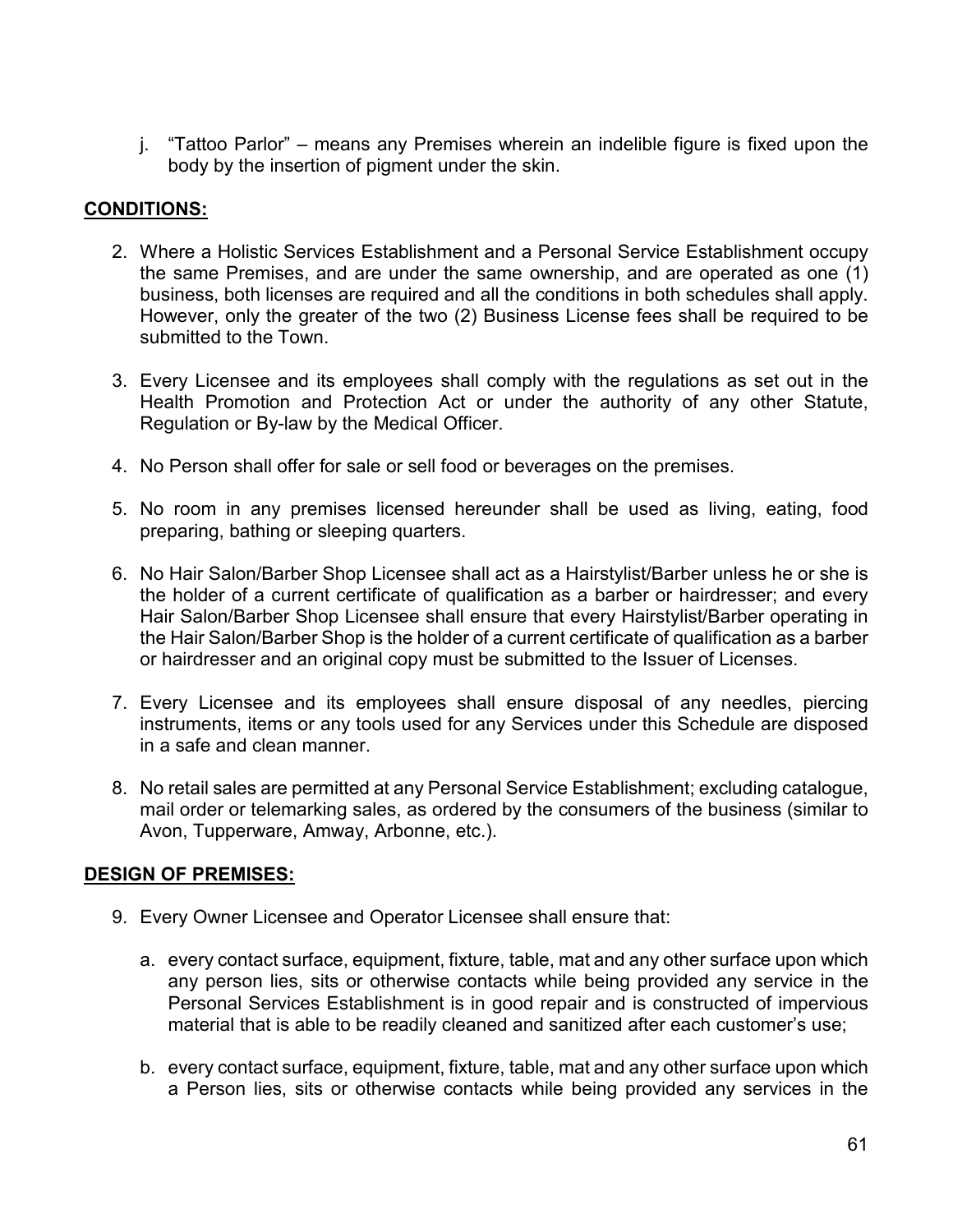j. “Tattoo Parlor” – means any Premises wherein an indelible figure is fixed upon the body by the insertion of pigment under the skin.

**CONDITIONS:**

2. Where a Holistic Services Establishment and a Personal Service Establishment occupy the same Premises, and are under the same ownership, and are operated as one (1) business, both licenses are required and all the conditions in both schedules shall apply. However, only the greater of the two (2) Business License fees shall be required to be submitted to the Town.

3. Every Licensee and its employees shall comply with the regulations as set out in the Health Promotion and Protection Act or under the authority of any other Statute, Regulation or By-law by the Medical Officer.

4. No Person shall offer for sale or sell food or beverages on the premises.

5. No room in any premises licensed hereunder shall be used as living, eating, food preparing, bathing or sleeping quarters.

6. No Hair Salon/Barber Shop Licensee shall act as a Hairstylist/Barber unless he or she is the holder of a current certificate of qualification as a barber or hairdresser; and every Hair Salon/Barber Shop Licensee shall ensure that every Hairstylist/Barber operating in the Hair Salon/Barber Shop is the holder of a current certificate of qualification as a barber or hairdresser and an original copy must be submitted to the Issuer of Licenses.

7. Every Licensee and its employees shall ensure disposal of any needles, piercing instruments, items or any tools used for any Services under this Schedule are disposed in a safe and clean manner.

8. No retail sales are permitted at any Personal Service Establishment; excluding catalogue, mail order or telemarking sales, as ordered by the consumers of the business (similar to Avon, Tupperware, Amway, Arbonne, etc.).

**DESIGN OF PREMISES:**

9. Every Owner Licensee and Operator Licensee shall ensure that:

   a. every contact surface, equipment, fixture, table, mat and any other surface upon which any person lies, sits or otherwise contacts while being provided any service in the Personal Services Establishment is in good repair and is constructed of impervious material that is able to be readily cleaned and sanitized after each customer’s use;

   b. every contact surface, equipment, fixture, table, mat and any other surface upon which a Person lies, sits or otherwise contacts while being provided any services in the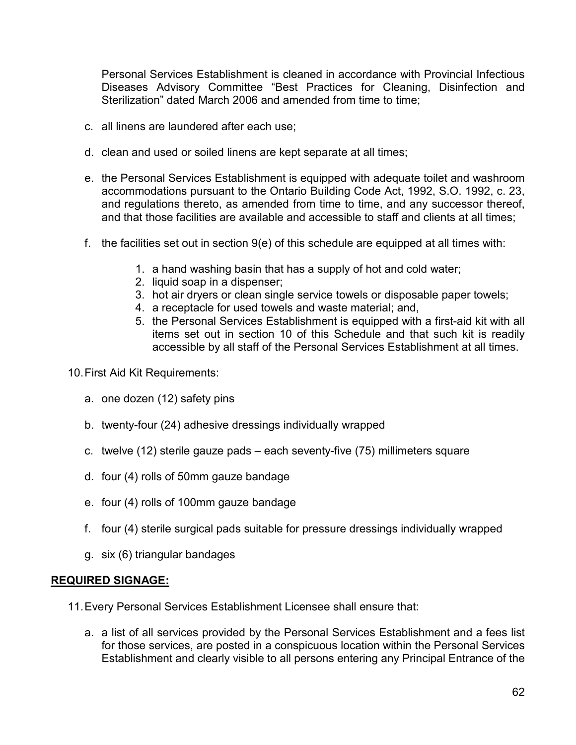Personal Services Establishment is cleaned in accordance with Provincial Infectious Diseases Advisory Committee "Best Practices for Cleaning, Disinfection and Sterilization" dated March 2006 and amended from time to time;

c. all linens are laundered after each use;

d. clean and used or soiled linens are kept separate at all times;

e. the Personal Services Establishment is equipped with adequate toilet and washroom accommodations pursuant to the Ontario Building Code Act, 1992, S.O. 1992, c. 23, and regulations thereto, as amended from time to time, and any successor thereof, and that those facilities are available and accessible to staff and clients at all times;

f. the facilities set out in section 9(e) of this schedule are equipped at all times with:

   1. a hand washing basin that has a supply of hot and cold water;
   2. liquid soap in a dispenser;
   3. hot air dryers or clean single service towels or disposable paper towels;
   4. a receptacle for used towels and waste material; and,
   5. the Personal Services Establishment is equipped with a first-aid kit with all items set out in section 10 of this Schedule and that such kit is readily accessible by all staff of the Personal Services Establishment at all times.

10. First Aid Kit Requirements:

   a. one dozen (12) safety pins

   b. twenty-four (24) adhesive dressings individually wrapped

   c. twelve (12) sterile gauze pads – each seventy-five (75) millimeters square

   d. four (4) rolls of 50mm gauze bandage

   e. four (4) rolls of 100mm gauze bandage

   f. four (4) sterile surgical pads suitable for pressure dressings individually wrapped

   g. six (6) triangular bandages

**REQUIRED SIGNAGE:**

11. Every Personal Services Establishment Licensee shall ensure that:

   a. a list of all services provided by the Personal Services Establishment and a fees list for those services, are posted in a conspicuous location within the Personal Services Establishment and clearly visible to all persons entering any Principal Entrance of the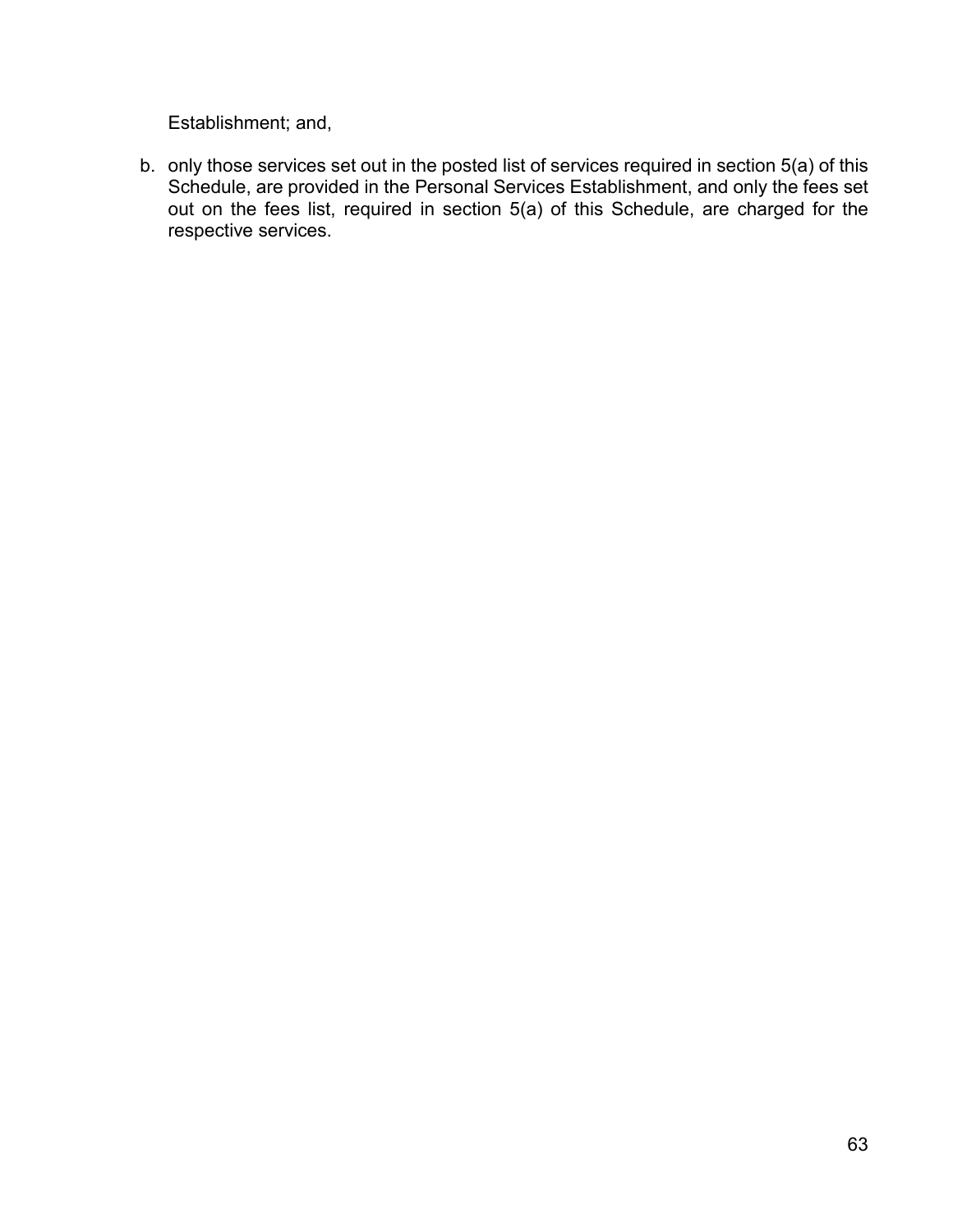Establishment; and,

b. only those services set out in the posted list of services required in section 5(a) of this Schedule, are provided in the Personal Services Establishment, and only the fees set out on the fees list, required in section 5(a) of this Schedule, are charged for the respective services.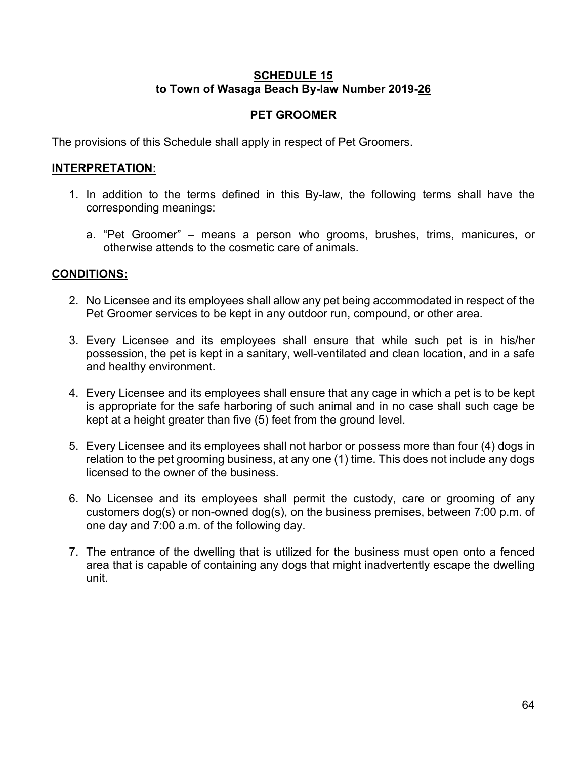# SCHEDULE 15
## to Town of Wasaga Beach By-law Number 2019-26

## PET GROOMER

The provisions of this Schedule shall apply in respect of Pet Groomers.

**INTERPRETATION:**

1. In addition to the terms defined in this By-law, the following terms shall have the corresponding meanings:

    a. "Pet Groomer" – means a person who grooms, brushes, trims, manicures, or otherwise attends to the cosmetic care of animals.

**CONDITIONS:**

2. No Licensee and its employees shall allow any pet being accommodated in respect of the Pet Groomer services to be kept in any outdoor run, compound, or other area.

3. Every Licensee and its employees shall ensure that while such pet is in his/her possession, the pet is kept in a sanitary, well-ventilated and clean location, and in a safe and healthy environment.

4. Every Licensee and its employees shall ensure that any cage in which a pet is to be kept is appropriate for the safe harboring of such animal and in no case shall such cage be kept at a height greater than five (5) feet from the ground level.

5. Every Licensee and its employees shall not harbor or possess more than four (4) dogs in relation to the pet grooming business, at any one (1) time. This does not include any dogs licensed to the owner of the business.

6. No Licensee and its employees shall permit the custody, care or grooming of any customers dog(s) or non-owned dog(s), on the business premises, between 7:00 p.m. of one day and 7:00 a.m. of the following day.

7. The entrance of the dwelling that is utilized for the business must open onto a fenced area that is capable of containing any dogs that might inadvertently escape the dwelling unit.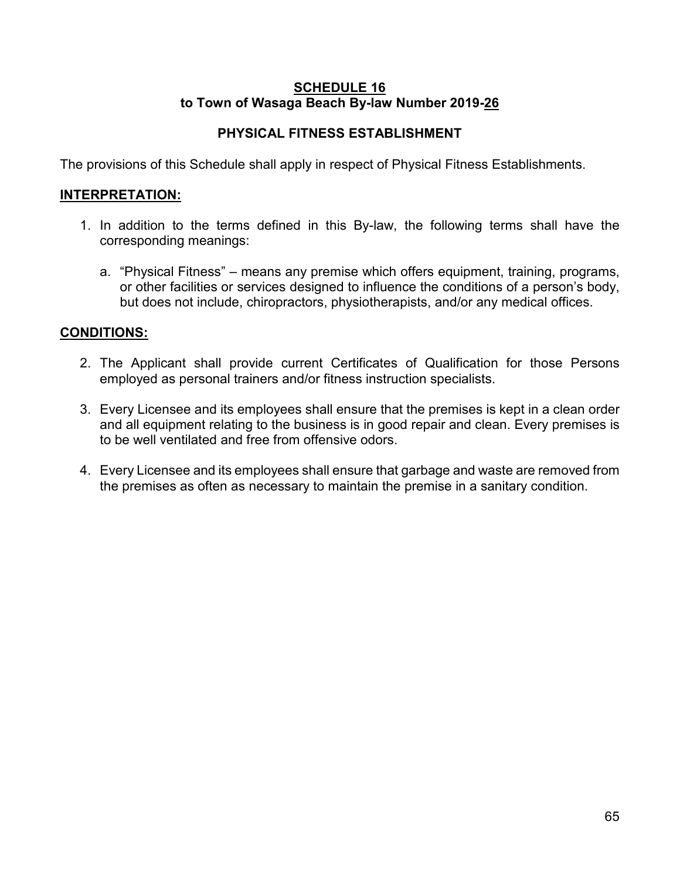# SCHEDULE 16
## to Town of Wasaga Beach By-law Number 2019-26

### PHYSICAL FITNESS ESTABLISHMENT

The provisions of this Schedule shall apply in respect of Physical Fitness Establishments.

**INTERPRETATION:**

1. In addition to the terms defined in this By-law, the following terms shall have the corresponding meanings:

   a. "Physical Fitness" – means any premise which offers equipment, training, programs, or other facilities or services designed to influence the conditions of a person's body, but does not include, chiropractors, physiotherapists, and/or any medical offices.

**CONDITIONS:**

2. The Applicant shall provide current Certificates of Qualification for those Persons employed as personal trainers and/or fitness instruction specialists.

3. Every Licensee and its employees shall ensure that the premises is kept in a clean order and all equipment relating to the business is in good repair and clean. Every premises is to be well ventilated and free from offensive odors.

4. Every Licensee and its employees shall ensure that garbage and waste are removed from the premises as often as necessary to maintain the premise in a sanitary condition.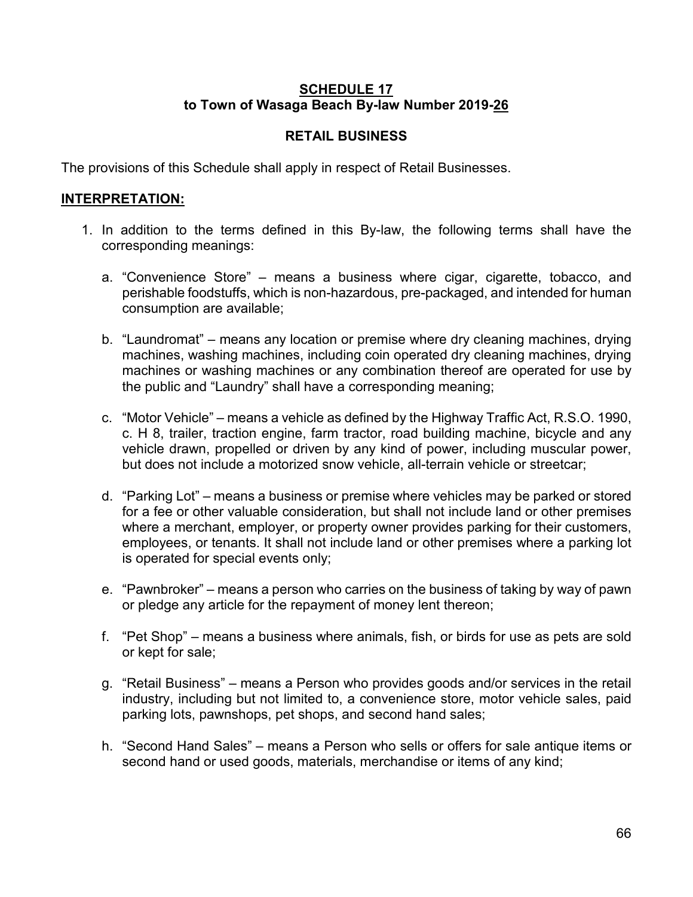## SCHEDULE 17

**to Town of Wasaga Beach By-law Number 2019-26**

## RETAIL BUSINESS

The provisions of this Schedule shall apply in respect of Retail Businesses.

### INTERPRETATION:

1. In addition to the terms defined in this By-law, the following terms shall have the corresponding meanings:

   a. "Convenience Store" – means a business where cigar, cigarette, tobacco, and perishable foodstuffs, which is non-hazardous, pre-packaged, and intended for human consumption are available;

   b. "Laundromat" – means any location or premise where dry cleaning machines, drying machines, washing machines, including coin operated dry cleaning machines, drying machines or washing machines or any combination thereof are operated for use by the public and "Laundry" shall have a corresponding meaning;

   c. "Motor Vehicle" – means a vehicle as defined by the Highway Traffic Act, R.S.O. 1990, c. H 8, trailer, traction engine, farm tractor, road building machine, bicycle and any vehicle drawn, propelled or driven by any kind of power, including muscular power, but does not include a motorized snow vehicle, all-terrain vehicle or streetcar;

   d. "Parking Lot" – means a business or premise where vehicles may be parked or stored for a fee or other valuable consideration, but shall not include land or other premises where a merchant, employer, or property owner provides parking for their customers, employees, or tenants. It shall not include land or other premises where a parking lot is operated for special events only;

   e. "Pawnbroker" – means a person who carries on the business of taking by way of pawn or pledge any article for the repayment of money lent thereon;

   f. "Pet Shop" – means a business where animals, fish, or birds for use as pets are sold or kept for sale;

   g. "Retail Business" – means a Person who provides goods and/or services in the retail industry, including but not limited to, a convenience store, motor vehicle sales, paid parking lots, pawnshops, pet shops, and second hand sales;

   h. "Second Hand Sales" – means a Person who sells or offers for sale antique items or second hand or used goods, materials, merchandise or items of any kind;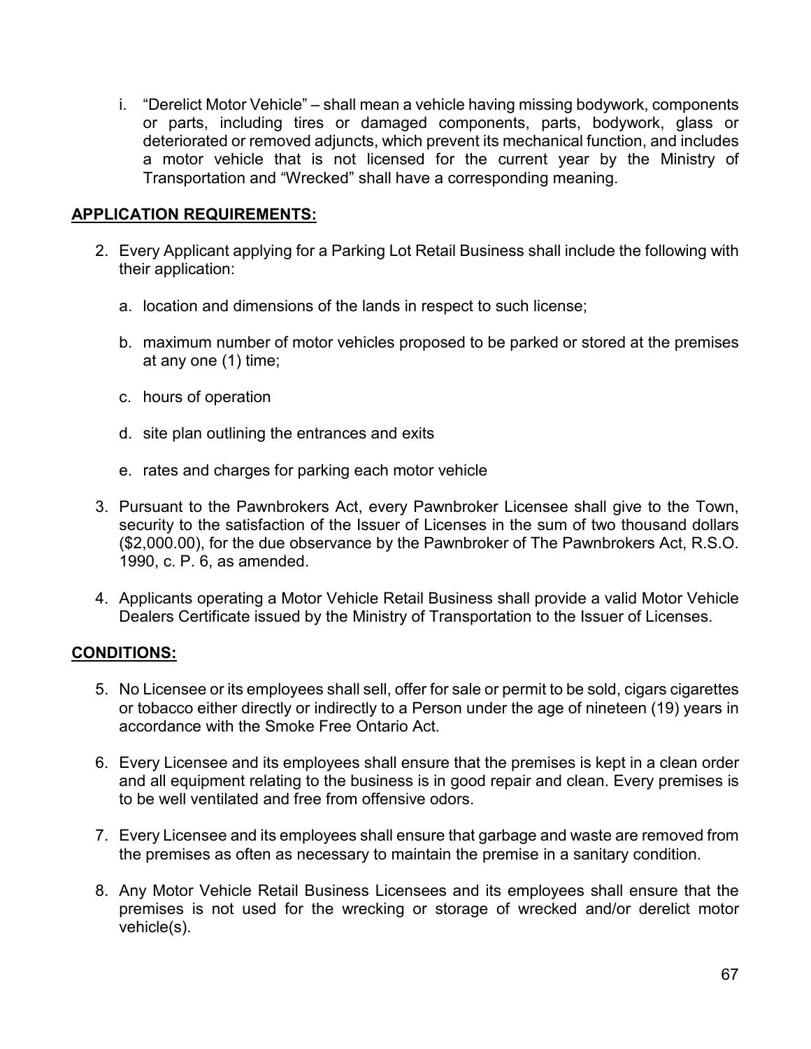i. “Derelict Motor Vehicle” – shall mean a vehicle having missing bodywork, components or parts, including tires or damaged components, parts, bodywork, glass or deteriorated or removed adjuncts, which prevent its mechanical function, and includes a motor vehicle that is not licensed for the current year by the Ministry of Transportation and “Wrecked” shall have a corresponding meaning.

**APPLICATION REQUIREMENTS:**

2. Every Applicant applying for a Parking Lot Retail Business shall include the following with their application:

   a. location and dimensions of the lands in respect to such license;

   b. maximum number of motor vehicles proposed to be parked or stored at the premises at any one (1) time;

   c. hours of operation

   d. site plan outlining the entrances and exits

   e. rates and charges for parking each motor vehicle

3. Pursuant to the Pawnbrokers Act, every Pawnbroker Licensee shall give to the Town, security to the satisfaction of the Issuer of Licenses in the sum of two thousand dollars ($2,000.00), for the due observance by the Pawnbroker of The Pawnbrokers Act, R.S.O. 1990, c. P. 6, as amended.

4. Applicants operating a Motor Vehicle Retail Business shall provide a valid Motor Vehicle Dealers Certificate issued by the Ministry of Transportation to the Issuer of Licenses.

**CONDITIONS:**

5. No Licensee or its employees shall sell, offer for sale or permit to be sold, cigars cigarettes or tobacco either directly or indirectly to a Person under the age of nineteen (19) years in accordance with the Smoke Free Ontario Act.

6. Every Licensee and its employees shall ensure that the premises is kept in a clean order and all equipment relating to the business is in good repair and clean. Every premises is to be well ventilated and free from offensive odors.

7. Every Licensee and its employees shall ensure that garbage and waste are removed from the premises as often as necessary to maintain the premise in a sanitary condition.

8. Any Motor Vehicle Retail Business Licensees and its employees shall ensure that the premises is not used for the wrecking or storage of wrecked and/or derelict motor vehicle(s).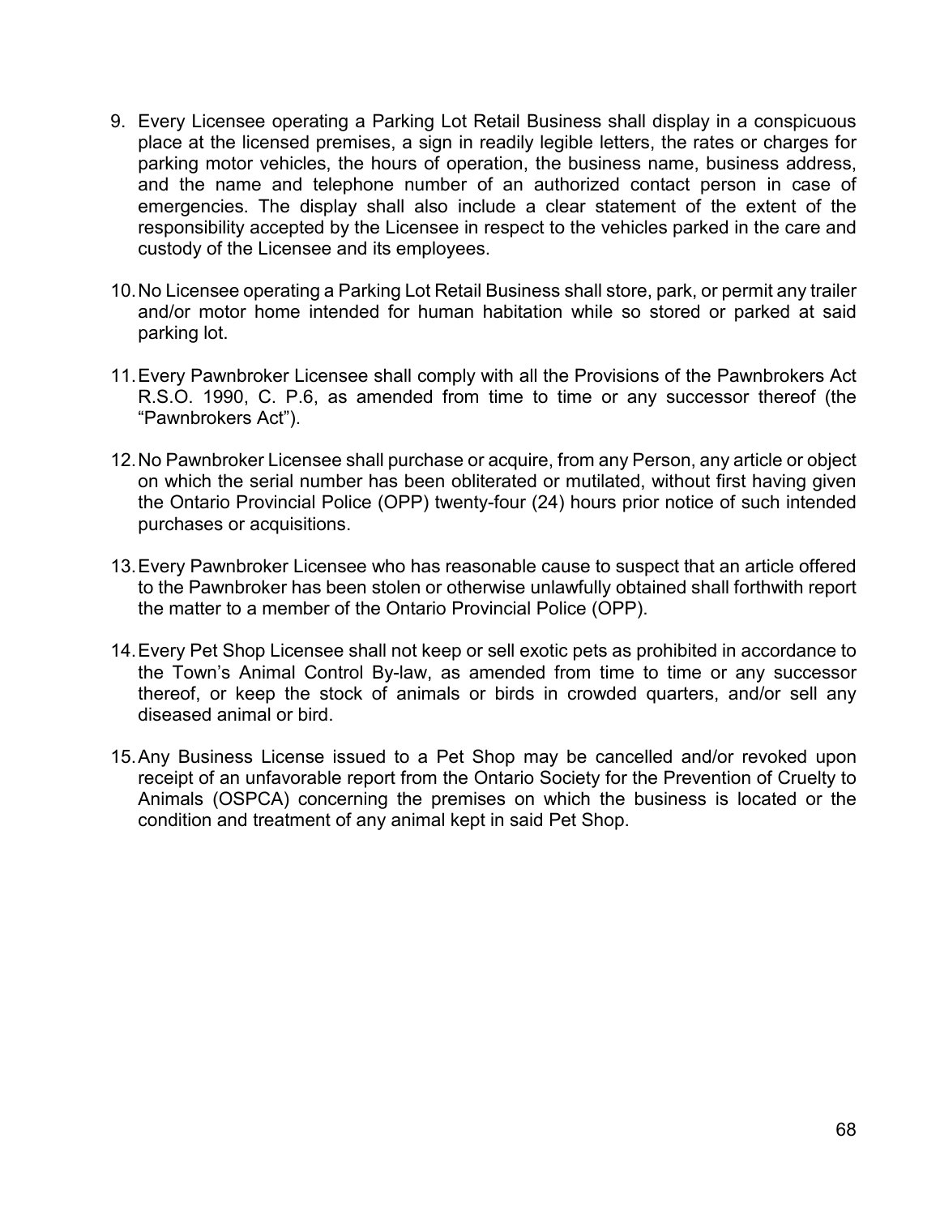9. Every Licensee operating a Parking Lot Retail Business shall display in a conspicuous place at the licensed premises, a sign in readily legible letters, the rates or charges for parking motor vehicles, the hours of operation, the business name, business address, and the name and telephone number of an authorized contact person in case of emergencies. The display shall also include a clear statement of the extent of the responsibility accepted by the Licensee in respect to the vehicles parked in the care and custody of the Licensee and its employees.

10. No Licensee operating a Parking Lot Retail Business shall store, park, or permit any trailer and/or motor home intended for human habitation while so stored or parked at said parking lot.

11. Every Pawnbroker Licensee shall comply with all the Provisions of the Pawnbrokers Act R.S.O. 1990, C. P.6, as amended from time to time or any successor thereof (the "Pawnbrokers Act").

12. No Pawnbroker Licensee shall purchase or acquire, from any Person, any article or object on which the serial number has been obliterated or mutilated, without first having given the Ontario Provincial Police (OPP) twenty-four (24) hours prior notice of such intended purchases or acquisitions.

13. Every Pawnbroker Licensee who has reasonable cause to suspect that an article offered to the Pawnbroker has been stolen or otherwise unlawfully obtained shall forthwith report the matter to a member of the Ontario Provincial Police (OPP).

14. Every Pet Shop Licensee shall not keep or sell exotic pets as prohibited in accordance to the Town's Animal Control By-law, as amended from time to time or any successor thereof, or keep the stock of animals or birds in crowded quarters, and/or sell any diseased animal or bird.

15. Any Business License issued to a Pet Shop may be cancelled and/or revoked upon receipt of an unfavorable report from the Ontario Society for the Prevention of Cruelty to Animals (OSPCA) concerning the premises on which the business is located or the condition and treatment of any animal kept in said Pet Shop.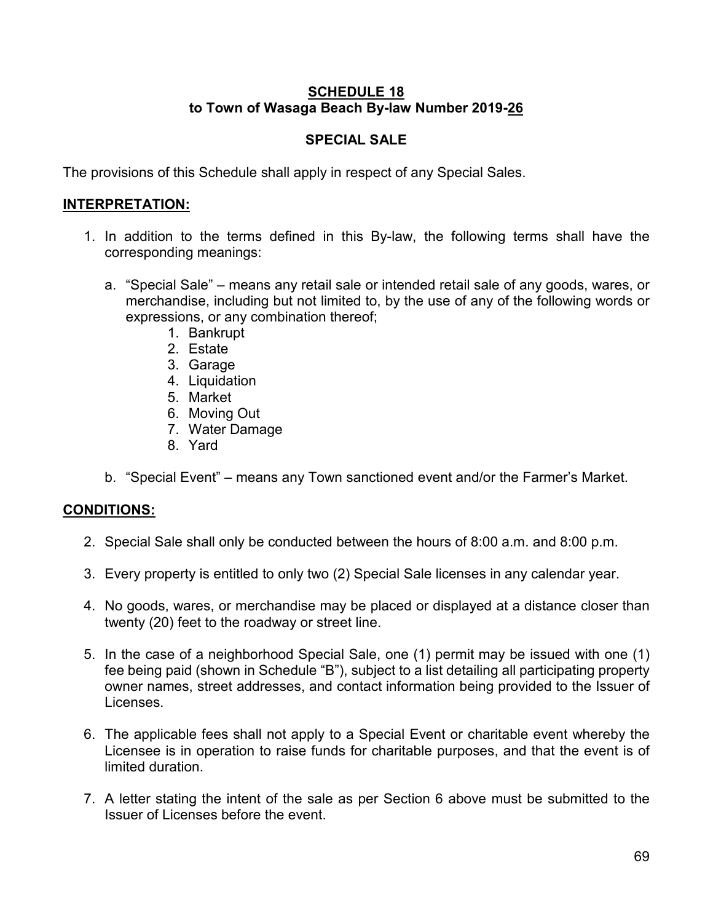**SCHEDULE 18**
**to Town of Wasaga Beach By-law Number 2019-26**

**SPECIAL SALE**

The provisions of this Schedule shall apply in respect of any Special Sales.

**INTERPRETATION:**

1. In addition to the terms defined in this By-law, the following terms shall have the corresponding meanings:

   a. “Special Sale” – means any retail sale or intended retail sale of any goods, wares, or merchandise, including but not limited to, by the use of any of the following words or expressions, or any combination thereof;
      1. Bankrupt
      2. Estate
      3. Garage
      4. Liquidation
      5. Market
      6. Moving Out
      7. Water Damage
      8. Yard

   b. “Special Event” – means any Town sanctioned event and/or the Farmer’s Market.

**CONDITIONS:**

2. Special Sale shall only be conducted between the hours of 8:00 a.m. and 8:00 p.m.

3. Every property is entitled to only two (2) Special Sale licenses in any calendar year.

4. No goods, wares, or merchandise may be placed or displayed at a distance closer than twenty (20) feet to the roadway or street line.

5. In the case of a neighborhood Special Sale, one (1) permit may be issued with one (1) fee being paid (shown in Schedule “B”), subject to a list detailing all participating property owner names, street addresses, and contact information being provided to the Issuer of Licenses.

6. The applicable fees shall not apply to a Special Event or charitable event whereby the Licensee is in operation to raise funds for charitable purposes, and that the event is of limited duration.

7. A letter stating the intent of the sale as per Section 6 above must be submitted to the Issuer of Licenses before the event.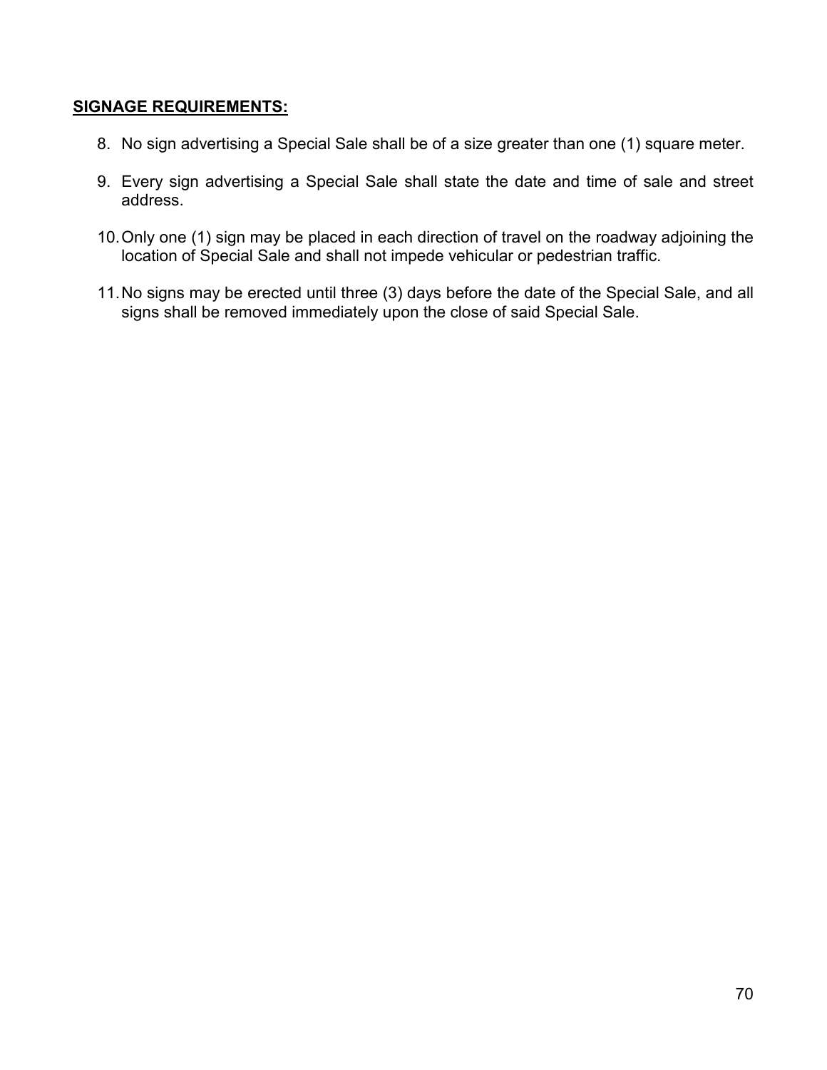**SIGNAGE REQUIREMENTS:**

8. No sign advertising a Special Sale shall be of a size greater than one (1) square meter.

9. Every sign advertising a Special Sale shall state the date and time of sale and street address.

10. Only one (1) sign may be placed in each direction of travel on the roadway adjoining the location of Special Sale and shall not impede vehicular or pedestrian traffic.

11. No signs may be erected until three (3) days before the date of the Special Sale, and all signs shall be removed immediately upon the close of said Special Sale.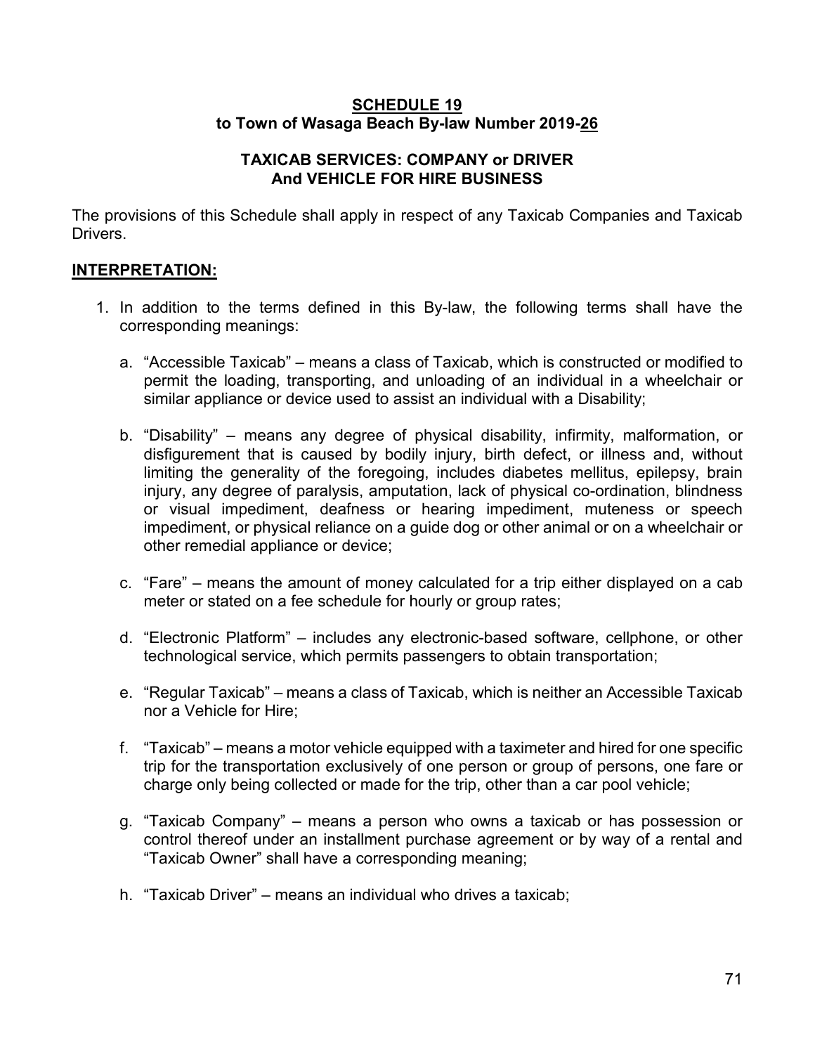**SCHEDULE 19**
**to Town of Wasaga Beach By-law Number 2019-26**

**TAXICAB SERVICES: COMPANY or DRIVER**
**And VEHICLE FOR HIRE BUSINESS**

The provisions of this Schedule shall apply in respect of any Taxicab Companies and Taxicab Drivers.

**INTERPRETATION:**

1. In addition to the terms defined in this By-law, the following terms shall have the corresponding meanings:

   a. "Accessible Taxicab" – means a class of Taxicab, which is constructed or modified to permit the loading, transporting, and unloading of an individual in a wheelchair or similar appliance or device used to assist an individual with a Disability;

   b. "Disability" – means any degree of physical disability, infirmity, malformation, or disfigurement that is caused by bodily injury, birth defect, or illness and, without limiting the generality of the foregoing, includes diabetes mellitus, epilepsy, brain injury, any degree of paralysis, amputation, lack of physical co-ordination, blindness or visual impediment, deafness or hearing impediment, muteness or speech impediment, or physical reliance on a guide dog or other animal or on a wheelchair or other remedial appliance or device;

   c. "Fare" – means the amount of money calculated for a trip either displayed on a cab meter or stated on a fee schedule for hourly or group rates;

   d. "Electronic Platform" – includes any electronic-based software, cellphone, or other technological service, which permits passengers to obtain transportation;

   e. "Regular Taxicab" – means a class of Taxicab, which is neither an Accessible Taxicab nor a Vehicle for Hire;

   f. "Taxicab" – means a motor vehicle equipped with a taximeter and hired for one specific trip for the transportation exclusively of one person or group of persons, one fare or charge only being collected or made for the trip, other than a car pool vehicle;

   g. "Taxicab Company" – means a person who owns a taxicab or has possession or control thereof under an installment purchase agreement or by way of a rental and "Taxicab Owner" shall have a corresponding meaning;

   h. "Taxicab Driver" – means an individual who drives a taxicab;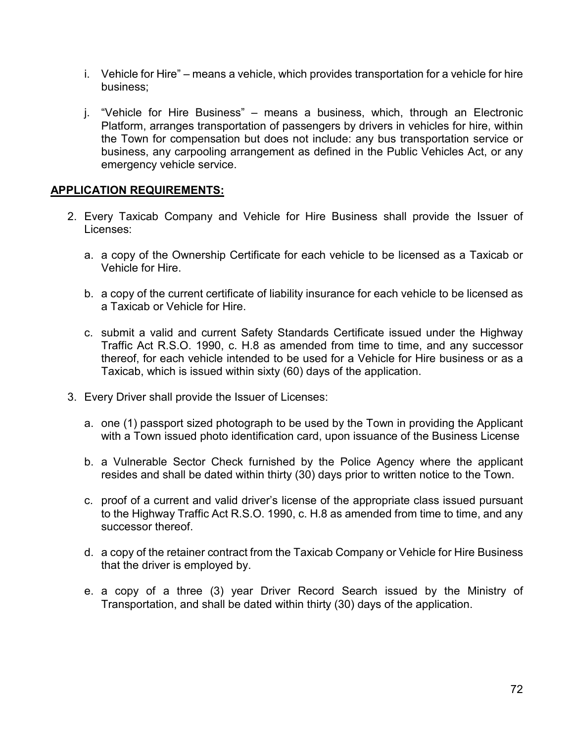i. Vehicle for Hire" – means a vehicle, which provides transportation for a vehicle for hire business;

j. "Vehicle for Hire Business" – means a business, which, through an Electronic Platform, arranges transportation of passengers by drivers in vehicles for hire, within the Town for compensation but does not include: any bus transportation service or business, any carpooling arrangement as defined in the Public Vehicles Act, or any emergency vehicle service.

**APPLICATION REQUIREMENTS:**

2. Every Taxicab Company and Vehicle for Hire Business shall provide the Issuer of Licenses:

   a. a copy of the Ownership Certificate for each vehicle to be licensed as a Taxicab or Vehicle for Hire.

   b. a copy of the current certificate of liability insurance for each vehicle to be licensed as a Taxicab or Vehicle for Hire.

   c. submit a valid and current Safety Standards Certificate issued under the Highway Traffic Act R.S.O. 1990, c. H.8 as amended from time to time, and any successor thereof, for each vehicle intended to be used for a Vehicle for Hire business or as a Taxicab, which is issued within sixty (60) days of the application.

3. Every Driver shall provide the Issuer of Licenses:

   a. one (1) passport sized photograph to be used by the Town in providing the Applicant with a Town issued photo identification card, upon issuance of the Business License

   b. a Vulnerable Sector Check furnished by the Police Agency where the applicant resides and shall be dated within thirty (30) days prior to written notice to the Town.

   c. proof of a current and valid driver's license of the appropriate class issued pursuant to the Highway Traffic Act R.S.O. 1990, c. H.8 as amended from time to time, and any successor thereof.

   d. a copy of the retainer contract from the Taxicab Company or Vehicle for Hire Business that the driver is employed by.

   e. a copy of a three (3) year Driver Record Search issued by the Ministry of Transportation, and shall be dated within thirty (30) days of the application.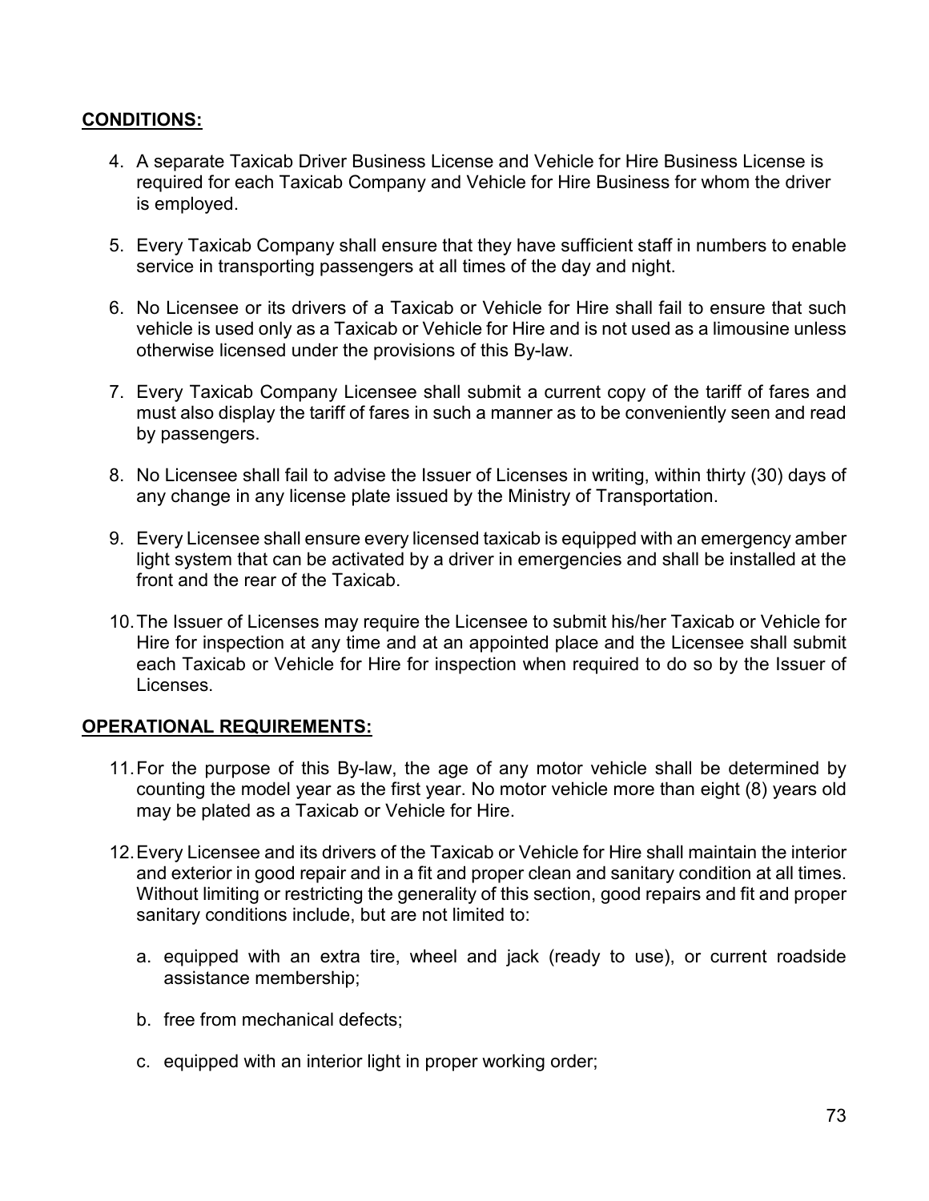**CONDITIONS:**

4. A separate Taxicab Driver Business License and Vehicle for Hire Business License is required for each Taxicab Company and Vehicle for Hire Business for whom the driver is employed.

5. Every Taxicab Company shall ensure that they have sufficient staff in numbers to enable service in transporting passengers at all times of the day and night.

6. No Licensee or its drivers of a Taxicab or Vehicle for Hire shall fail to ensure that such vehicle is used only as a Taxicab or Vehicle for Hire and is not used as a limousine unless otherwise licensed under the provisions of this By-law.

7. Every Taxicab Company Licensee shall submit a current copy of the tariff of fares and must also display the tariff of fares in such a manner as to be conveniently seen and read by passengers.

8. No Licensee shall fail to advise the Issuer of Licenses in writing, within thirty (30) days of any change in any license plate issued by the Ministry of Transportation.

9. Every Licensee shall ensure every licensed taxicab is equipped with an emergency amber light system that can be activated by a driver in emergencies and shall be installed at the front and the rear of the Taxicab.

10. The Issuer of Licenses may require the Licensee to submit his/her Taxicab or Vehicle for Hire for inspection at any time and at an appointed place and the Licensee shall submit each Taxicab or Vehicle for Hire for inspection when required to do so by the Issuer of Licenses.

**OPERATIONAL REQUIREMENTS:**

11. For the purpose of this By-law, the age of any motor vehicle shall be determined by counting the model year as the first year. No motor vehicle more than eight (8) years old may be plated as a Taxicab or Vehicle for Hire.

12. Every Licensee and its drivers of the Taxicab or Vehicle for Hire shall maintain the interior and exterior in good repair and in a fit and proper clean and sanitary condition at all times. Without limiting or restricting the generality of this section, good repairs and fit and proper sanitary conditions include, but are not limited to:

    a. equipped with an extra tire, wheel and jack (ready to use), or current roadside assistance membership;

    b. free from mechanical defects;

    c. equipped with an interior light in proper working order;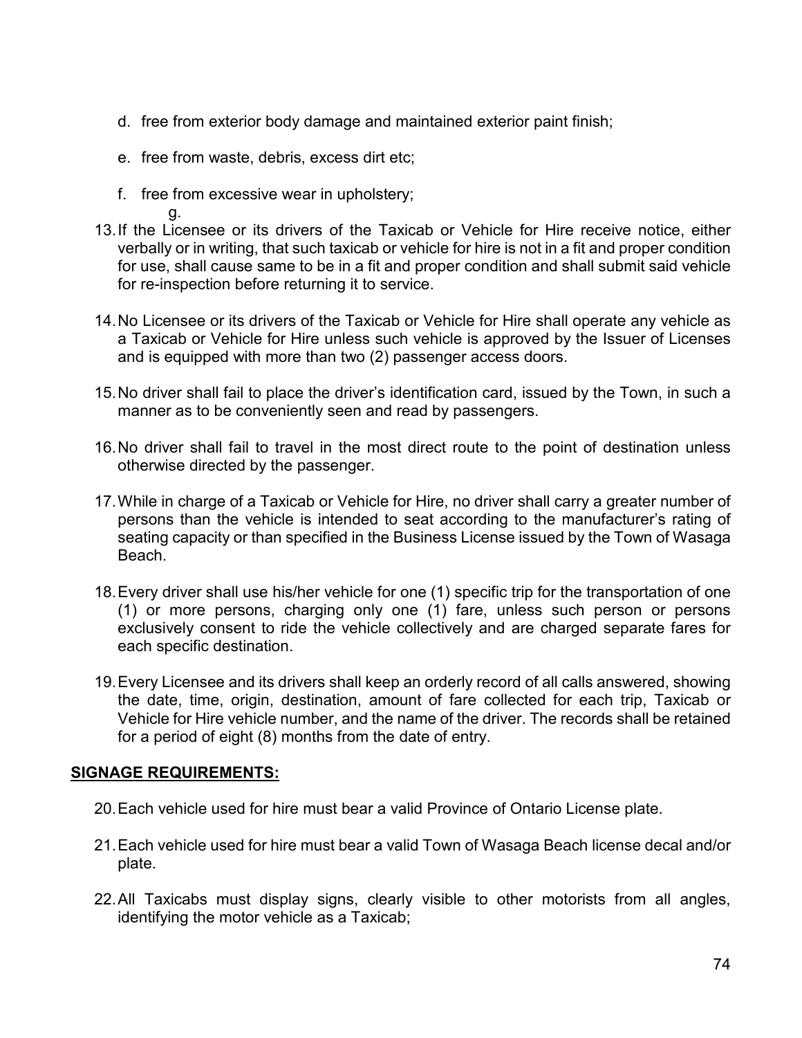d. free from exterior body damage and maintained exterior paint finish;

e. free from waste, debris, excess dirt etc;

f. free from excessive wear in upholstery;

g.

13. If the Licensee or its drivers of the Taxicab or Vehicle for Hire receive notice, either verbally or in writing, that such taxicab or vehicle for hire is not in a fit and proper condition for use, shall cause same to be in a fit and proper condition and shall submit said vehicle for re-inspection before returning it to service.

14. No Licensee or its drivers of the Taxicab or Vehicle for Hire shall operate any vehicle as a Taxicab or Vehicle for Hire unless such vehicle is approved by the Issuer of Licenses and is equipped with more than two (2) passenger access doors.

15. No driver shall fail to place the driver's identification card, issued by the Town, in such a manner as to be conveniently seen and read by passengers.

16. No driver shall fail to travel in the most direct route to the point of destination unless otherwise directed by the passenger.

17. While in charge of a Taxicab or Vehicle for Hire, no driver shall carry a greater number of persons than the vehicle is intended to seat according to the manufacturer's rating of seating capacity or than specified in the Business License issued by the Town of Wasaga Beach.

18. Every driver shall use his/her vehicle for one (1) specific trip for the transportation of one (1) or more persons, charging only one (1) fare, unless such person or persons exclusively consent to ride the vehicle collectively and are charged separate fares for each specific destination.

19. Every Licensee and its drivers shall keep an orderly record of all calls answered, showing the date, time, origin, destination, amount of fare collected for each trip, Taxicab or Vehicle for Hire vehicle number, and the name of the driver. The records shall be retained for a period of eight (8) months from the date of entry.

**SIGNAGE REQUIREMENTS:**

20. Each vehicle used for hire must bear a valid Province of Ontario License plate.

21. Each vehicle used for hire must bear a valid Town of Wasaga Beach license decal and/or plate.

22. All Taxicabs must display signs, clearly visible to other motorists from all angles, identifying the motor vehicle as a Taxicab;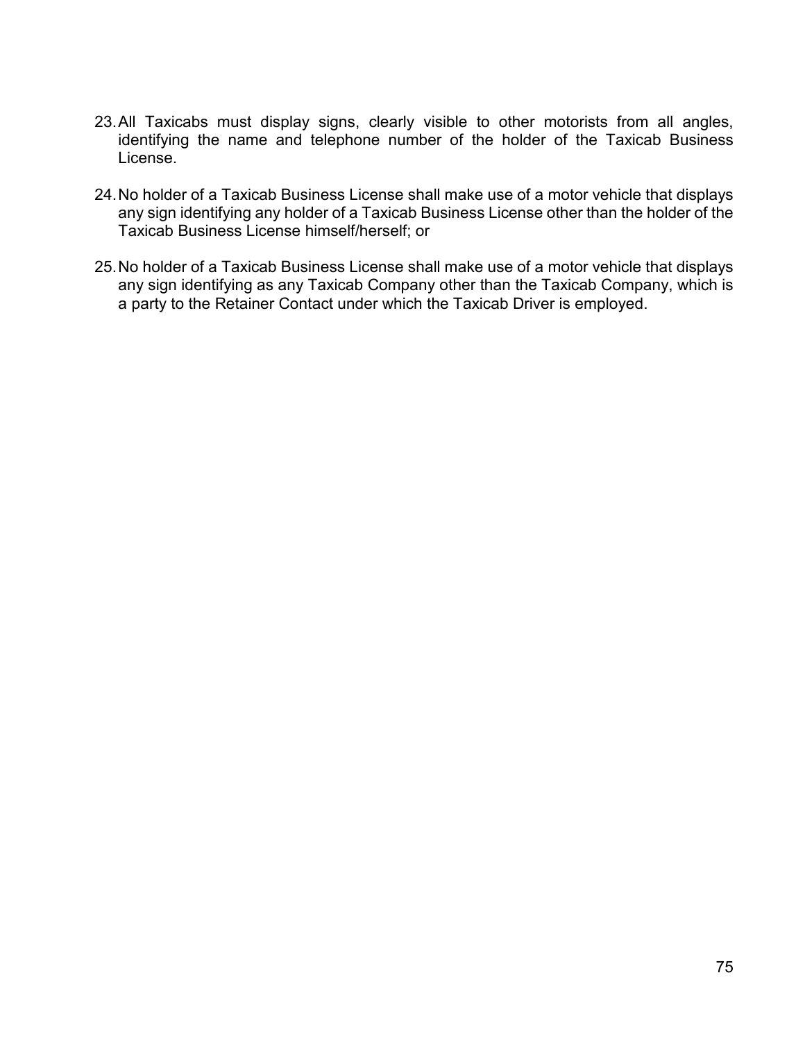23. All Taxicabs must display signs, clearly visible to other motorists from all angles, identifying the name and telephone number of the holder of the Taxicab Business License.

24. No holder of a Taxicab Business License shall make use of a motor vehicle that displays any sign identifying any holder of a Taxicab Business License other than the holder of the Taxicab Business License himself/herself; or

25. No holder of a Taxicab Business License shall make use of a motor vehicle that displays any sign identifying as any Taxicab Company other than the Taxicab Company, which is a party to the Retainer Contact under which the Taxicab Driver is employed.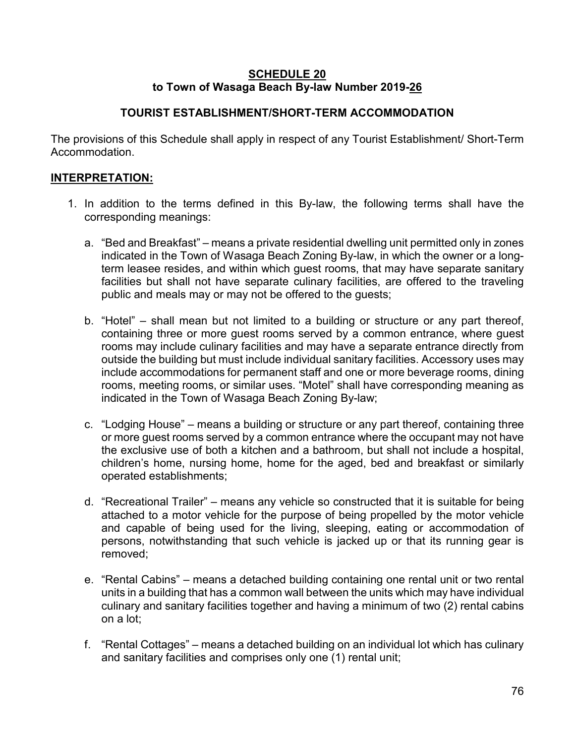**SCHEDULE 20**

**to Town of Wasaga Beach By-law Number 2019-26**

**TOURIST ESTABLISHMENT/SHORT-TERM ACCOMMODATION**

The provisions of this Schedule shall apply in respect of any Tourist Establishment/ Short-Term Accommodation.

**INTERPRETATION:**

1. In addition to the terms defined in this By-law, the following terms shall have the corresponding meanings:

   a. "Bed and Breakfast" – means a private residential dwelling unit permitted only in zones indicated in the Town of Wasaga Beach Zoning By-law, in which the owner or a long-term leasee resides, and within which guest rooms, that may have separate sanitary facilities but shall not have separate culinary facilities, are offered to the traveling public and meals may or may not be offered to the guests;

   b. "Hotel" – shall mean but not limited to a building or structure or any part thereof, containing three or more guest rooms served by a common entrance, where guest rooms may include culinary facilities and may have a separate entrance directly from outside the building but must include individual sanitary facilities. Accessory uses may include accommodations for permanent staff and one or more beverage rooms, dining rooms, meeting rooms, or similar uses. "Motel" shall have corresponding meaning as indicated in the Town of Wasaga Beach Zoning By-law;

   c. "Lodging House" – means a building or structure or any part thereof, containing three or more guest rooms served by a common entrance where the occupant may not have the exclusive use of both a kitchen and a bathroom, but shall not include a hospital, children's home, nursing home, home for the aged, bed and breakfast or similarly operated establishments;

   d. "Recreational Trailer" – means any vehicle so constructed that it is suitable for being attached to a motor vehicle for the purpose of being propelled by the motor vehicle and capable of being used for the living, sleeping, eating or accommodation of persons, notwithstanding that such vehicle is jacked up or that its running gear is removed;

   e. "Rental Cabins" – means a detached building containing one rental unit or two rental units in a building that has a common wall between the units which may have individual culinary and sanitary facilities together and having a minimum of two (2) rental cabins on a lot;

   f. "Rental Cottages" – means a detached building on an individual lot which has culinary and sanitary facilities and comprises only one (1) rental unit;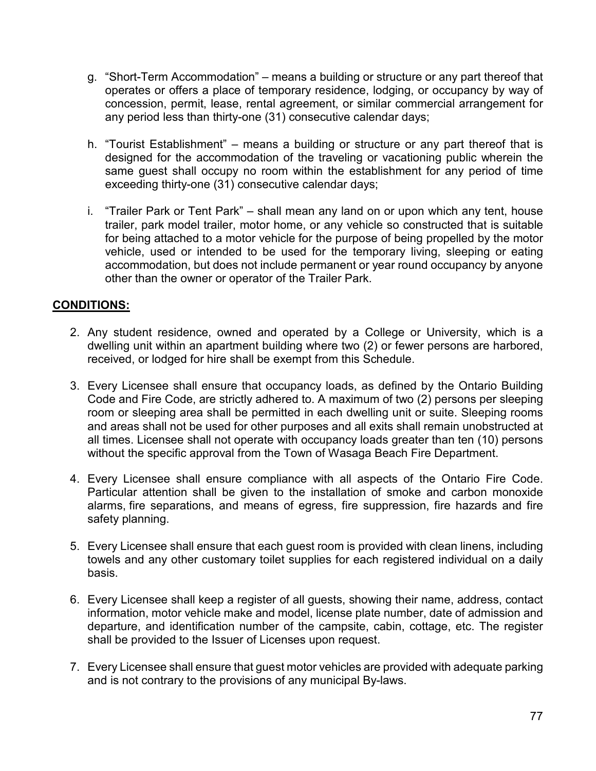g. "Short-Term Accommodation" – means a building or structure or any part thereof that operates or offers a place of temporary residence, lodging, or occupancy by way of concession, permit, lease, rental agreement, or similar commercial arrangement for any period less than thirty-one (31) consecutive calendar days;

h. "Tourist Establishment" – means a building or structure or any part thereof that is designed for the accommodation of the traveling or vacationing public wherein the same guest shall occupy no room within the establishment for any period of time exceeding thirty-one (31) consecutive calendar days;

i. "Trailer Park or Tent Park" – shall mean any land on or upon which any tent, house trailer, park model trailer, motor home, or any vehicle so constructed that is suitable for being attached to a motor vehicle for the purpose of being propelled by the motor vehicle, used or intended to be used for the temporary living, sleeping or eating accommodation, but does not include permanent or year round occupancy by anyone other than the owner or operator of the Trailer Park.

**CONDITIONS:**

2. Any student residence, owned and operated by a College or University, which is a dwelling unit within an apartment building where two (2) or fewer persons are harbored, received, or lodged for hire shall be exempt from this Schedule.

3. Every Licensee shall ensure that occupancy loads, as defined by the Ontario Building Code and Fire Code, are strictly adhered to. A maximum of two (2) persons per sleeping room or sleeping area shall be permitted in each dwelling unit or suite. Sleeping rooms and areas shall not be used for other purposes and all exits shall remain unobstructed at all times. Licensee shall not operate with occupancy loads greater than ten (10) persons without the specific approval from the Town of Wasaga Beach Fire Department.

4. Every Licensee shall ensure compliance with all aspects of the Ontario Fire Code. Particular attention shall be given to the installation of smoke and carbon monoxide alarms, fire separations, and means of egress, fire suppression, fire hazards and fire safety planning.

5. Every Licensee shall ensure that each guest room is provided with clean linens, including towels and any other customary toilet supplies for each registered individual on a daily basis.

6. Every Licensee shall keep a register of all guests, showing their name, address, contact information, motor vehicle make and model, license plate number, date of admission and departure, and identification number of the campsite, cabin, cottage, etc. The register shall be provided to the Issuer of Licenses upon request.

7. Every Licensee shall ensure that guest motor vehicles are provided with adequate parking and is not contrary to the provisions of any municipal By-laws.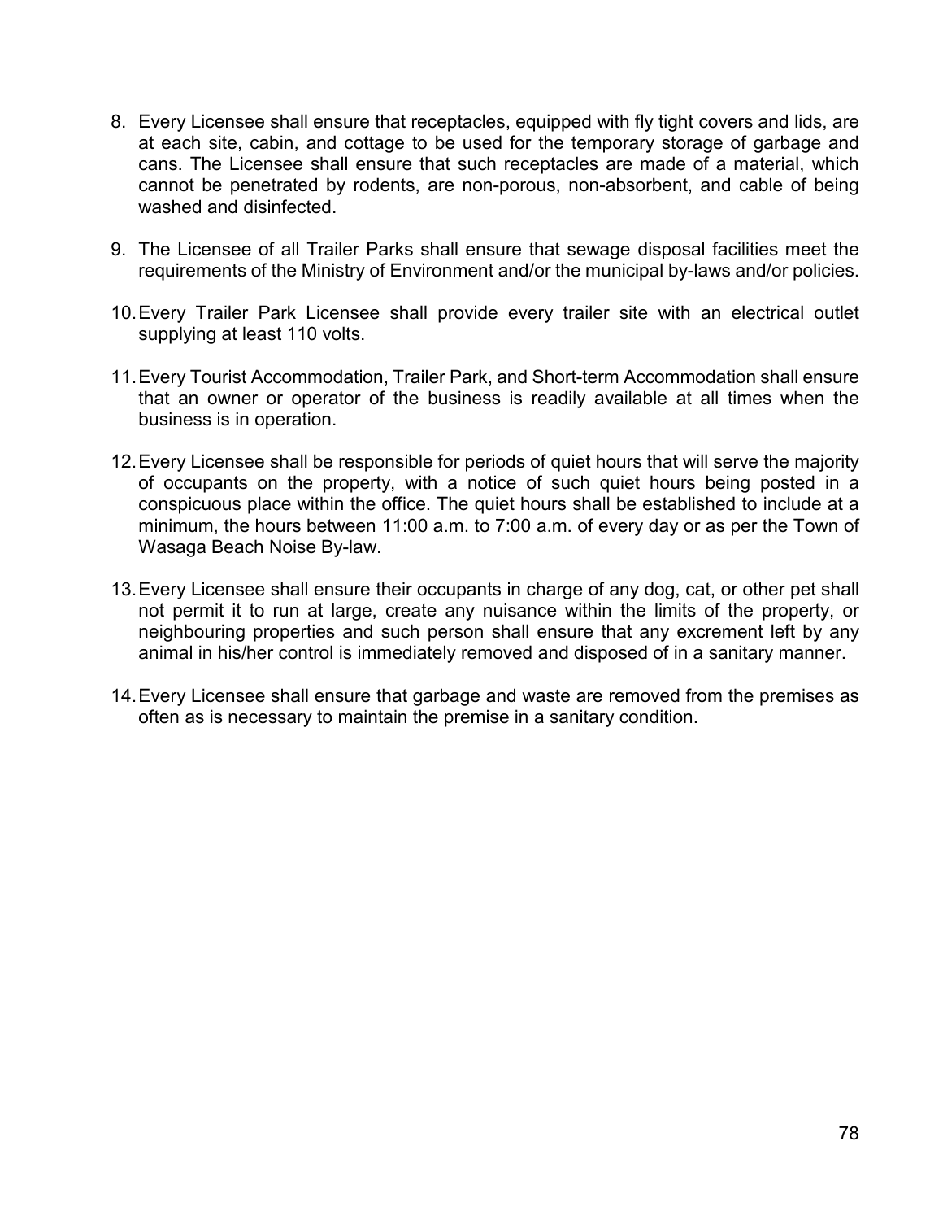8. Every Licensee shall ensure that receptacles, equipped with fly tight covers and lids, are at each site, cabin, and cottage to be used for the temporary storage of garbage and cans. The Licensee shall ensure that such receptacles are made of a material, which cannot be penetrated by rodents, are non-porous, non-absorbent, and cable of being washed and disinfected.

9. The Licensee of all Trailer Parks shall ensure that sewage disposal facilities meet the requirements of the Ministry of Environment and/or the municipal by-laws and/or policies.

10. Every Trailer Park Licensee shall provide every trailer site with an electrical outlet supplying at least 110 volts.

11. Every Tourist Accommodation, Trailer Park, and Short-term Accommodation shall ensure that an owner or operator of the business is readily available at all times when the business is in operation.

12. Every Licensee shall be responsible for periods of quiet hours that will serve the majority of occupants on the property, with a notice of such quiet hours being posted in a conspicuous place within the office. The quiet hours shall be established to include at a minimum, the hours between 11:00 a.m. to 7:00 a.m. of every day or as per the Town of Wasaga Beach Noise By-law.

13. Every Licensee shall ensure their occupants in charge of any dog, cat, or other pet shall not permit it to run at large, create any nuisance within the limits of the property, or neighbouring properties and such person shall ensure that any excrement left by any animal in his/her control is immediately removed and disposed of in a sanitary manner.

14. Every Licensee shall ensure that garbage and waste are removed from the premises as often as is necessary to maintain the premise in a sanitary condition.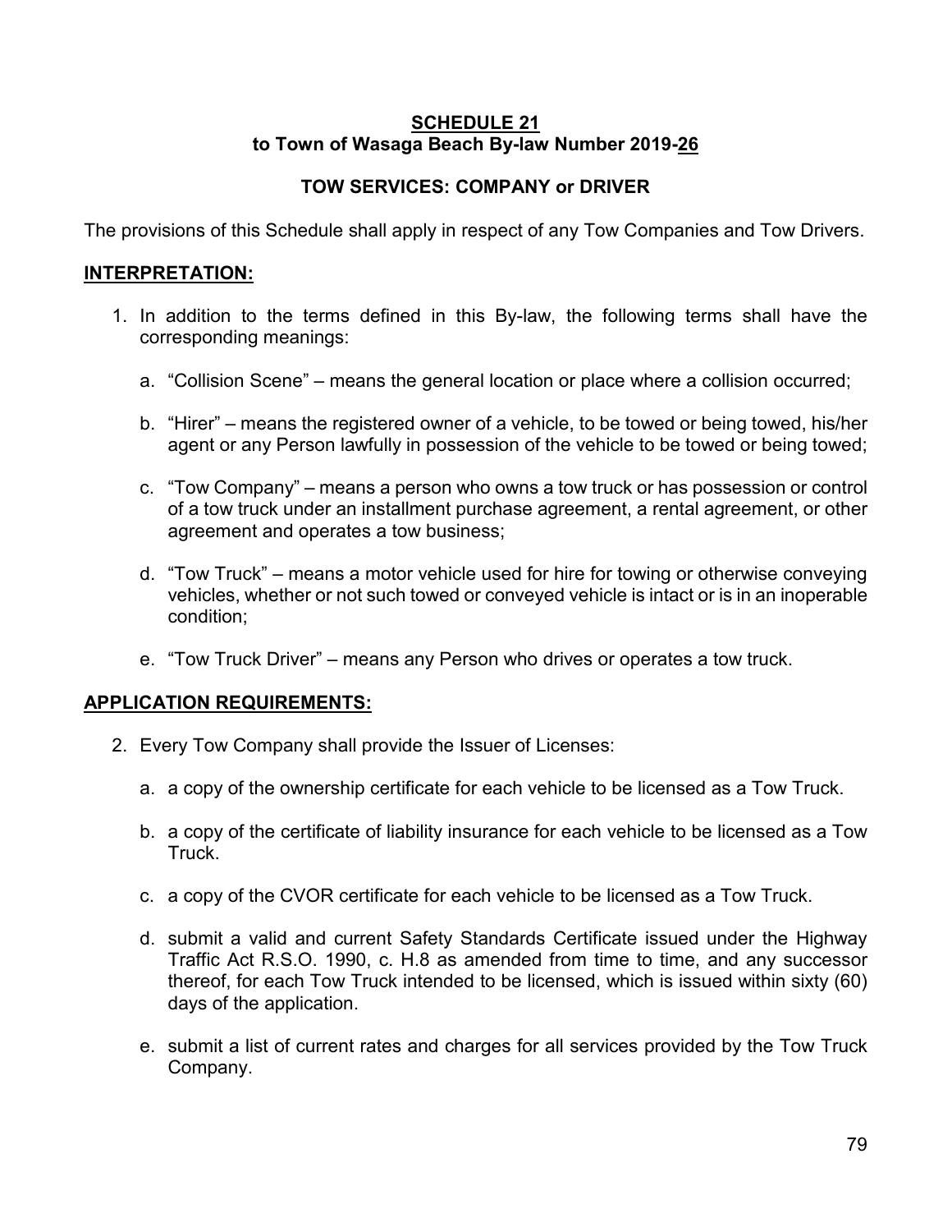# SCHEDULE 21
## to Town of Wasaga Beach By-law Number 2019-26

## TOW SERVICES: COMPANY or DRIVER

The provisions of this Schedule shall apply in respect of any Tow Companies and Tow Drivers.

### INTERPRETATION:

1. In addition to the terms defined in this By-law, the following terms shall have the corresponding meanings:

    a. "Collision Scene" – means the general location or place where a collision occurred;

    b. "Hirer" – means the registered owner of a vehicle, to be towed or being towed, his/her agent or any Person lawfully in possession of the vehicle to be towed or being towed;

    c. "Tow Company" – means a person who owns a tow truck or has possession or control of a tow truck under an installment purchase agreement, a rental agreement, or other agreement and operates a tow business;

    d. "Tow Truck" – means a motor vehicle used for hire for towing or otherwise conveying vehicles, whether or not such towed or conveyed vehicle is intact or is in an inoperable condition;

    e. "Tow Truck Driver" – means any Person who drives or operates a tow truck.

### APPLICATION REQUIREMENTS:

2. Every Tow Company shall provide the Issuer of Licenses:

    a. a copy of the ownership certificate for each vehicle to be licensed as a Tow Truck.

    b. a copy of the certificate of liability insurance for each vehicle to be licensed as a Tow Truck.

    c. a copy of the CVOR certificate for each vehicle to be licensed as a Tow Truck.

    d. submit a valid and current Safety Standards Certificate issued under the Highway Traffic Act R.S.O. 1990, c. H.8 as amended from time to time, and any successor thereof, for each Tow Truck intended to be licensed, which is issued within sixty (60) days of the application.

    e. submit a list of current rates and charges for all services provided by the Tow Truck Company.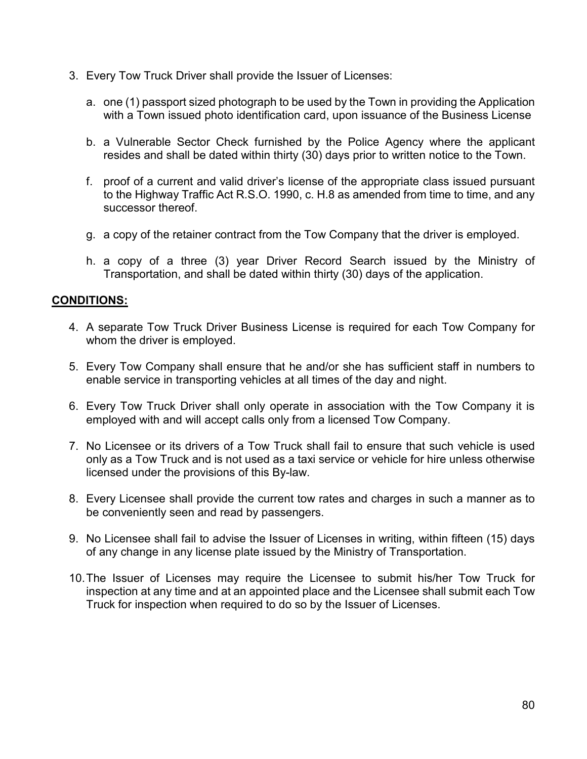3. Every Tow Truck Driver shall provide the Issuer of Licenses:

   a. one (1) passport sized photograph to be used by the Town in providing the Application with a Town issued photo identification card, upon issuance of the Business License

   b. a Vulnerable Sector Check furnished by the Police Agency where the applicant resides and shall be dated within thirty (30) days prior to written notice to the Town.

   f. proof of a current and valid driver's license of the appropriate class issued pursuant to the Highway Traffic Act R.S.O. 1990, c. H.8 as amended from time to time, and any successor thereof.

   g. a copy of the retainer contract from the Tow Company that the driver is employed.

   h. a copy of a three (3) year Driver Record Search issued by the Ministry of Transportation, and shall be dated within thirty (30) days of the application.

**CONDITIONS:**

4. A separate Tow Truck Driver Business License is required for each Tow Company for whom the driver is employed.

5. Every Tow Company shall ensure that he and/or she has sufficient staff in numbers to enable service in transporting vehicles at all times of the day and night.

6. Every Tow Truck Driver shall only operate in association with the Tow Company it is employed with and will accept calls only from a licensed Tow Company.

7. No Licensee or its drivers of a Tow Truck shall fail to ensure that such vehicle is used only as a Tow Truck and is not used as a taxi service or vehicle for hire unless otherwise licensed under the provisions of this By-law.

8. Every Licensee shall provide the current tow rates and charges in such a manner as to be conveniently seen and read by passengers.

9. No Licensee shall fail to advise the Issuer of Licenses in writing, within fifteen (15) days of any change in any license plate issued by the Ministry of Transportation.

10. The Issuer of Licenses may require the Licensee to submit his/her Tow Truck for inspection at any time and at an appointed place and the Licensee shall submit each Tow Truck for inspection when required to do so by the Issuer of Licenses.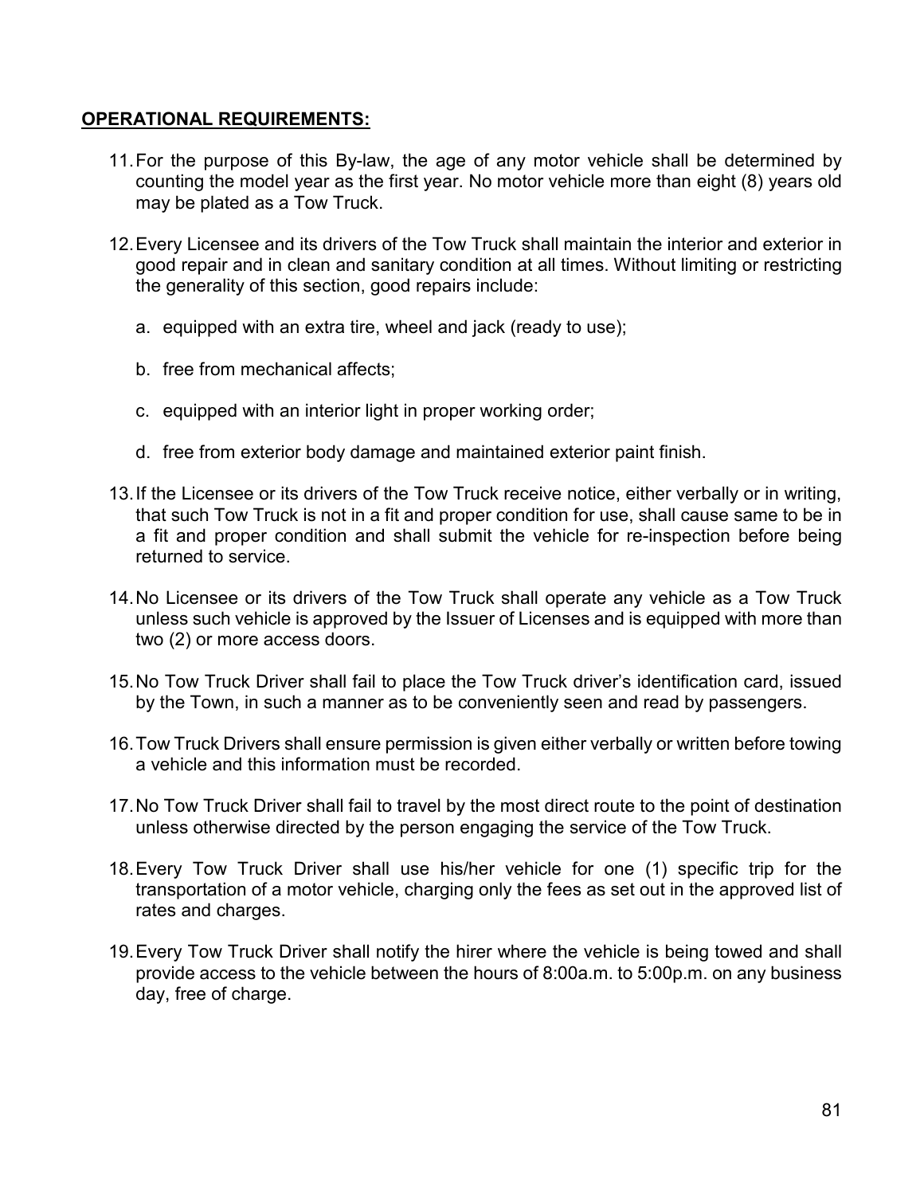**OPERATIONAL REQUIREMENTS:**

11. For the purpose of this By-law, the age of any motor vehicle shall be determined by counting the model year as the first year. No motor vehicle more than eight (8) years old may be plated as a Tow Truck.

12. Every Licensee and its drivers of the Tow Truck shall maintain the interior and exterior in good repair and in clean and sanitary condition at all times. Without limiting or restricting the generality of this section, good repairs include:

    a. equipped with an extra tire, wheel and jack (ready to use);

    b. free from mechanical affects;

    c. equipped with an interior light in proper working order;

    d. free from exterior body damage and maintained exterior paint finish.

13. If the Licensee or its drivers of the Tow Truck receive notice, either verbally or in writing, that such Tow Truck is not in a fit and proper condition for use, shall cause same to be in a fit and proper condition and shall submit the vehicle for re-inspection before being returned to service.

14. No Licensee or its drivers of the Tow Truck shall operate any vehicle as a Tow Truck unless such vehicle is approved by the Issuer of Licenses and is equipped with more than two (2) or more access doors.

15. No Tow Truck Driver shall fail to place the Tow Truck driver's identification card, issued by the Town, in such a manner as to be conveniently seen and read by passengers.

16. Tow Truck Drivers shall ensure permission is given either verbally or written before towing a vehicle and this information must be recorded.

17. No Tow Truck Driver shall fail to travel by the most direct route to the point of destination unless otherwise directed by the person engaging the service of the Tow Truck.

18. Every Tow Truck Driver shall use his/her vehicle for one (1) specific trip for the transportation of a motor vehicle, charging only the fees as set out in the approved list of rates and charges.

19. Every Tow Truck Driver shall notify the hirer where the vehicle is being towed and shall provide access to the vehicle between the hours of 8:00a.m. to 5:00p.m. on any business day, free of charge.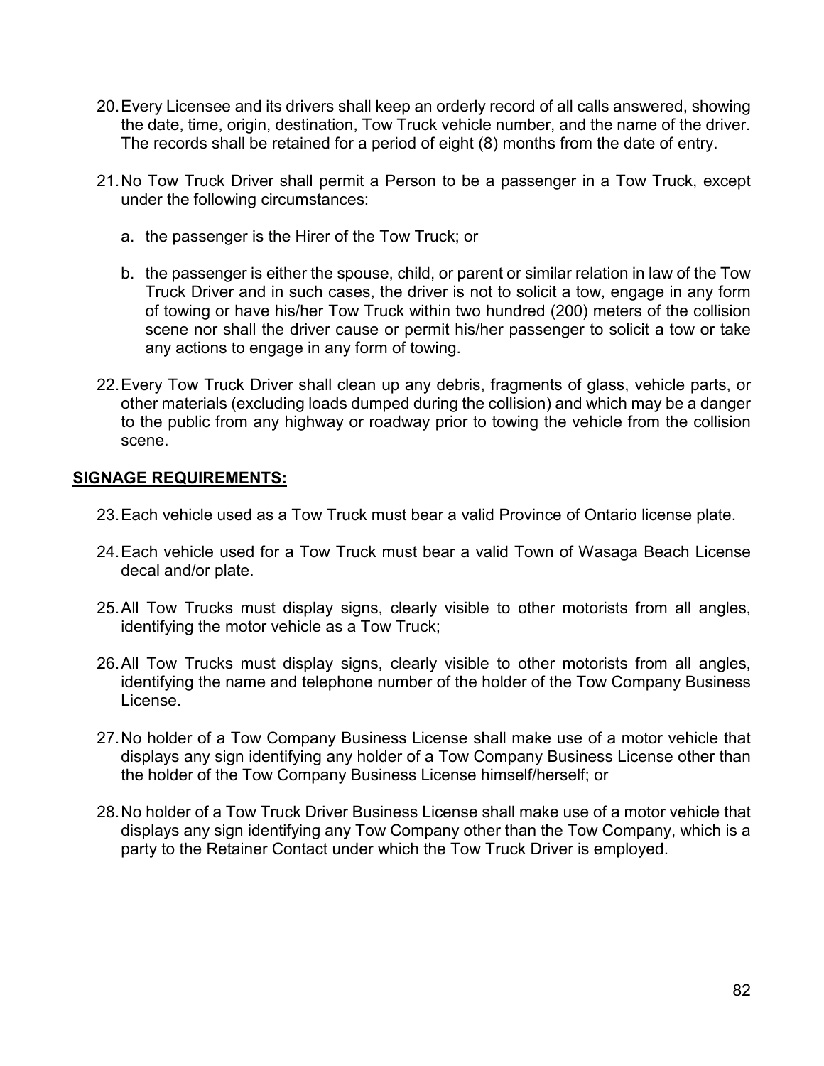20. Every Licensee and its drivers shall keep an orderly record of all calls answered, showing the date, time, origin, destination, Tow Truck vehicle number, and the name of the driver. The records shall be retained for a period of eight (8) months from the date of entry.

21. No Tow Truck Driver shall permit a Person to be a passenger in a Tow Truck, except under the following circumstances:

    a. the passenger is the Hirer of the Tow Truck; or

    b. the passenger is either the spouse, child, or parent or similar relation in law of the Tow Truck Driver and in such cases, the driver is not to solicit a tow, engage in any form of towing or have his/her Tow Truck within two hundred (200) meters of the collision scene nor shall the driver cause or permit his/her passenger to solicit a tow or take any actions to engage in any form of towing.

22. Every Tow Truck Driver shall clean up any debris, fragments of glass, vehicle parts, or other materials (excluding loads dumped during the collision) and which may be a danger to the public from any highway or roadway prior to towing the vehicle from the collision scene.

**SIGNAGE REQUIREMENTS:**

23. Each vehicle used as a Tow Truck must bear a valid Province of Ontario license plate.

24. Each vehicle used for a Tow Truck must bear a valid Town of Wasaga Beach License decal and/or plate.

25. All Tow Trucks must display signs, clearly visible to other motorists from all angles, identifying the motor vehicle as a Tow Truck;

26. All Tow Trucks must display signs, clearly visible to other motorists from all angles, identifying the name and telephone number of the holder of the Tow Company Business License.

27. No holder of a Tow Company Business License shall make use of a motor vehicle that displays any sign identifying any holder of a Tow Company Business License other than the holder of the Tow Company Business License himself/herself; or

28. No holder of a Tow Truck Driver Business License shall make use of a motor vehicle that displays any sign identifying any Tow Company other than the Tow Company, which is a party to the Retainer Contact under which the Tow Truck Driver is employed.